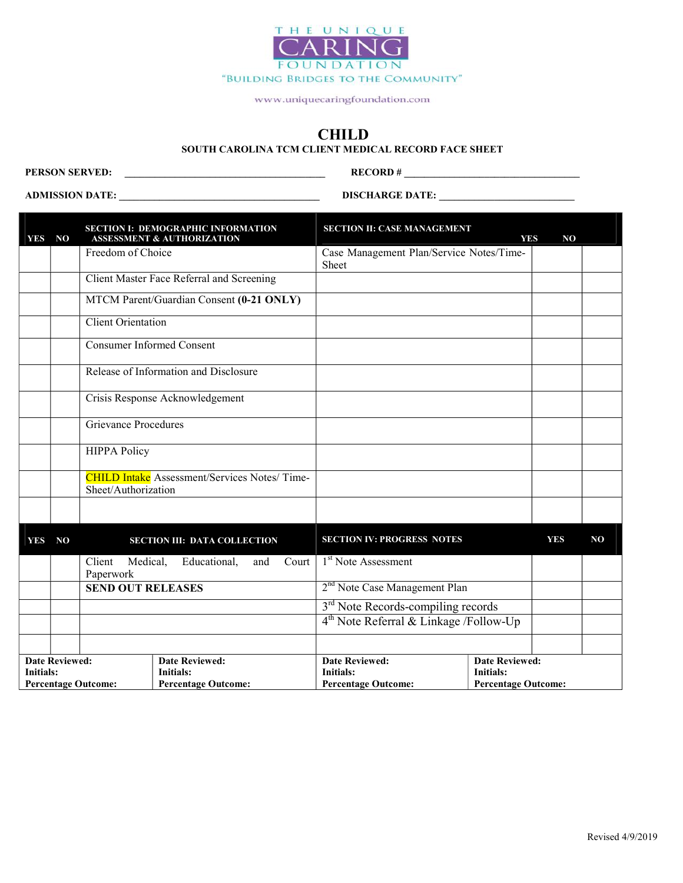THE UNIQUE CARING FOUNDATION

"BUILDING BRIDGES TO THE COMMUNITY"

www.uniquecaringfoundation.com

# CHILD

## SOUTH CAROLINA TCM CLIENT MEDICAL RECORD FACE SHEET

**PERSON SERVED:** ________________________________________ **RECORD #** ___________________________________

**ADMISSION DATE:** ________________________________________ **DISCHARGE DATE:** ___________________________

| YES | NO | SECTION I: DEMOGRAPHIC INFORMATION ASSESSMENT & AUTHORIZATION | SECTION II: CASE MANAGEMENT | YES | NO |
|---|---|---|---|---|---|
| | | Freedom of Choice | Case Management Plan/Service Notes/Time-Sheet | | |
| | | Client Master Face Referral and Screening | | | |
| | | MTCM Parent/Guardian Consent **(0-21 ONLY)** | | | |
| | | Client Orientation | | | |
| | | Consumer Informed Consent | | | |
| | | Release of Information and Disclosure | | | |
| | | Crisis Response Acknowledgement | | | |
| | | Grievance Procedures | | | |
| | | HIPPA Policy | | | |
| | | CHILD Intake Assessment/Services Notes/ Time-Sheet/Authorization | | | |
| | | | | | |
| **YES** | **NO** | **SECTION III: DATA COLLECTION** | **SECTION IV: PROGRESS NOTES** | **YES** | **NO** |
| | | Client Medical, Educational, and Court Paperwork | 1st Note Assessment | | |
| | | **SEND OUT RELEASES** | 2nd Note Case Management Plan | | |
| | | | 3rd Note Records-compiling records | | |
| | | | 4th Note Referral & Linkage /Follow-Up | | |
| | | | | | |

| | | | |
|---|---|---|---|
| **Date Reviewed:**<br>**Initials:**<br>**Percentage Outcome:** | **Date Reviewed:**<br>**Initials:**<br>**Percentage Outcome:** | **Date Reviewed:**<br>**Initials:**<br>**Percentage Outcome:** | **Date Reviewed:**<br>**Initials:**<br>**Percentage Outcome:** |

Revised 4/9/2019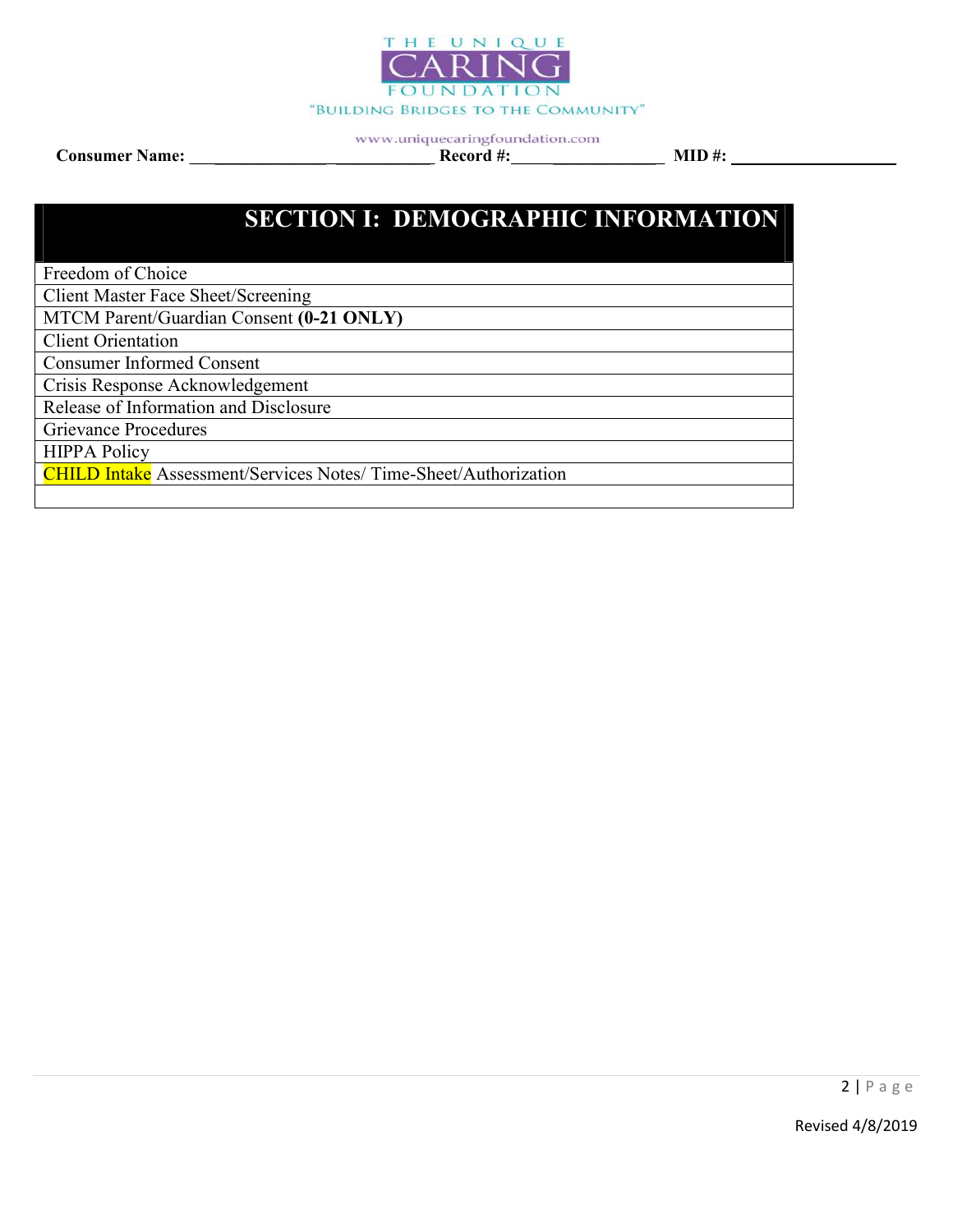THE UNIQUE CARING FOUNDATION

"BUILDING BRIDGES TO THE COMMUNITY"

www.uniquecaringfoundation.com

**Consumer Name:** ___________________________ **Record #:**__________________ **MID #:** ___________________

| SECTION I: DEMOGRAPHIC INFORMATION |
|---|
| Freedom of Choice |
| Client Master Face Sheet/Screening |
| MTCM Parent/Guardian Consent **(0-21 ONLY)** |
| Client Orientation |
| Consumer Informed Consent |
| Crisis Response Acknowledgement |
| Release of Information and Disclosure |
| Grievance Procedures |
| HIPPA Policy |
| CHILD Intake Assessment/Services Notes/ Time-Sheet/Authorization |
| |

Revised 4/8/2019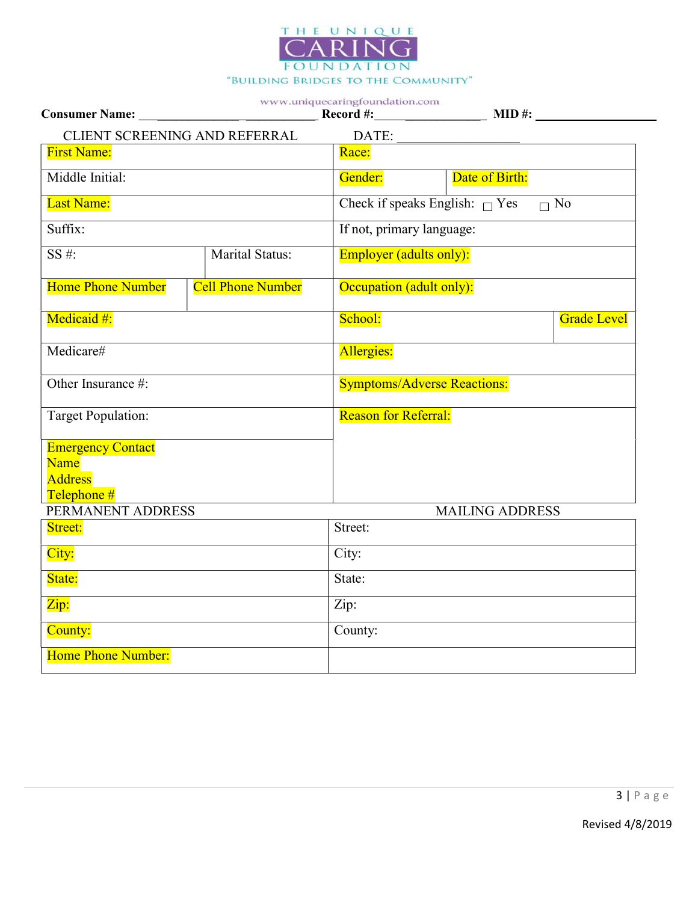THE UNIQUE CARING FOUNDATION

"BUILDING BRIDGES TO THE COMMUNITY"

www.uniquecaringfoundation.com

**Consumer Name:** ___________________________ **Record #:**_________________ **MID #:** ___________________

CLIENT SCREENING AND REFERRAL DATE: ___________________

| First Name: | | Race: | |
|---|---|---|---|
| Middle Initial: | | Gender: | Date of Birth: |
| Last Name: | | Check if speaks English: ☐ Yes ☐ No | |
| Suffix: | | If not, primary language: | |
| SS #: | Marital Status: | Employer (adults only): | |
| Home Phone Number | Cell Phone Number | Occupation (adult only): | |
| Medicaid #: | | School: | Grade Level |
| Medicare# | | Allergies: | |
| Other Insurance #: | | Symptoms/Adverse Reactions: | |
| Target Population: | | Reason for Referral: | |
| Emergency Contact<br>Name<br>Address<br>Telephone # | | | |

| PERMANENT ADDRESS | MAILING ADDRESS |
|---|---|
| Street: | Street: |
| City: | City: |
| State: | State: |
| Zip: | Zip: |
| County: | County: |
| Home Phone Number: | |

Revised 4/8/2019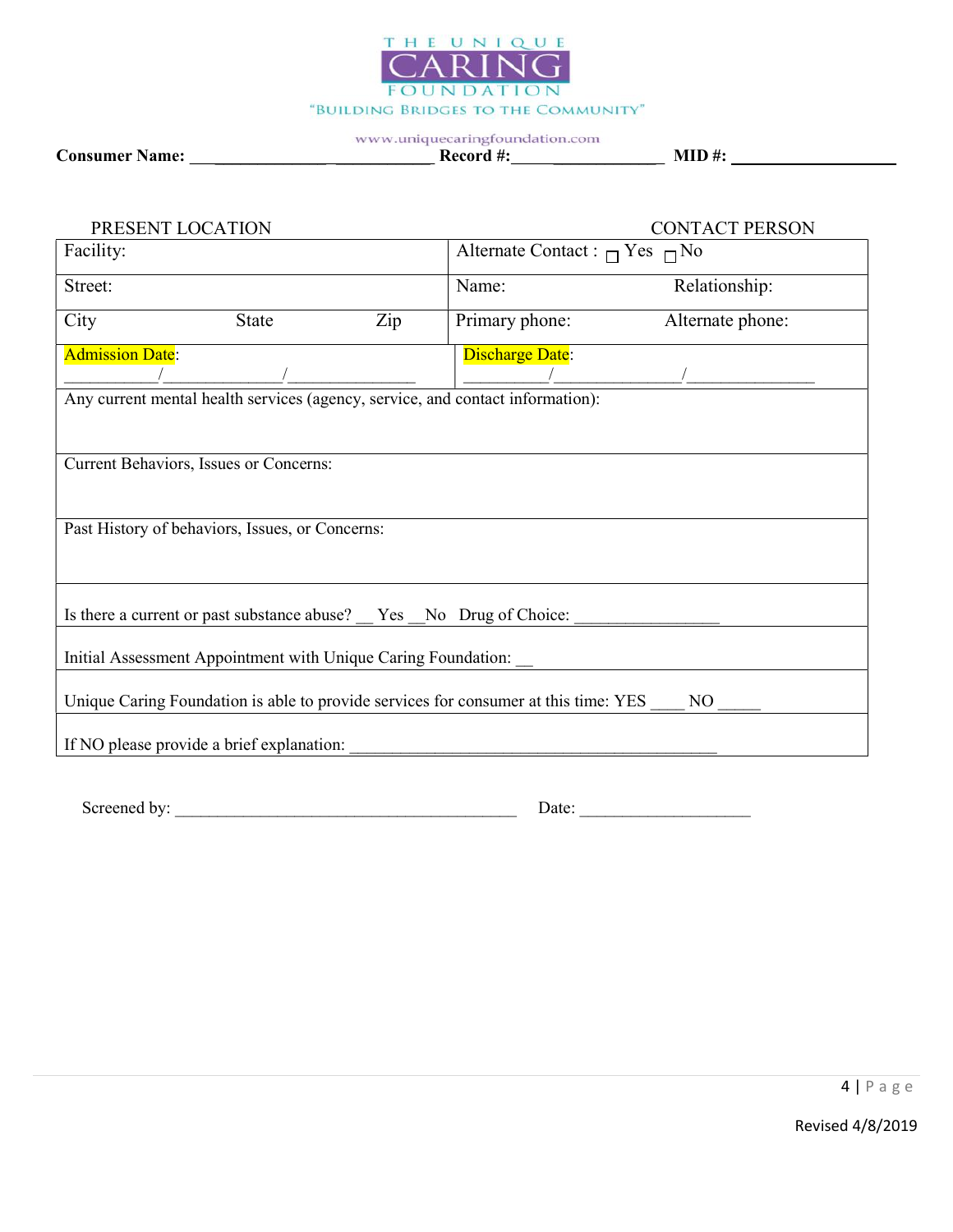THE UNIQUE CARING FOUNDATION

"BUILDING BRIDGES TO THE COMMUNITY"

www.uniquecaringfoundation.com

**Consumer Name:** ___________________________ **Record #:**__________________ **MID #:** ___________________

| PRESENT LOCATION | | | CONTACT PERSON | |
|---|---|---|---|---|
| Facility: | | | Alternate Contact : ☐ Yes ☐ No | |
| Street: | | | Name: | Relationship: |
| City | State | Zip | Primary phone: | Alternate phone: |
| Admission Date: ___________/______________/_______________ | | | Discharge Date: __________/_______________/_______________ | |
| Any current mental health services (agency, service, and contact information): | | | | |
| Current Behaviors, Issues or Concerns: | | | | |
| Past History of behaviors, Issues, or Concerns: | | | | |
| Is there a current or past substance abuse? __ Yes __No Drug of Choice: _________________ | | | | |
| Initial Assessment Appointment with Unique Caring Foundation: __ | | | | |
| Unique Caring Foundation is able to provide services for consumer at this time: YES ____ NO _____ | | | | |
| If NO please provide a brief explanation: _____________________________________________ | | | | |

Screened by: __________________________________________ Date: _____________________

Revised 4/8/2019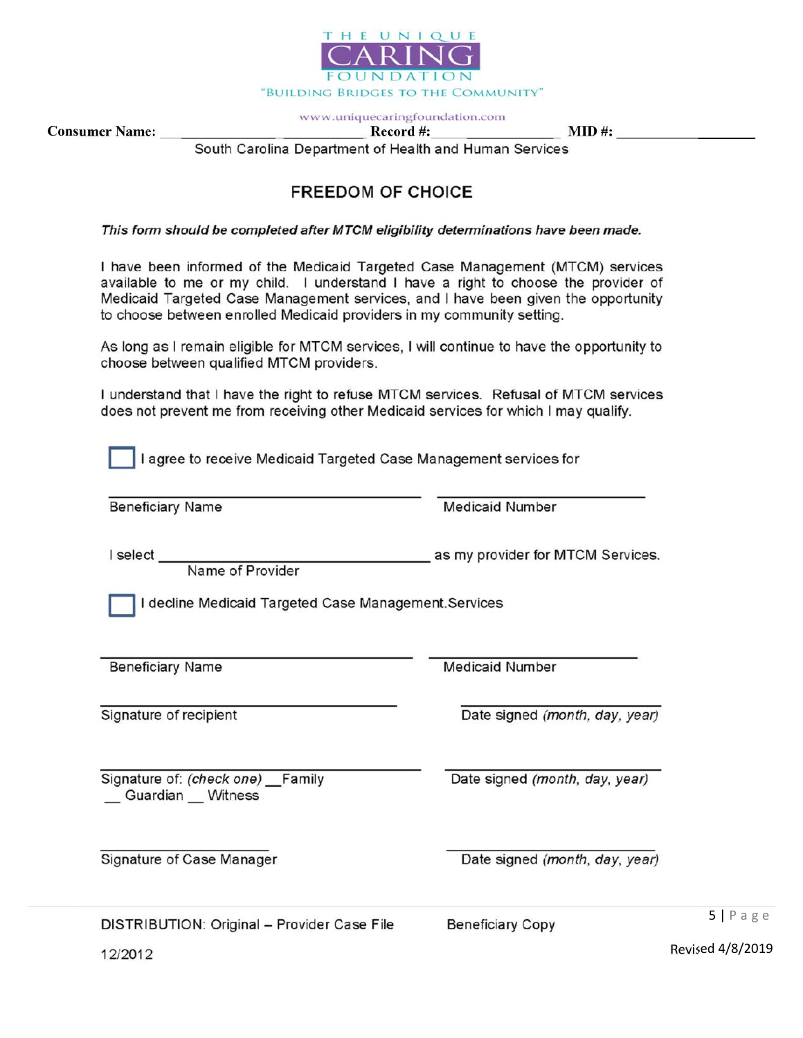THE UNIQUE CARING FOUNDATION

"BUILDING BRIDGES TO THE COMMUNITY"

www.uniquecaringfoundation.com

**Consumer Name:** ______________________ **Record #:** ________________ **MID #:** ________________

South Carolina Department of Health and Human Services

## FREEDOM OF CHOICE

***This form should be completed after MTCM eligibility determinations have been made.***

I have been informed of the Medicaid Targeted Case Management (MTCM) services available to me or my child. I understand I have a right to choose the provider of Medicaid Targeted Case Management services, and I have been given the opportunity to choose between enrolled Medicaid providers in my community setting.

As long as I remain eligible for MTCM services, I will continue to have the opportunity to choose between qualified MTCM providers.

I understand that I have the right to refuse MTCM services. Refusal of MTCM services does not prevent me from receiving other Medicaid services for which I may qualify.

☐ I agree to receive Medicaid Targeted Case Management services for

______________________________ ______________________

Beneficiary Name Medicaid Number

I select ______________________________ as my provider for MTCM Services.
Name of Provider

☐ I decline Medicaid Targeted Case Management.Services

______________________________ ______________________

Beneficiary Name Medicaid Number

______________________________ ______________________

Signature of recipient Date signed *(month, day, year)*

______________________________ ______________________

Signature of: *(check one)* __Family __ Guardian __ Witness Date signed *(month, day, year)*

______________________________ ______________________

Signature of Case Manager Date signed *(month, day, year)*

DISTRIBUTION: Original – Provider Case File Beneficiary Copy

12/2012

Revised 4/8/2019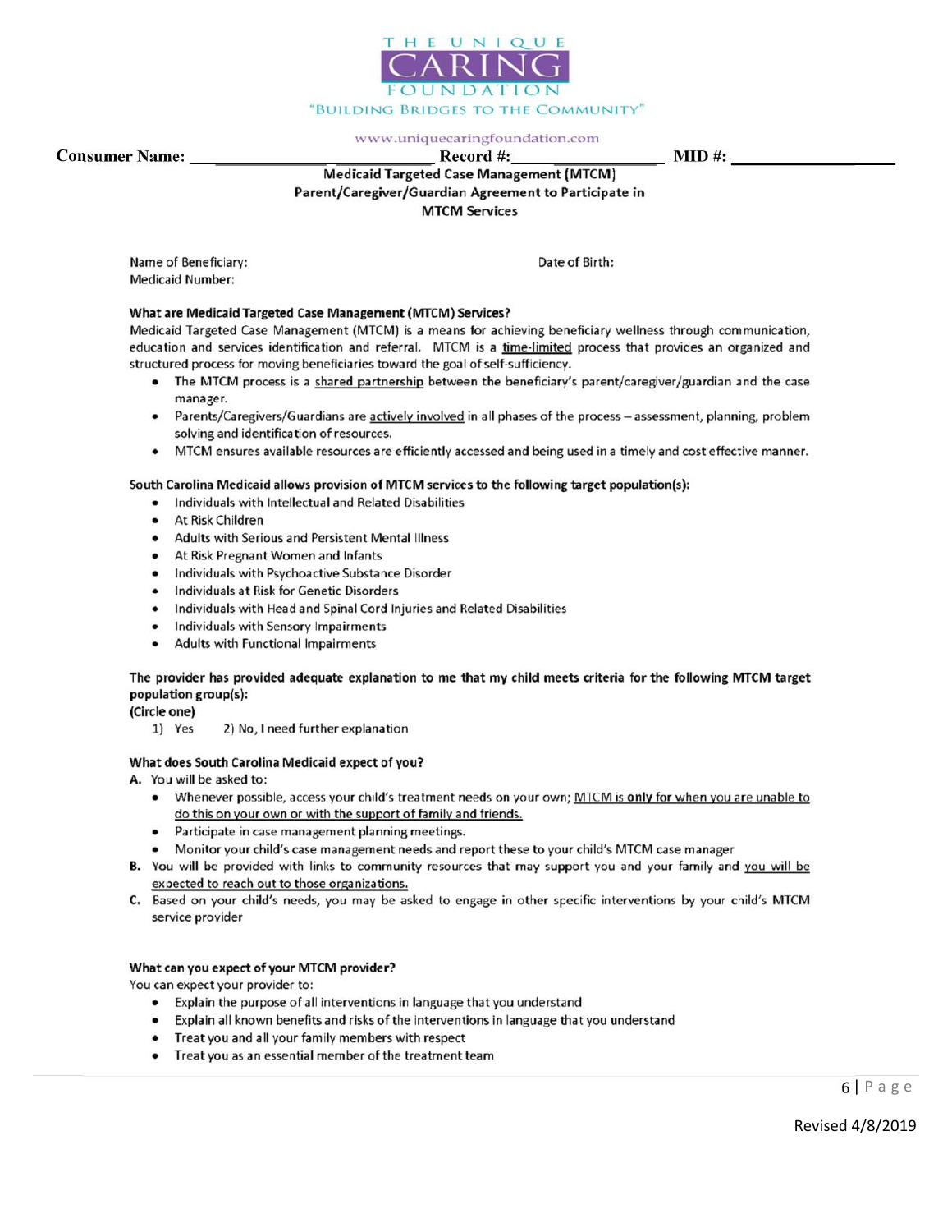THE UNIQUE CARING FOUNDATION

"BUILDING BRIDGES TO THE COMMUNITY"

www.uniquecaringfoundation.com

**Consumer Name:** ________________________ **Record #:**_______________ **MID #:** ___________________

**Medicaid Targeted Case Management (MTCM)**
**Parent/Caregiver/Guardian Agreement to Participate in**
**MTCM Services**

Name of Beneficiary: Date of Birth:
Medicaid Number:

**What are Medicaid Targeted Case Management (MTCM) Services?**

Medicaid Targeted Case Management (MTCM) is a means for achieving beneficiary wellness through communication, education and services identification and referral. MTCM is a <u>time-limited</u> process that provides an organized and structured process for moving beneficiaries toward the goal of self-sufficiency.

- The MTCM process is a <u>shared partnership</u> between the beneficiary's parent/caregiver/guardian and the case manager.
- Parents/Caregivers/Guardians are <u>actively involved</u> in all phases of the process – assessment, planning, problem solving and identification of resources.
- MTCM ensures available resources are efficiently accessed and being used in a timely and cost effective manner.

**South Carolina Medicaid allows provision of MTCM services to the following target population(s):**

- Individuals with Intellectual and Related Disabilities
- At Risk Children
- Adults with Serious and Persistent Mental Illness
- At Risk Pregnant Women and Infants
- Individuals with Psychoactive Substance Disorder
- Individuals at Risk for Genetic Disorders
- Individuals with Head and Spinal Cord Injuries and Related Disabilities
- Individuals with Sensory Impairments
- Adults with Functional Impairments

**The provider has provided adequate explanation to me that my child meets criteria for the following MTCM target population group(s):**
**(Circle one)**

1) Yes 2) No, I need further explanation

**What does South Carolina Medicaid expect of you?**

A. You will be asked to:
   - Whenever possible, access your child's treatment needs on your own; <u>MTCM is **only** for when you are unable to do this on your own or with the support of family and friends.</u>
   - Participate in case management planning meetings.
   - Monitor your child's case management needs and report these to your child's MTCM case manager
B. You will be provided with links to community resources that may support you and your family and <u>you will be expected to reach out to those organizations.</u>
C. Based on your child's needs, you may be asked to engage in other specific interventions by your child's MTCM service provider

**What can you expect of your MTCM provider?**

You can expect your provider to:

- Explain the purpose of all interventions in language that you understand
- Explain all known benefits and risks of the interventions in language that you understand
- Treat you and all your family members with respect
- Treat you as an essential member of the treatment team

Revised 4/8/2019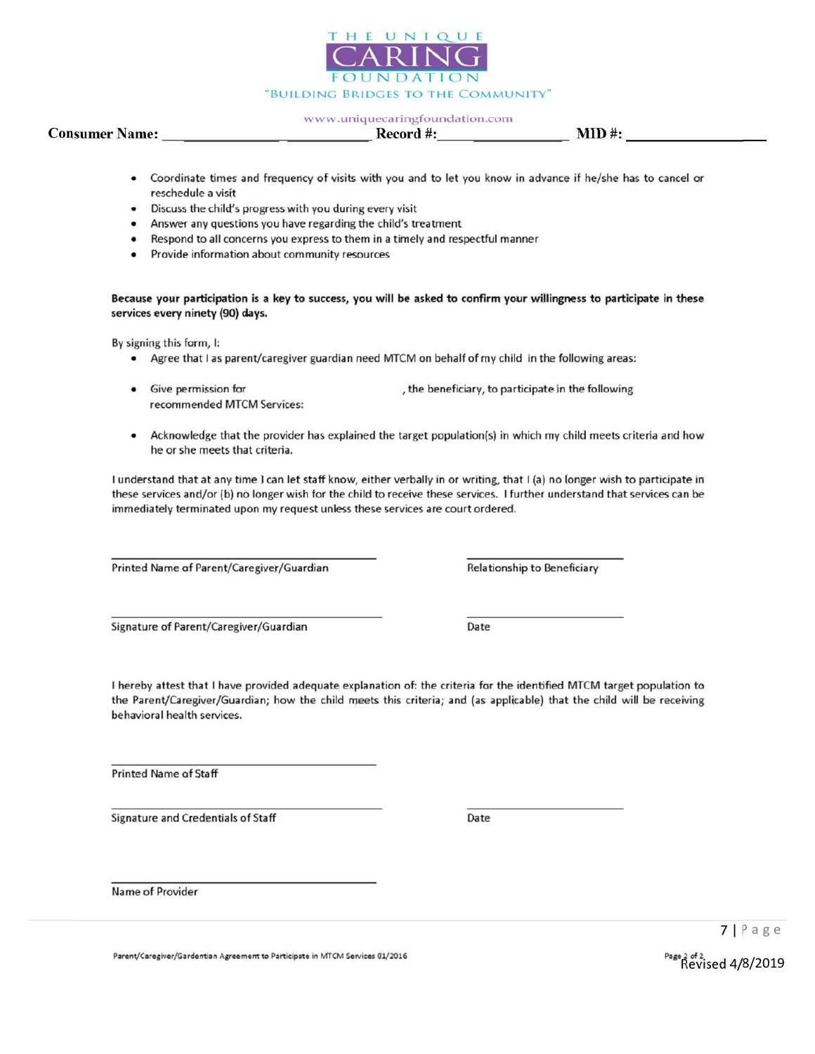**Consumer Name:** ________________________ **Record #:** ____________________ **MID #:** ____________________

- Coordinate times and frequency of visits with you and to let you know in advance if he/she has to cancel or reschedule a visit
- Discuss the child's progress with you during every visit
- Answer any questions you have regarding the child's treatment
- Respond to all concerns you express to them in a timely and respectful manner
- Provide information about community resources

**Because your participation is a key to success, you will be asked to confirm your willingness to participate in these services every ninety (90) days.**

By signing this form, I:

- Agree that I as parent/caregiver guardian need MTCM on behalf of my child in the following areas:

- Give permission for ____________________, the beneficiary, to participate in the following recommended MTCM Services:

- Acknowledge that the provider has explained the target population(s) in which my child meets criteria and how he or she meets that criteria.

I understand that at any time I can let staff know, either verbally in or writing, that I (a) no longer wish to participate in these services and/or (b) no longer wish for the child to receive these services. I further understand that services can be immediately terminated upon my request unless these services are court ordered.

______________________________ ______________________________
Printed Name of Parent/Caregiver/Guardian Relationship to Beneficiary

______________________________ ______________________________
Signature of Parent/Caregiver/Guardian Date

I hereby attest that I have provided adequate explanation of: the criteria for the identified MTCM target population to the Parent/Caregiver/Guardian; how the child meets this criteria; and (as applicable) that the child will be receiving behavioral health services.

______________________________
Printed Name of Staff

______________________________ ______________________________
Signature and Credentials of Staff Date

______________________________
Name of Provider

Parent/Caregiver/Gardentian Agreement to Participate in MTCM Services 01/2016

Revised 4/8/2019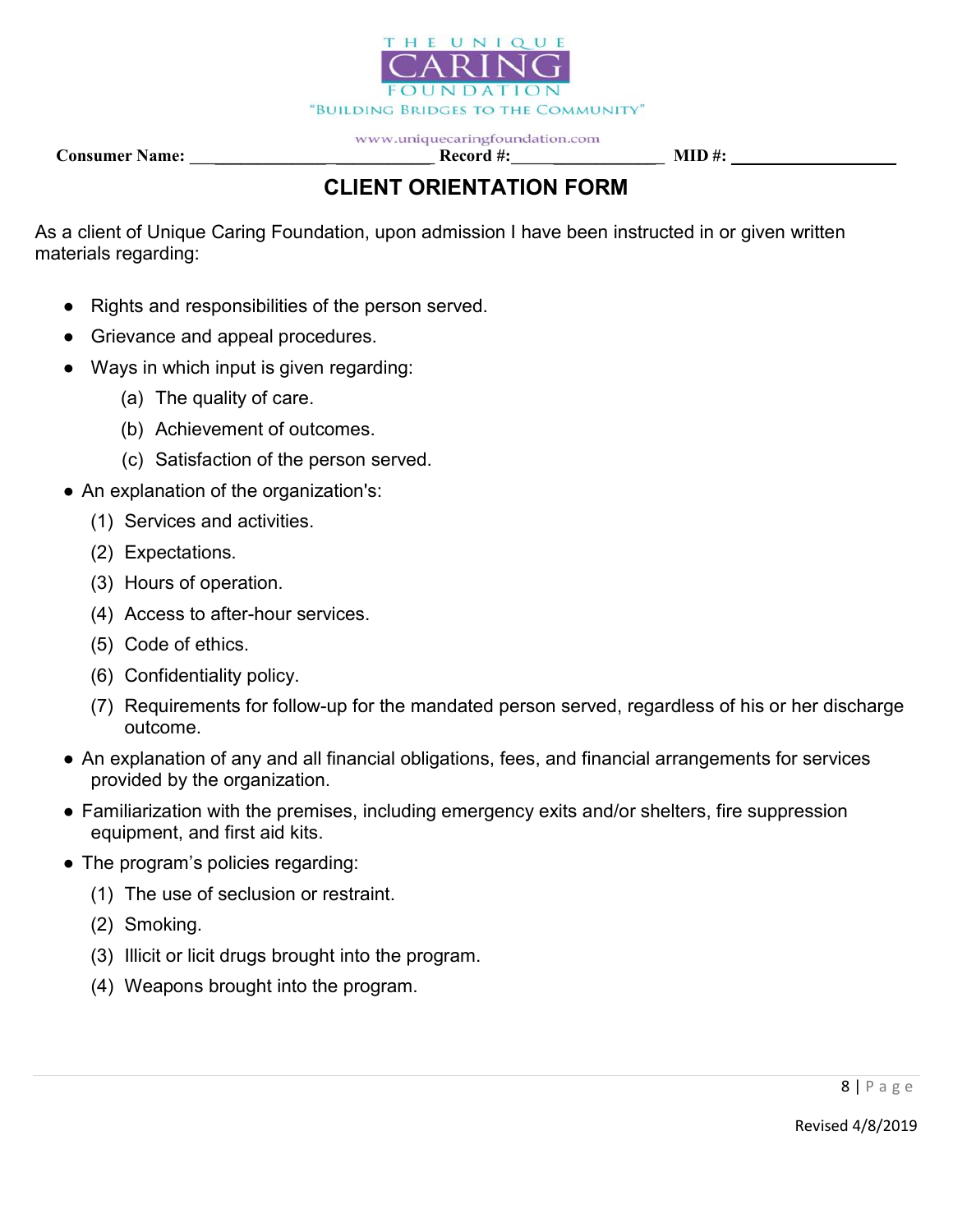THE UNIQUE CARING FOUNDATION

"BUILDING BRIDGES TO THE COMMUNITY"

www.uniquecaringfoundation.com

**Consumer Name:** ___________________________ **Record #:**__________________ **MID #:** __________________

## CLIENT ORIENTATION FORM

As a client of Unique Caring Foundation, upon admission I have been instructed in or given written materials regarding:

- Rights and responsibilities of the person served.
- Grievance and appeal procedures.
- Ways in which input is given regarding:
  - (a) The quality of care.
  - (b) Achievement of outcomes.
  - (c) Satisfaction of the person served.
- An explanation of the organization's:
  - (1) Services and activities.
  - (2) Expectations.
  - (3) Hours of operation.
  - (4) Access to after-hour services.
  - (5) Code of ethics.
  - (6) Confidentiality policy.
  - (7) Requirements for follow-up for the mandated person served, regardless of his or her discharge outcome.
- An explanation of any and all financial obligations, fees, and financial arrangements for services provided by the organization.
- Familiarization with the premises, including emergency exits and/or shelters, fire suppression equipment, and first aid kits.
- The program's policies regarding:
  - (1) The use of seclusion or restraint.
  - (2) Smoking.
  - (3) Illicit or licit drugs brought into the program.
  - (4) Weapons brought into the program.

Revised 4/8/2019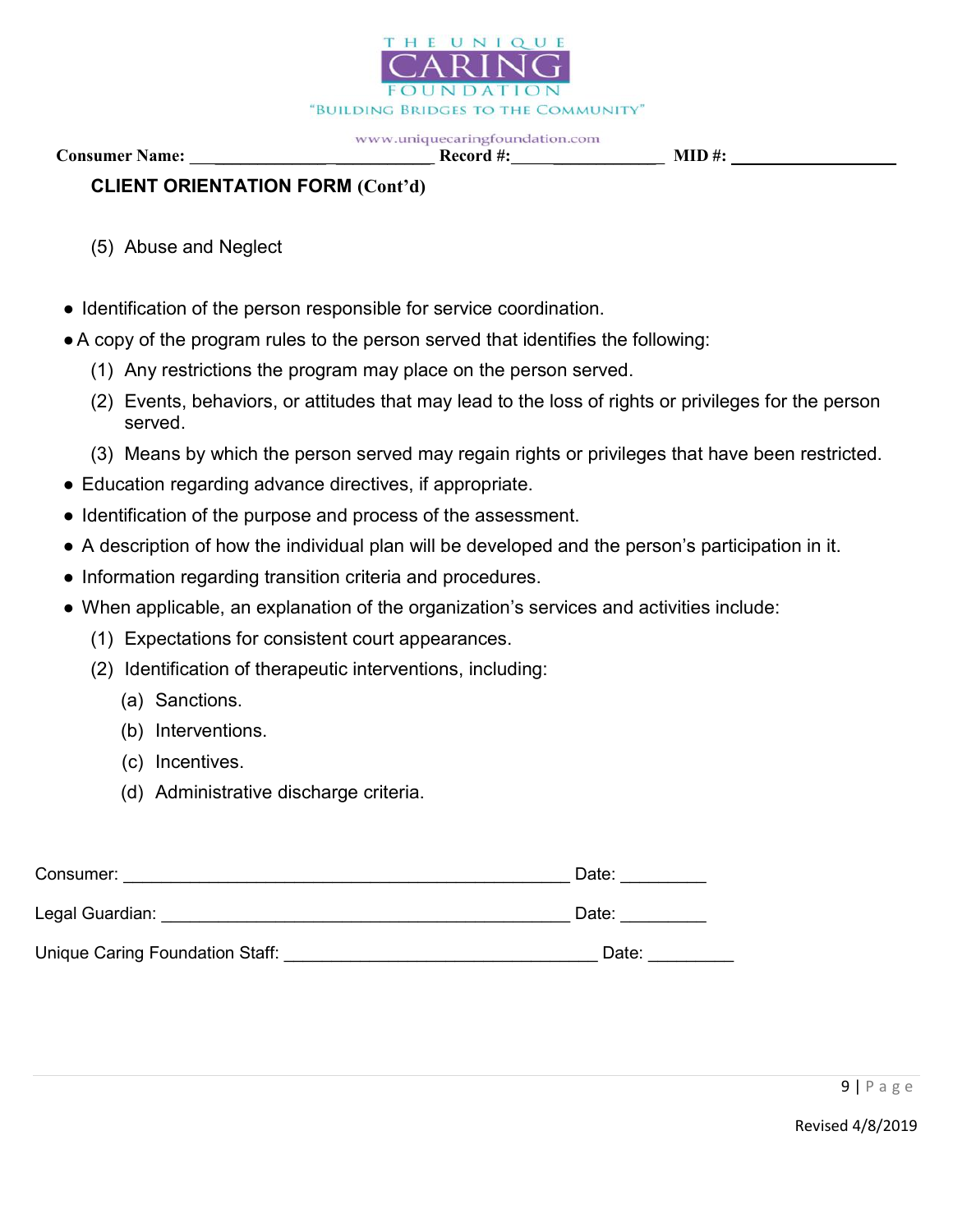Consumer Name: ___________________________ Record #:___________________ MID #: ___________________

**CLIENT ORIENTATION FORM (Cont'd)**

(5) Abuse and Neglect

- Identification of the person responsible for service coordination.
- A copy of the program rules to the person served that identifies the following:
  - (1) Any restrictions the program may place on the person served.
  - (2) Events, behaviors, or attitudes that may lead to the loss of rights or privileges for the person served.
  - (3) Means by which the person served may regain rights or privileges that have been restricted.
- Education regarding advance directives, if appropriate.
- Identification of the purpose and process of the assessment.
- A description of how the individual plan will be developed and the person's participation in it.
- Information regarding transition criteria and procedures.
- When applicable, an explanation of the organization's services and activities include:
  - (1) Expectations for consistent court appearances.
  - (2) Identification of therapeutic interventions, including:
    - (a) Sanctions.
    - (b) Interventions.
    - (c) Incentives.
    - (d) Administrative discharge criteria.

Consumer: _______________________________________________ Date: _________

Legal Guardian: ___________________________________________ Date: _________

Unique Caring Foundation Staff: ________________________________ Date: _________

Revised 4/8/2019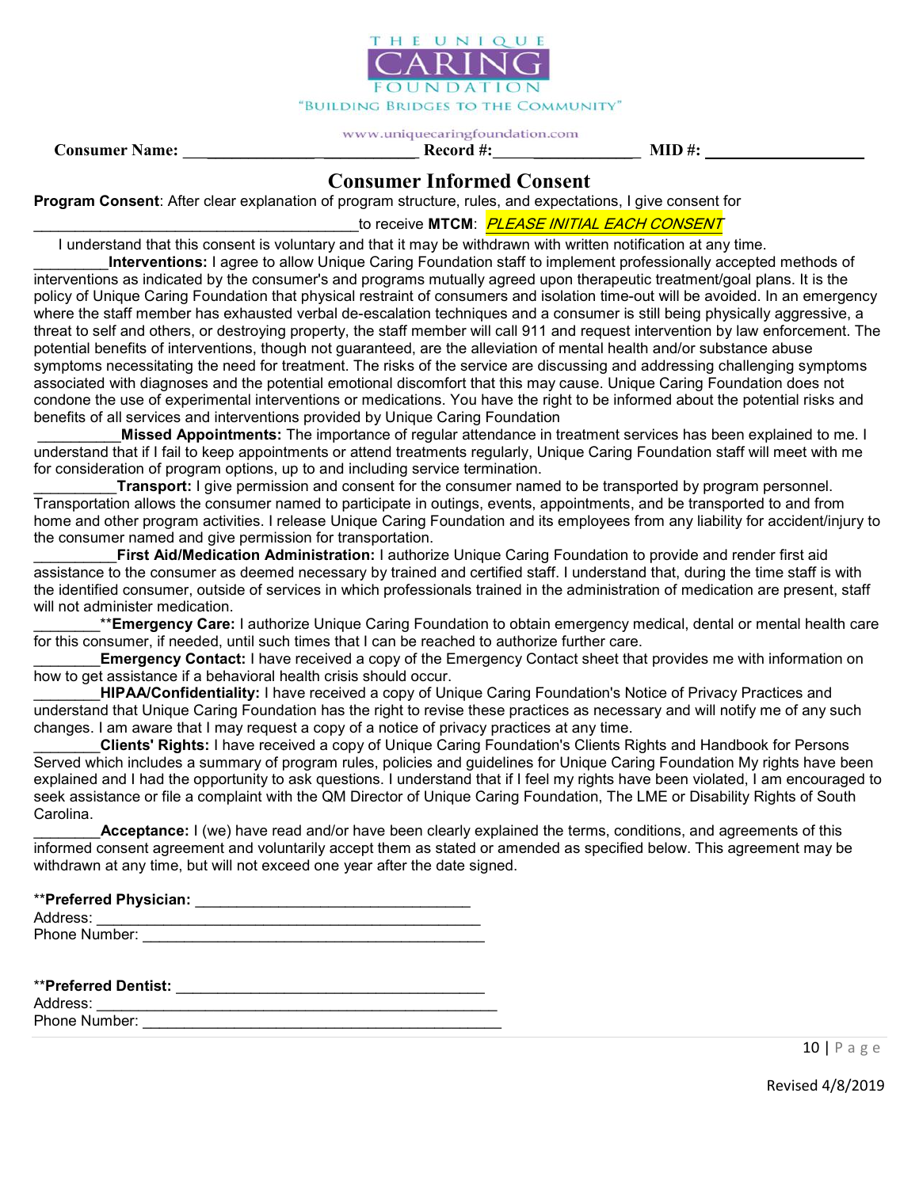THE UNIQUE CARING FOUNDATION

"BUILDING BRIDGES TO THE COMMUNITY"

www.uniquecaringfoundation.com

**Consumer Name:** ___________________________ **Record #:**__________________ **MID #:** ___________________

## Consumer Informed Consent

**Program Consent**: After clear explanation of program structure, rules, and expectations, I give consent for _______________________________________to receive **MTCM**: *PLEASE INITIAL EACH CONSENT*

I understand that this consent is voluntary and that it may be withdrawn with written notification at any time.

_________**Interventions:** I agree to allow Unique Caring Foundation staff to implement professionally accepted methods of interventions as indicated by the consumer's and programs mutually agreed upon therapeutic treatment/goal plans. It is the policy of Unique Caring Foundation that physical restraint of consumers and isolation time-out will be avoided. In an emergency where the staff member has exhausted verbal de-escalation techniques and a consumer is still being physically aggressive, a threat to self and others, or destroying property, the staff member will call 911 and request intervention by law enforcement. The potential benefits of interventions, though not guaranteed, are the alleviation of mental health and/or substance abuse symptoms necessitating the need for treatment. The risks of the service are discussing and addressing challenging symptoms associated with diagnoses and the potential emotional discomfort that this may cause. Unique Caring Foundation does not condone the use of experimental interventions or medications. You have the right to be informed about the potential risks and benefits of all services and interventions provided by Unique Caring Foundation

__________**Missed Appointments:** The importance of regular attendance in treatment services has been explained to me. I understand that if I fail to keep appointments or attend treatments regularly, Unique Caring Foundation staff will meet with me for consideration of program options, up to and including service termination.

__________**Transport:** I give permission and consent for the consumer named to be transported by program personnel. Transportation allows the consumer named to participate in outings, events, appointments, and be transported to and from home and other program activities. I release Unique Caring Foundation and its employees from any liability for accident/injury to the consumer named and give permission for transportation.

__________**First Aid/Medication Administration:** I authorize Unique Caring Foundation to provide and render first aid assistance to the consumer as deemed necessary by trained and certified staff. I understand that, during the time staff is with the identified consumer, outside of services in which professionals trained in the administration of medication are present, staff will not administer medication.

________****Emergency Care:** I authorize Unique Caring Foundation to obtain emergency medical, dental or mental health care for this consumer, if needed, until such times that I can be reached to authorize further care.

________**Emergency Contact:** I have received a copy of the Emergency Contact sheet that provides me with information on how to get assistance if a behavioral health crisis should occur.

________**HIPAA/Confidentiality:** I have received a copy of Unique Caring Foundation's Notice of Privacy Practices and understand that Unique Caring Foundation has the right to revise these practices as necessary and will notify me of any such changes. I am aware that I may request a copy of a notice of privacy practices at any time.

________**Clients' Rights:** I have received a copy of Unique Caring Foundation's Clients Rights and Handbook for Persons Served which includes a summary of program rules, policies and guidelines for Unique Caring Foundation My rights have been explained and I had the opportunity to ask questions. I understand that if I feel my rights have been violated, I am encouraged to seek assistance or file a complaint with the QM Director of Unique Caring Foundation, The LME or Disability Rights of South Carolina.

________**Acceptance:** I (we) have read and/or have been clearly explained the terms, conditions, and agreements of this informed consent agreement and voluntarily accept them as stated or amended as specified below. This agreement may be withdrawn at any time, but will not exceed one year after the date signed.

****Preferred Physician:** _________________________________
Address: ______________________________________________
Phone Number: _________________________________________

****Preferred Dentist:** _____________________________________
Address: ________________________________________________
Phone Number: ___________________________________________

Revised 4/8/2019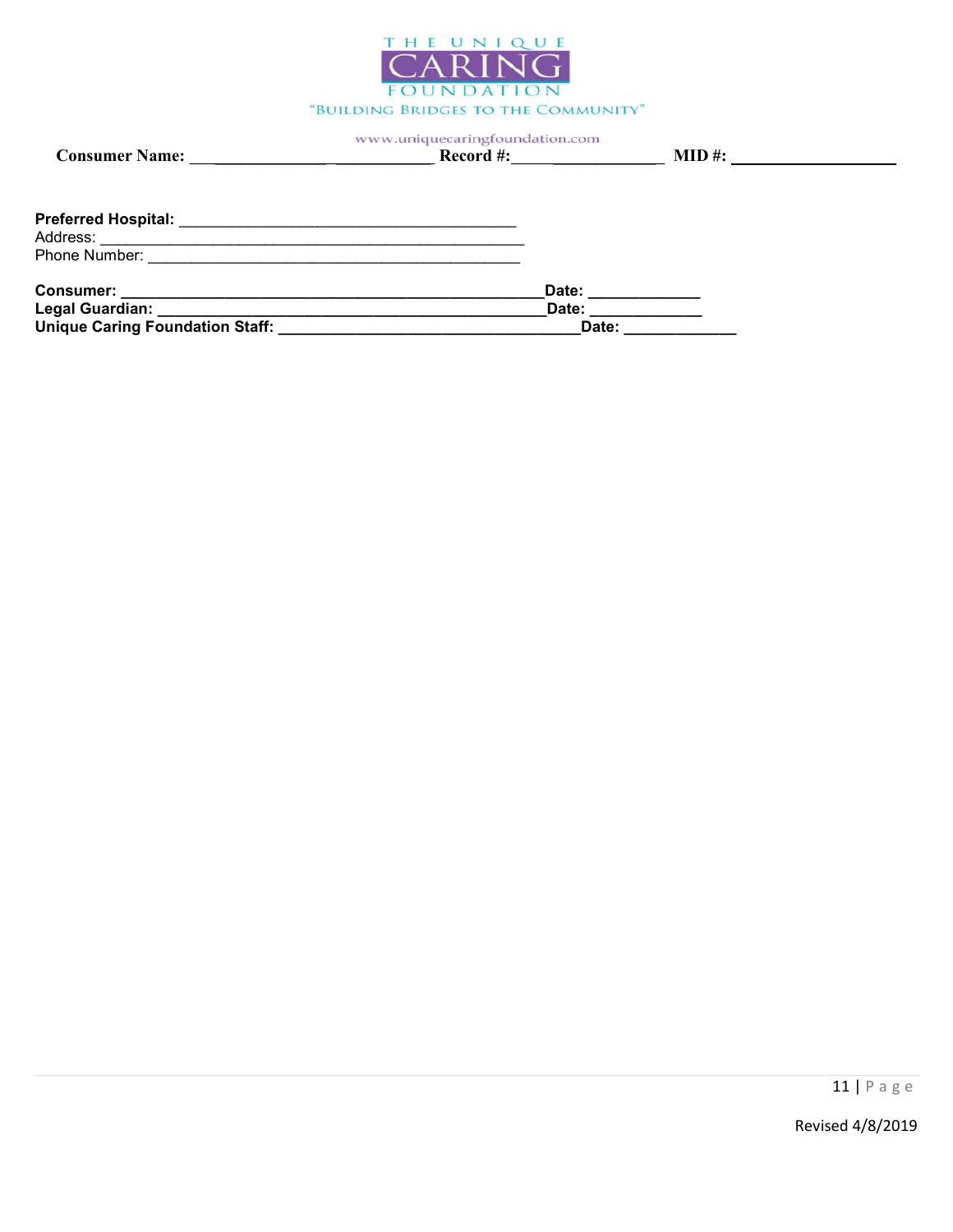THE UNIQUE CARING FOUNDATION
"BUILDING BRIDGES TO THE COMMUNITY"
www.uniquecaringfoundation.com

**Consumer Name:** _________________________ **Record #:** __________________ **MID #:** __________________

**Preferred Hospital:** ______________________________________
Address: ______________________________________________
Phone Number: __________________________________________

**Consumer:** ______________________________________________**Date:** ____________
**Legal Guardian:** __________________________________________**Date:** ____________
**Unique Caring Foundation Staff:** _________________________________**Date:** ____________

Revised 4/8/2019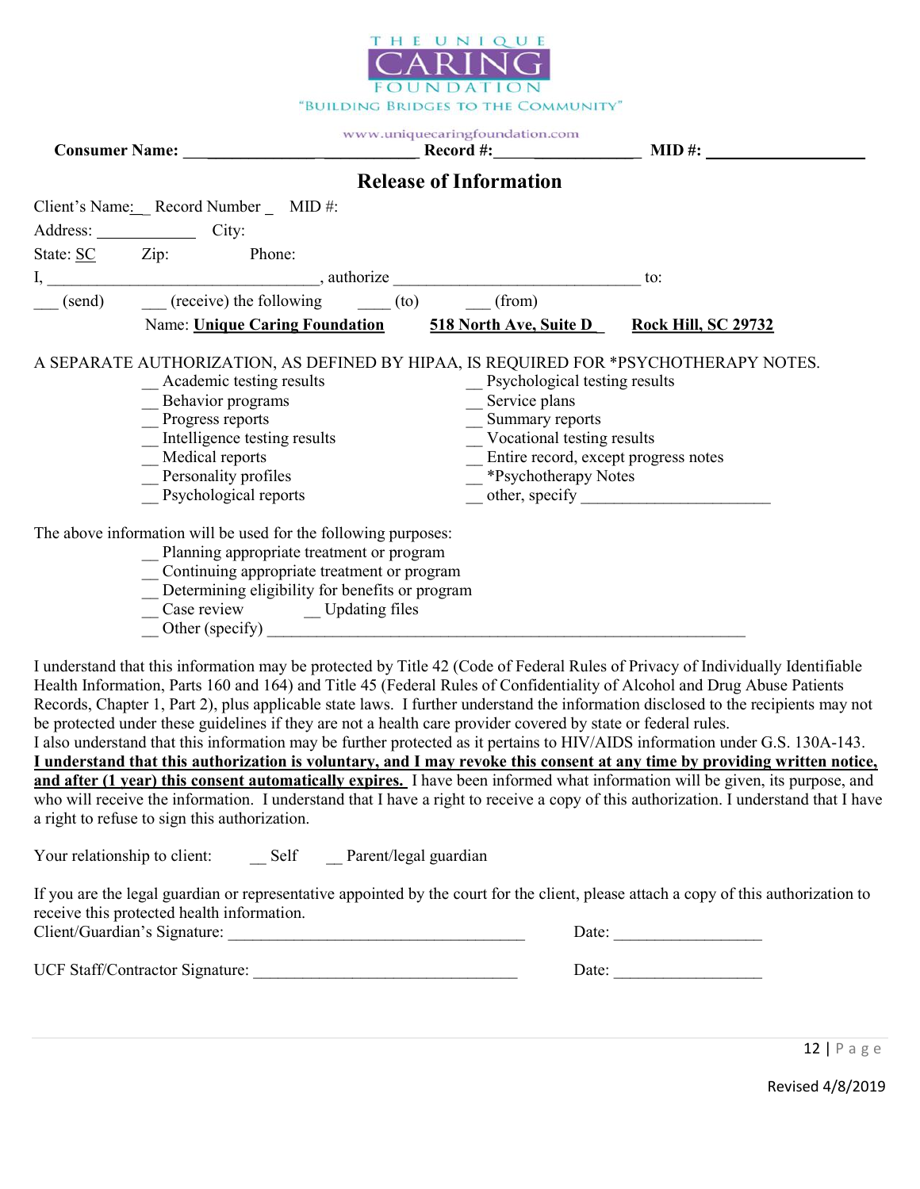THE UNIQUE CARING FOUNDATION

"BUILDING BRIDGES TO THE COMMUNITY"

www.uniquecaringfoundation.com

**Consumer Name:** ______________________________ **Record #:** ___________________ **MID #:** ____________________

## Release of Information

Client's Name: __ Record Number _ MID #:

Address: ____________ City:

State: SC Zip: Phone:

I, _________________________________, authorize ______________________________ to:

___ (send) ___ (receive) the following ____ (to) ___ (from)

Name: **Unique Caring Foundation** **518 North Ave, Suite D** **Rock Hill, SC 29732**

A SEPARATE AUTHORIZATION, AS DEFINED BY HIPAA, IS REQUIRED FOR *PSYCHOTHERAPY NOTES.

__ Academic testing results
__ Behavior programs
__ Progress reports
__ Intelligence testing results
__ Medical reports
__ Personality profiles
__ Psychological reports
__ Psychological testing results
__ Service plans
__ Summary reports
__ Vocational testing results
__ Entire record, except progress notes
__ *Psychotherapy Notes
__ other, specify _______________________

The above information will be used for the following purposes:

__ Planning appropriate treatment or program
__ Continuing appropriate treatment or program
__ Determining eligibility for benefits or program
__ Case review __ Updating files
__ Other (specify) ____________________________________________________________

I understand that this information may be protected by Title 42 (Code of Federal Rules of Privacy of Individually Identifiable Health Information, Parts 160 and 164) and Title 45 (Federal Rules of Confidentiality of Alcohol and Drug Abuse Patients Records, Chapter 1, Part 2), plus applicable state laws. I further understand the information disclosed to the recipients may not be protected under these guidelines if they are not a health care provider covered by state or federal rules.
I also understand that this information may be further protected as it pertains to HIV/AIDS information under G.S. 130A-143.
**I understand that this authorization is voluntary, and I may revoke this consent at any time by providing written notice, and after (1 year) this consent automatically expires.** I have been informed what information will be given, its purpose, and who will receive the information. I understand that I have a right to receive a copy of this authorization. I understand that I have a right to refuse to sign this authorization.

Your relationship to client: __ Self __ Parent/legal guardian

If you are the legal guardian or representative appointed by the court for the client, please attach a copy of this authorization to receive this protected health information.
Client/Guardian's Signature: ___________________________________ Date: _________________

UCF Staff/Contractor Signature: ________________________________ Date: _________________

Revised 4/8/2019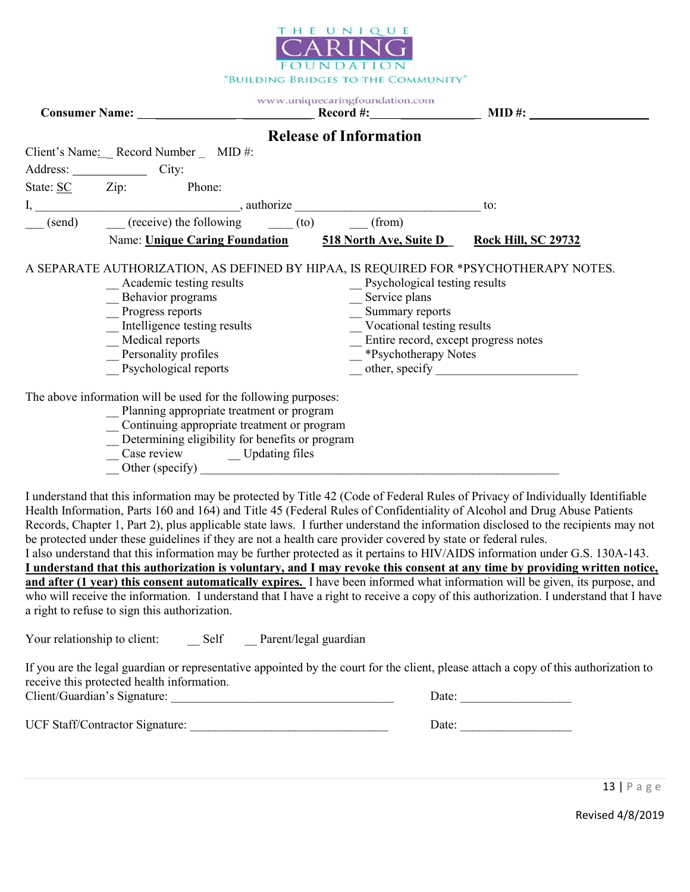THE UNIQUE CARING FOUNDATION
"BUILDING BRIDGES TO THE COMMUNITY"

www.uniquecaringfoundation.com

**Consumer Name:** ___________________________ **Record #:**_______________ **MID #:** ___________________

## Release of Information

Client's Name:_ Record Number _ MID #:

Address: ____________ City:

State: SC Zip: Phone:

I, _______________________________, authorize _____________________________ to:

___ (send) ___ (receive) the following ____ (to) ___ (from)

Name: **Unique Caring Foundation** **518 North Ave, Suite D** **Rock Hill, SC 29732**

A SEPARATE AUTHORIZATION, AS DEFINED BY HIPAA, IS REQUIRED FOR *PSYCHOTHERAPY NOTES.

__ Academic testing results
__ Behavior programs
__ Progress reports
__ Intelligence testing results
__ Medical reports
__ Personality profiles
__ Psychological reports
__ Psychological testing results
__ Service plans
__ Summary reports
__ Vocational testing results
__ Entire record, except progress notes
__ *Psychotherapy Notes
__ other, specify ______________________

The above information will be used for the following purposes:

__ Planning appropriate treatment or program
__ Continuing appropriate treatment or program
__ Determining eligibility for benefits or program
__ Case review __ Updating files
__ Other (specify) ________________________________________________________

I understand that this information may be protected by Title 42 (Code of Federal Rules of Privacy of Individually Identifiable Health Information, Parts 160 and 164) and Title 45 (Federal Rules of Confidentiality of Alcohol and Drug Abuse Patients Records, Chapter 1, Part 2), plus applicable state laws. I further understand the information disclosed to the recipients may not be protected under these guidelines if they are not a health care provider covered by state or federal rules.
I also understand that this information may be further protected as it pertains to HIV/AIDS information under G.S. 130A-143. **I understand that this authorization is voluntary, and I may revoke this consent at any time by providing written notice, and after (1 year) this consent automatically expires.** I have been informed what information will be given, its purpose, and who will receive the information. I understand that I have a right to receive a copy of this authorization. I understand that I have a right to refuse to sign this authorization.

Your relationship to client: __ Self __ Parent/legal guardian

If you are the legal guardian or representative appointed by the court for the client, please attach a copy of this authorization to receive this protected health information.

Client/Guardian's Signature: ____________________________________ Date: __________________

UCF Staff/Contractor Signature: ________________________________ Date: __________________

Revised 4/8/2019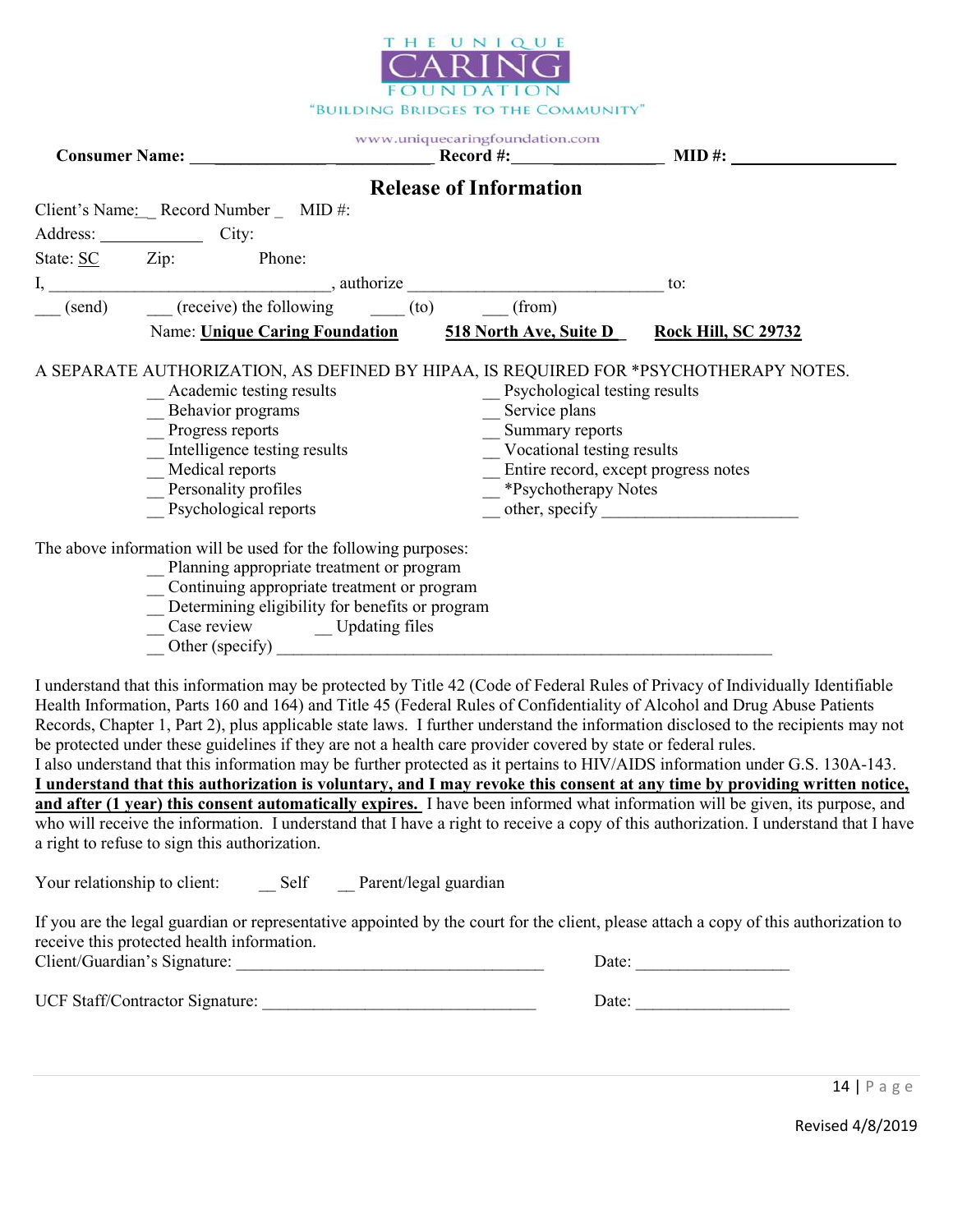THE UNIQUE CARING FOUNDATION
"BUILDING BRIDGES TO THE COMMUNITY"

www.uniquecaringfoundation.com

**Consumer Name:** ___________________________ **Record #:**_________________ **MID #:** ___________________

## Release of Information

Client's Name:__ Record Number _ MID #:

Address: ____________ City:

State: SC Zip: Phone:

I, _________________________________, authorize ______________________________ to:

___ (send) ___ (receive) the following ____ (to) ___ (from)

Name: **Unique Caring Foundation** **518 North Ave, Suite D** **Rock Hill, SC 29732**

A SEPARATE AUTHORIZATION, AS DEFINED BY HIPAA, IS REQUIRED FOR *PSYCHOTHERAPY NOTES.

- __ Academic testing results
- __ Behavior programs
- __ Progress reports
- __ Intelligence testing results
- __ Medical reports
- __ Personality profiles
- __ Psychological reports
- __ Psychological testing results
- __ Service plans
- __ Summary reports
- __ Vocational testing results
- __ Entire record, except progress notes
- __ *Psychotherapy Notes
- __ other, specify ______________________

The above information will be used for the following purposes:

- __ Planning appropriate treatment or program
- __ Continuing appropriate treatment or program
- __ Determining eligibility for benefits or program
- __ Case review __ Updating files
- __ Other (specify) __________________________________________________________

I understand that this information may be protected by Title 42 (Code of Federal Rules of Privacy of Individually Identifiable Health Information, Parts 160 and 164) and Title 45 (Federal Rules of Confidentiality of Alcohol and Drug Abuse Patients Records, Chapter 1, Part 2), plus applicable state laws. I further understand the information disclosed to the recipients may not be protected under these guidelines if they are not a health care provider covered by state or federal rules.
I also understand that this information may be further protected as it pertains to HIV/AIDS information under G.S. 130A-143.
**I understand that this authorization is voluntary, and I may revoke this consent at any time by providing written notice, and after (1 year) this consent automatically expires.** I have been informed what information will be given, its purpose, and who will receive the information. I understand that I have a right to receive a copy of this authorization. I understand that I have a right to refuse to sign this authorization.

Your relationship to client: __ Self __ Parent/legal guardian

If you are the legal guardian or representative appointed by the court for the client, please attach a copy of this authorization to receive this protected health information.

Client/Guardian's Signature: ____________________________________ Date: _________________

UCF Staff/Contractor Signature: ________________________________ Date: _________________

Revised 4/8/2019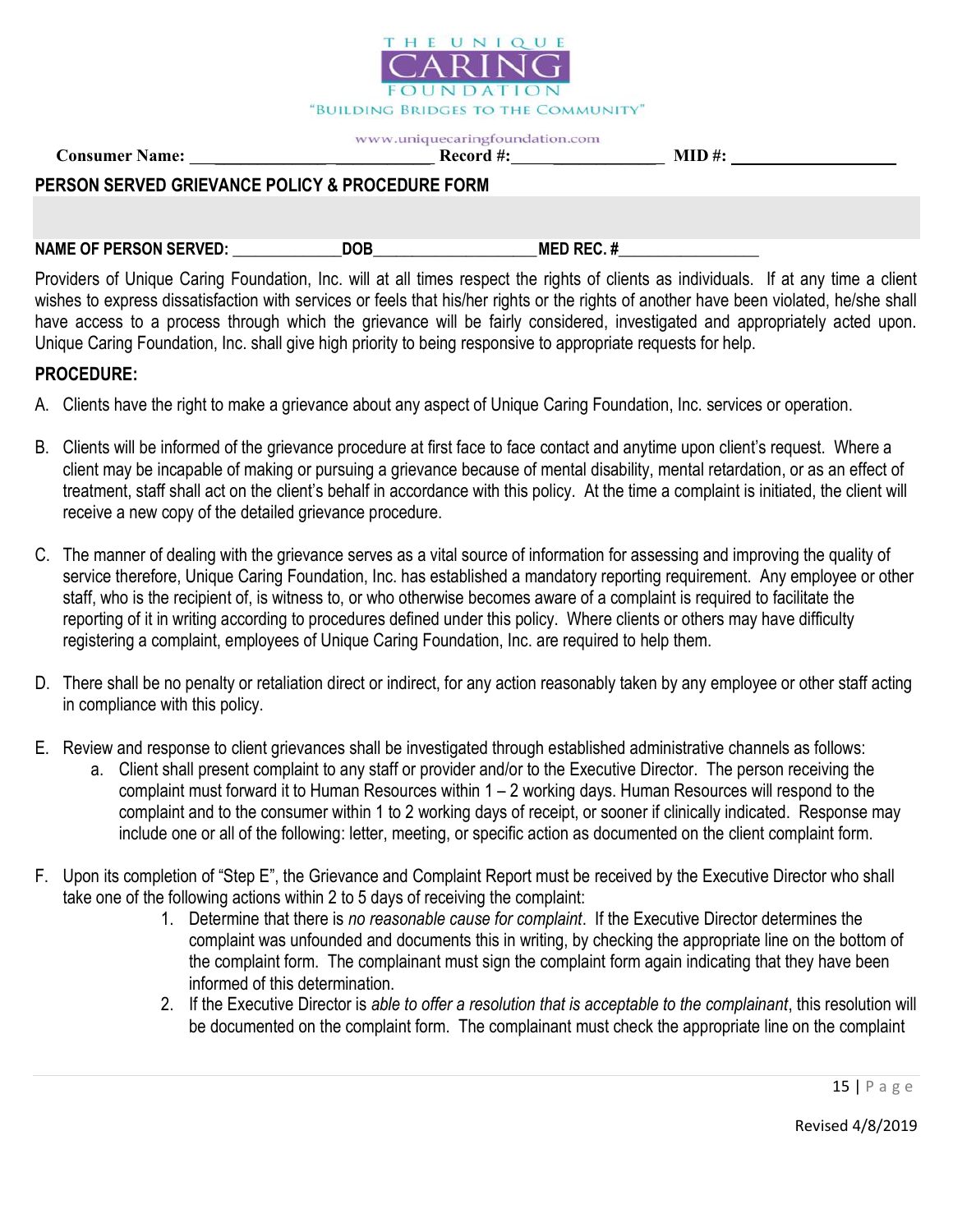THE UNIQUE CARING FOUNDATION
"BUILDING BRIDGES TO THE COMMUNITY"
www.uniquecaringfoundation.com

**Consumer Name:** ____________________________ **Record #:** ____________________ **MID #:** ____________________

## PERSON SERVED GRIEVANCE POLICY & PROCEDURE FORM

**NAME OF PERSON SERVED:** _____________ **DOB** ___________________ **MED REC. #** ________________

Providers of Unique Caring Foundation, Inc. will at all times respect the rights of clients as individuals. If at any time a client wishes to express dissatisfaction with services or feels that his/her rights or the rights of another have been violated, he/she shall have access to a process through which the grievance will be fairly considered, investigated and appropriately acted upon. Unique Caring Foundation, Inc. shall give high priority to being responsive to appropriate requests for help.

### PROCEDURE:

A. Clients have the right to make a grievance about any aspect of Unique Caring Foundation, Inc. services or operation.

B. Clients will be informed of the grievance procedure at first face to face contact and anytime upon client's request. Where a client may be incapable of making or pursuing a grievance because of mental disability, mental retardation, or as an effect of treatment, staff shall act on the client's behalf in accordance with this policy. At the time a complaint is initiated, the client will receive a new copy of the detailed grievance procedure.

C. The manner of dealing with the grievance serves as a vital source of information for assessing and improving the quality of service therefore, Unique Caring Foundation, Inc. has established a mandatory reporting requirement. Any employee or other staff, who is the recipient of, is witness to, or who otherwise becomes aware of a complaint is required to facilitate the reporting of it in writing according to procedures defined under this policy. Where clients or others may have difficulty registering a complaint, employees of Unique Caring Foundation, Inc. are required to help them.

D. There shall be no penalty or retaliation direct or indirect, for any action reasonably taken by any employee or other staff acting in compliance with this policy.

E. Review and response to client grievances shall be investigated through established administrative channels as follows:
   a. Client shall present complaint to any staff or provider and/or to the Executive Director. The person receiving the complaint must forward it to Human Resources within 1 – 2 working days. Human Resources will respond to the complaint and to the consumer within 1 to 2 working days of receipt, or sooner if clinically indicated. Response may include one or all of the following: letter, meeting, or specific action as documented on the client complaint form.

F. Upon its completion of "Step E", the Grievance and Complaint Report must be received by the Executive Director who shall take one of the following actions within 2 to 5 days of receiving the complaint:
   1. Determine that there is *no reasonable cause for complaint*. If the Executive Director determines the complaint was unfounded and documents this in writing, by checking the appropriate line on the bottom of the complaint form. The complainant must sign the complaint form again indicating that they have been informed of this determination.
   2. If the Executive Director is *able to offer a resolution that is acceptable to the complainant*, this resolution will be documented on the complaint form. The complainant must check the appropriate line on the complaint

Revised 4/8/2019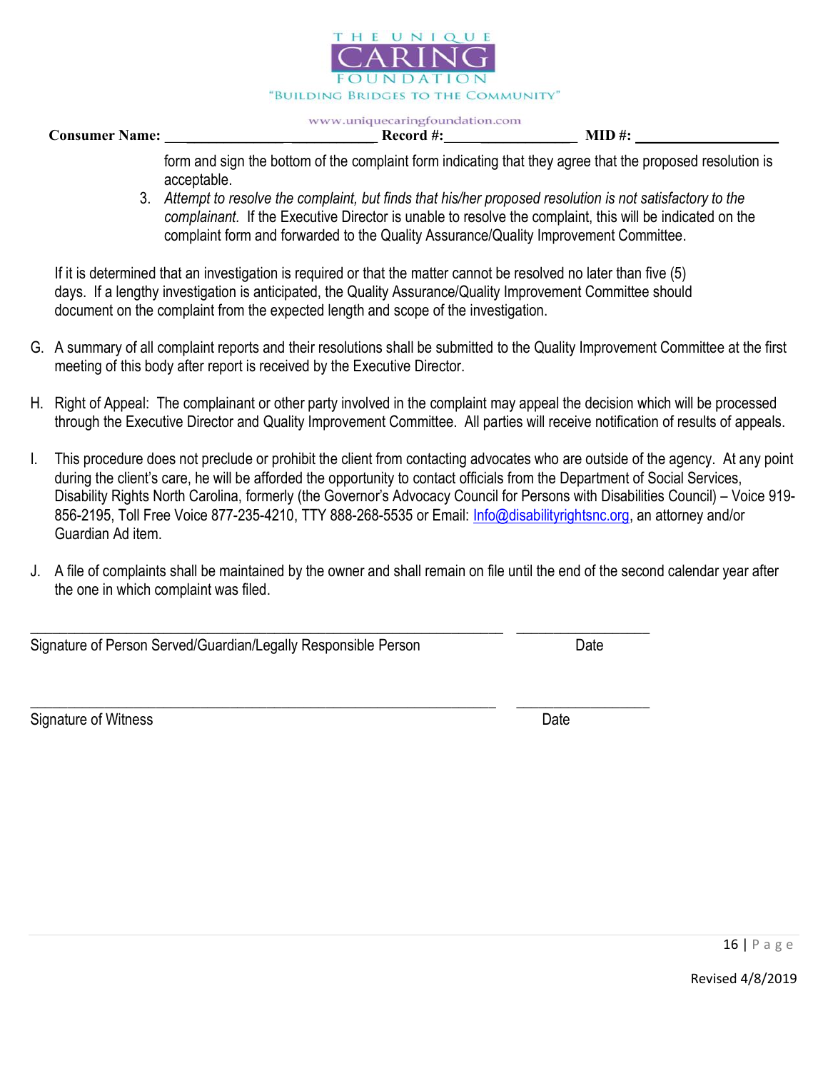**Consumer Name:** ______________________________ **Record #:**____________________ **MID #:** ___________________

form and sign the bottom of the complaint form indicating that they agree that the proposed resolution is acceptable.

3. *Attempt to resolve the complaint, but finds that his/her proposed resolution is not satisfactory to the complainant.* If the Executive Director is unable to resolve the complaint, this will be indicated on the complaint form and forwarded to the Quality Assurance/Quality Improvement Committee.

If it is determined that an investigation is required or that the matter cannot be resolved no later than five (5) days. If a lengthy investigation is anticipated, the Quality Assurance/Quality Improvement Committee should document on the complaint from the expected length and scope of the investigation.

G. A summary of all complaint reports and their resolutions shall be submitted to the Quality Improvement Committee at the first meeting of this body after report is received by the Executive Director.

H. Right of Appeal: The complainant or other party involved in the complaint may appeal the decision which will be processed through the Executive Director and Quality Improvement Committee. All parties will receive notification of results of appeals.

I. This procedure does not preclude or prohibit the client from contacting advocates who are outside of the agency. At any point during the client's care, he will be afforded the opportunity to contact officials from the Department of Social Services, Disability Rights North Carolina, formerly (the Governor's Advocacy Council for Persons with Disabilities Council) – Voice 919-856-2195, Toll Free Voice 877-235-4210, TTY 888-268-5535 or Email: Info@disabilityrightsnc.org, an attorney and/or Guardian Ad item.

J. A file of complaints shall be maintained by the owner and shall remain on file until the end of the second calendar year after the one in which complaint was filed.

_______________________________________________________________ __________________

Signature of Person Served/Guardian/Legally Responsible Person Date

_______________________________________________________________ __________________

Signature of Witness Date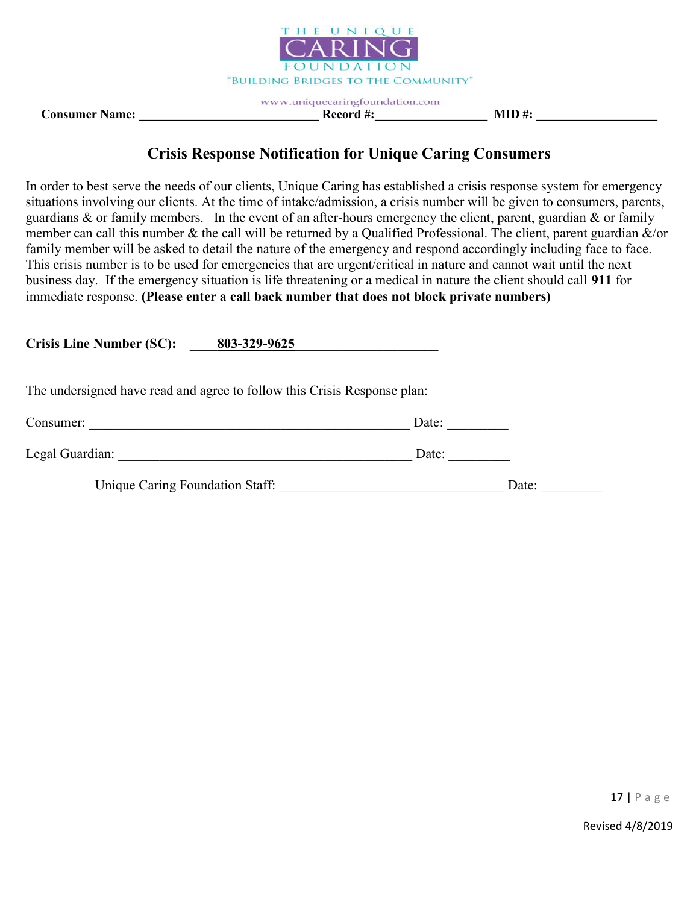THE UNIQUE CARING FOUNDATION

"BUILDING BRIDGES TO THE COMMUNITY"

www.uniquecaringfoundation.com

**Consumer Name:** ___________________________ **Record #:** __________________ **MID #:** ___________________

## Crisis Response Notification for Unique Caring Consumers

In order to best serve the needs of our clients, Unique Caring has established a crisis response system for emergency situations involving our clients. At the time of intake/admission, a crisis number will be given to consumers, parents, guardians & or family members. In the event of an after-hours emergency the client, parent, guardian & or family member can call this number & the call will be returned by a Qualified Professional. The client, parent guardian &/or family member will be asked to detail the nature of the emergency and respond accordingly including face to face. This crisis number is to be used for emergencies that are urgent/critical in nature and cannot wait until the next business day. If the emergency situation is life threatening or a medical in nature the client should call **911** for immediate response. **(Please enter a call back number that does not block private numbers)**

**Crisis Line Number (SC):** **803-329-9625**

The undersigned have read and agree to follow this Crisis Response plan:

Consumer: ________________________________________________ Date: _________

Legal Guardian: ____________________________________________ Date: _________

Unique Caring Foundation Staff: __________________________________ Date: _________

Revised 4/8/2019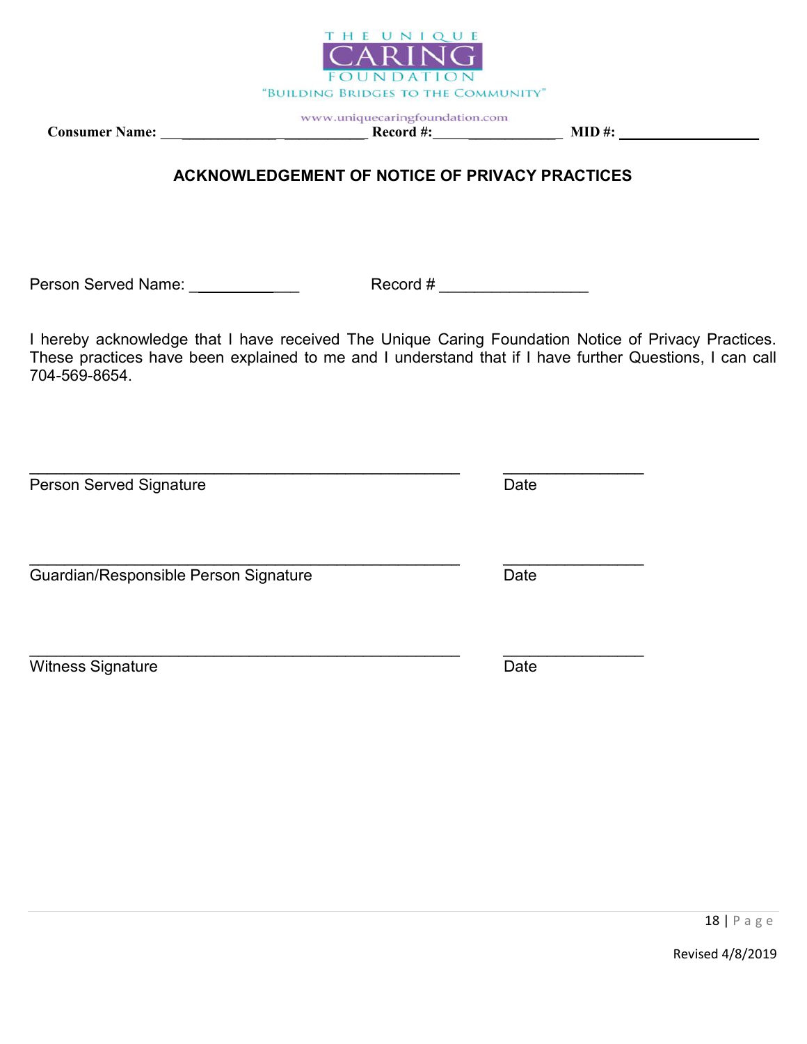THE UNIQUE CARING FOUNDATION
"BUILDING BRIDGES TO THE COMMUNITY"
www.uniquecaringfoundation.com

**Consumer Name:** ___________________________ **Record #:**__________________ **MID #:** ___________________

## ACKNOWLEDGEMENT OF NOTICE OF PRIVACY PRACTICES

Person Served Name: _____________ Record # _________________

I hereby acknowledge that I have received The Unique Caring Foundation Notice of Privacy Practices. These practices have been explained to me and I understand that if I have further Questions, I can call 704-569-8654.

_________________________________________________ ________________
Person Served Signature Date

_________________________________________________ ________________
Guardian/Responsible Person Signature Date

_________________________________________________ ________________
Witness Signature Date

Revised 4/8/2019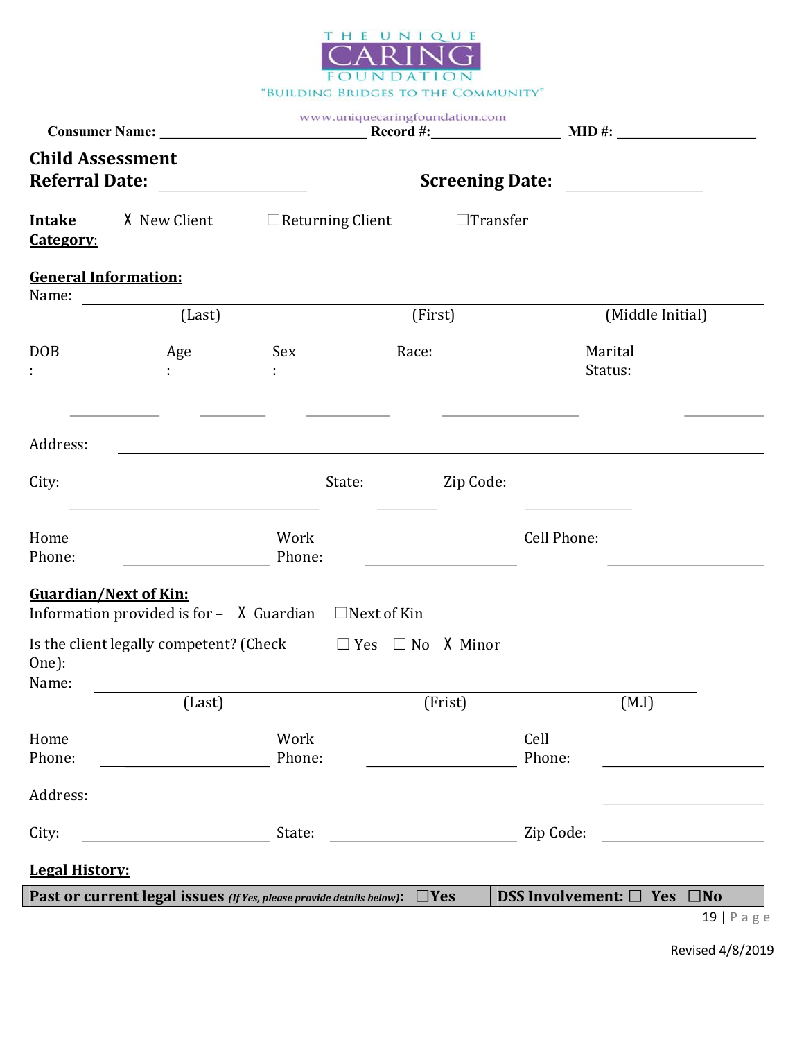THE UNIQUE CARING FOUNDATION
"BUILDING BRIDGES TO THE COMMUNITY"
www.uniquecaringfoundation.com

**Consumer Name:** ____________________________ **Record #:** ____________________ **MID #:** ____________________

## Child Assessment

**Referral Date:** ____________________ **Screening Date:** ____________________

**Intake Category:** X New Client ☐Returning Client ☐Transfer

**General Information:**

Name: ________________________________________________________________
(Last) (First) (Middle Initial)

DOB: __________ Age: __________ Sex: __________ Race: __________ Marital Status: __________

Address: ________________________________________________________________

City: ____________________ State: __________ Zip Code: __________

Home Phone: ____________________ Work Phone: ____________________ Cell Phone: ____________________

**Guardian/Next of Kin:**

Information provided is for – X Guardian ☐Next of Kin

Is the client legally competent? (Check One): ☐ Yes ☐ No X Minor

Name: ________________________________________________________________
(Last) (Frist) (M.I)

Home Phone: ____________________ Work Phone: ____________________ Cell Phone: ____________________

Address: ________________________________________________________________

City: ____________________ State: ____________________ Zip Code: ____________________

**Legal History:**

| **Past or current legal issues** ***(If Yes, please provide details below)*****:** ☐**Yes** | **DSS Involvement:** ☐ **Yes** ☐**No** |
|---|---|

Revised 4/8/2019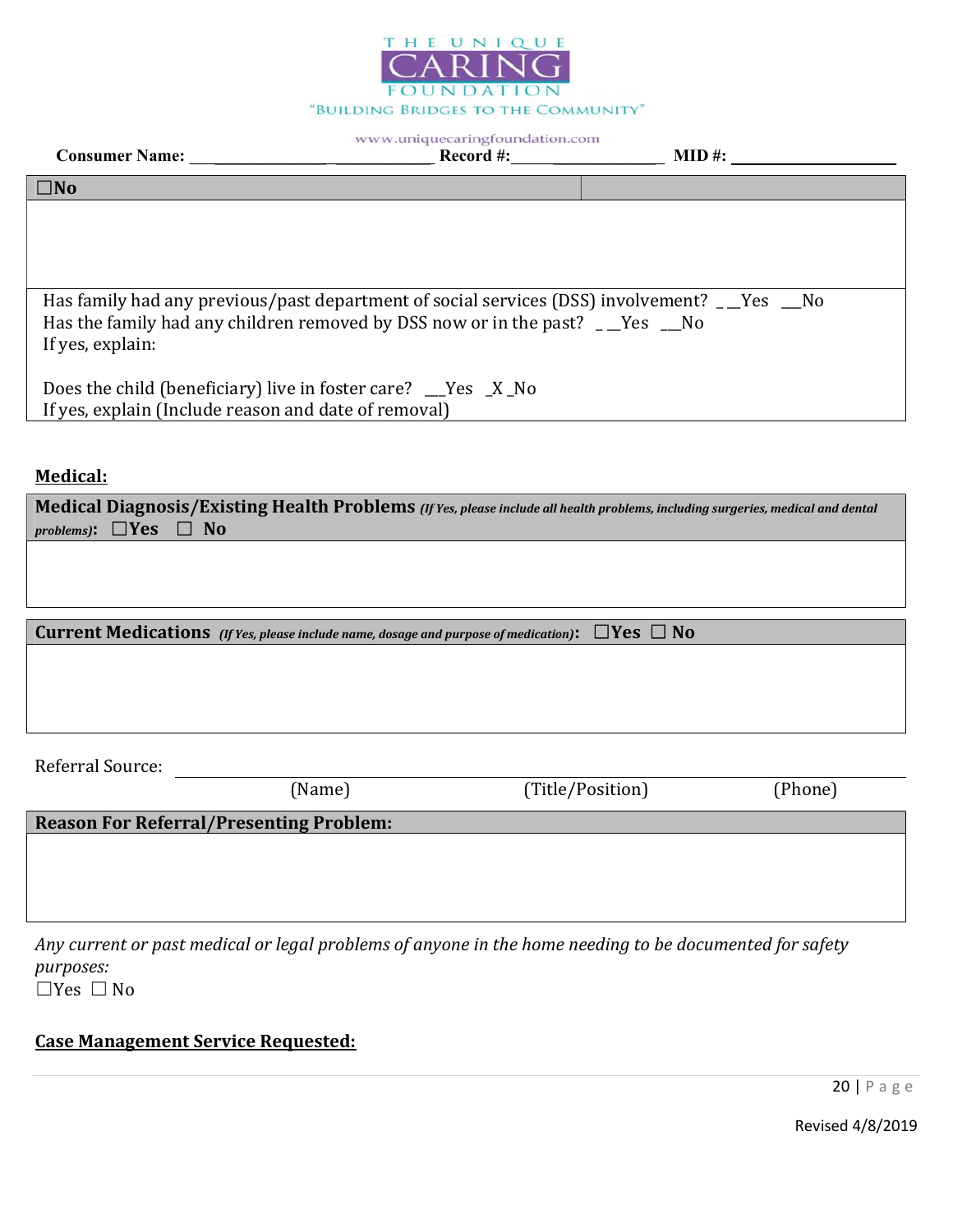THE UNIQUE CARING FOUNDATION
"BUILDING BRIDGES TO THE COMMUNITY"
www.uniquecaringfoundation.com

**Consumer Name:** ___________________________ **Record #:**_____________________ **MID #:** ___________________

| ☐**No** | |
|---|---|
| | |

Has family had any previous/past department of social services (DSS) involvement? __Yes __No
Has the family had any children removed by DSS now or in the past? __Yes __No
If yes, explain:

Does the child (beneficiary) live in foster care? __Yes _X_No
If yes, explain (Include reason and date of removal)

## Medical:

| **Medical Diagnosis/Existing Health Problems** ***(If Yes, please include all health problems, including surgeries, medical and dental problems)*: ☐Yes ☐ No** |
|---|
| |

| **Current Medications** ***(If Yes, please include name, dosage and purpose of medication)*: ☐Yes ☐ No** |
|---|
| |

Referral Source: ______________________________________________
(Name) (Title/Position) (Phone)

| **Reason For Referral/Presenting Problem:** |
|---|
| |

*Any current or past medical or legal problems of anyone in the home needing to be documented for safety purposes:*
☐Yes ☐ No

## Case Management Service Requested:

Revised 4/8/2019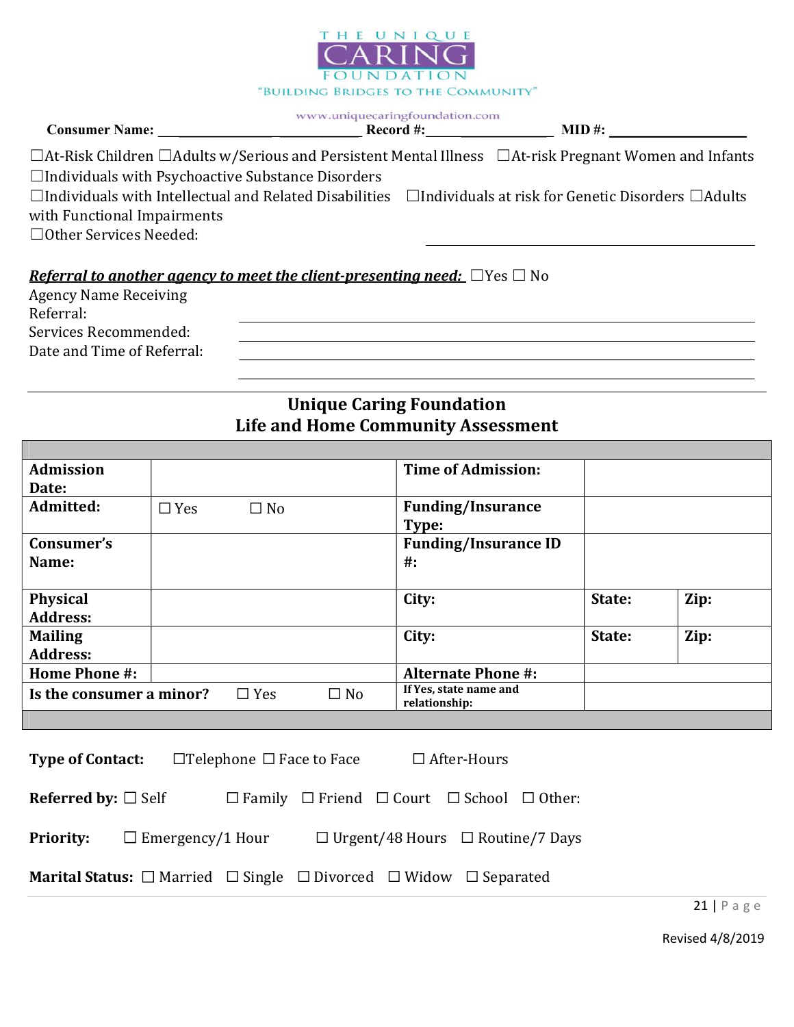THE UNIQUE CARING FOUNDATION

"BUILDING BRIDGES TO THE COMMUNITY"

www.uniquecaringfoundation.com

**Consumer Name:** ______________________________ **Record #:**______________________ **MID #:** ____________________

☐At-Risk Children ☐Adults w/Serious and Persistent Mental Illness ☐At-risk Pregnant Women and Infants
☐Individuals with Psychoactive Substance Disorders
☐Individuals with Intellectual and Related Disabilities ☐Individuals at risk for Genetic Disorders ☐Adults with Functional Impairments
☐Other Services Needed: ______________________________

***Referral to another agency to meet the client-presenting need:*** ☐Yes ☐ No

Agency Name Receiving Referral: ______________________________

Services Recommended: ______________________________

Date and Time of Referral: ______________________________

______________________________

## Unique Caring Foundation
## Life and Home Community Assessment

| | | | | |
|---|---|---|---|---|
| **Admission Date:** | | **Time of Admission:** | | |
| **Admitted:** | ☐ Yes ☐ No | **Funding/Insurance Type:** | | |
| **Consumer's Name:** | | **Funding/Insurance ID #:** | | |
| **Physical Address:** | | **City:** | **State:** | **Zip:** |
| **Mailing Address:** | | **City:** | **State:** | **Zip:** |
| **Home Phone #:** | | **Alternate Phone #:** | | |
| **Is the consumer a minor?** | ☐ Yes ☐ No | **If Yes, state name and relationship:** | | |

**Type of Contact:** ☐Telephone ☐ Face to Face ☐ After-Hours

**Referred by:** ☐ Self ☐ Family ☐ Friend ☐ Court ☐ School ☐ Other:

**Priority:** ☐ Emergency/1 Hour ☐ Urgent/48 Hours ☐ Routine/7 Days

**Marital Status:** ☐ Married ☐ Single ☐ Divorced ☐ Widow ☐ Separated

Revised 4/8/2019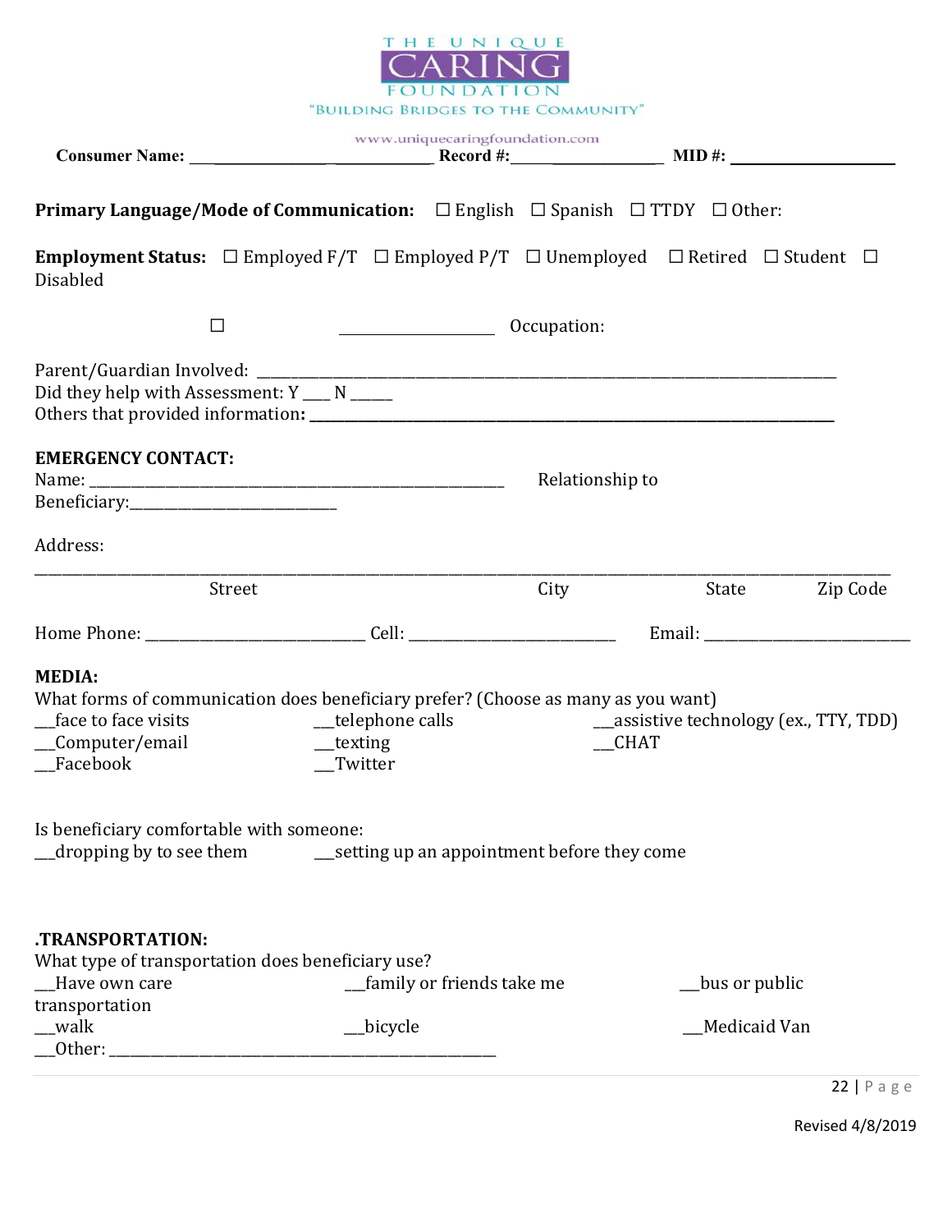THE UNIQUE CARING FOUNDATION
"BUILDING BRIDGES TO THE COMMUNITY"
www.uniquecaringfoundation.com

**Consumer Name:** ______________________________ **Record #:**_____________________ **MID #:** ______________________

**Primary Language/Mode of Communication:** ☐ English ☐ Spanish ☐ TTDY ☐ Other:

**Employment Status:** ☐ Employed F/T ☐ Employed P/T ☐ Unemployed ☐ Retired ☐ Student ☐ Disabled

☐ ____________________ Occupation:

Parent/Guardian Involved: ________________________________________________________________________________
Did they help with Assessment: Y ___ N _____
Others that provided information: **___________________________________________________________________________**

**EMERGENCY CONTACT:**
Name: ________________________________________________________ Relationship to Beneficiary:___________________________

Address:

_____________________________________________________________________________________________________________
Street City State Zip Code

Home Phone: _____________________________ Cell: ___________________________ Email: ___________________________

**MEDIA:**
What forms of communication does beneficiary prefer? (Choose as many as you want)
__face to face visits __telephone calls __assistive technology (ex., TTY, TDD)
__Computer/email __texting __CHAT
__Facebook __Twitter

Is beneficiary comfortable with someone:
__dropping by to see them __setting up an appointment before they come

**.TRANSPORTATION:**
What type of transportation does beneficiary use?
__Have own care __family or friends take me __bus or public transportation
__walk __bicycle __Medicaid Van
__Other: ____________________________________________________

Revised 4/8/2019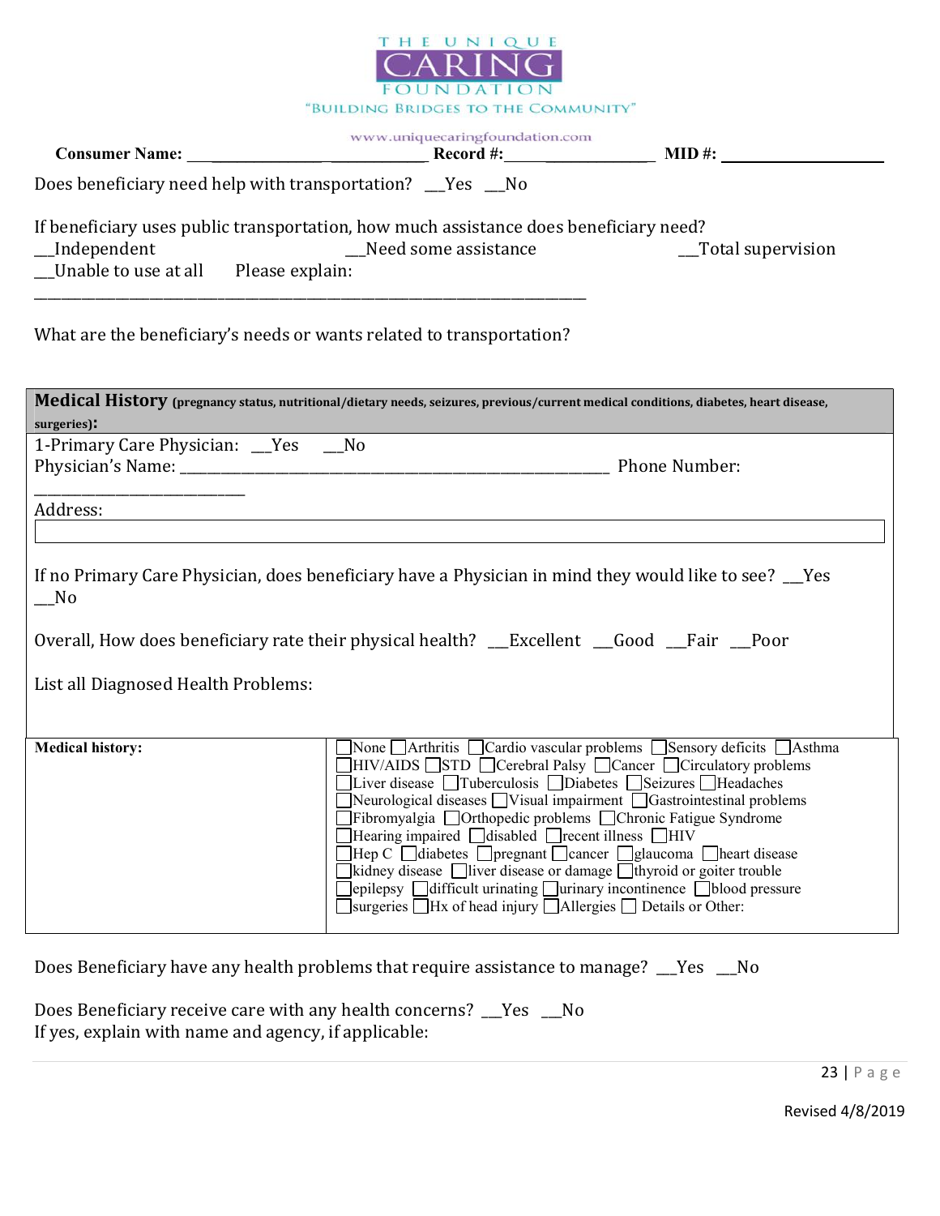THE UNIQUE CARING FOUNDATION

"BUILDING BRIDGES TO THE COMMUNITY"

www.uniquecaringfoundation.com

**Consumer Name:** ______________________________ **Record #:**____________________ **MID #:** ____________________

Does beneficiary need help with transportation? __Yes __No

If beneficiary uses public transportation, how much assistance does beneficiary need?
__Independent __Need some assistance __Total supervision
__Unable to use at all Please explain:
________________________________________________________________________

What are the beneficiary's needs or wants related to transportation?

## Medical History (pregnancy status, nutritional/dietary needs, seizures, previous/current medical conditions, diabetes, heart disease, surgeries):

1-Primary Care Physician: __Yes __No
Physician's Name: ____________________________________________________ Phone Number: ___________________________
Address:

If no Primary Care Physician, does beneficiary have a Physician in mind they would like to see? __Yes __No

Overall, How does beneficiary rate their physical health? __Excellent __Good __Fair __Poor

List all Diagnosed Health Problems:

| **Medical history:** | ☐None ☐Arthritis ☐Cardio vascular problems ☐Sensory deficits ☐Asthma ☐HIV/AIDS ☐STD ☐Cerebral Palsy ☐Cancer ☐Circulatory problems ☐Liver disease ☐Tuberculosis ☐Diabetes ☐Seizures ☐Headaches ☐Neurological diseases ☐Visual impairment ☐Gastrointestinal problems ☐Fibromyalgia ☐Orthopedic problems ☐Chronic Fatigue Syndrome ☐Hearing impaired ☐disabled ☐recent illness ☐HIV ☐Hep C ☐diabetes ☐pregnant ☐cancer ☐glaucoma ☐heart disease ☐kidney disease ☐liver disease or damage ☐thyroid or goiter trouble ☐epilepsy ☐difficult urinating ☐urinary incontinence ☐blood pressure ☐surgeries ☐Hx of head injury ☐Allergies ☐ Details or Other: |
|---|---|

Does Beneficiary have any health problems that require assistance to manage? __Yes __No

Does Beneficiary receive care with any health concerns? __Yes __No
If yes, explain with name and agency, if applicable:

Revised 4/8/2019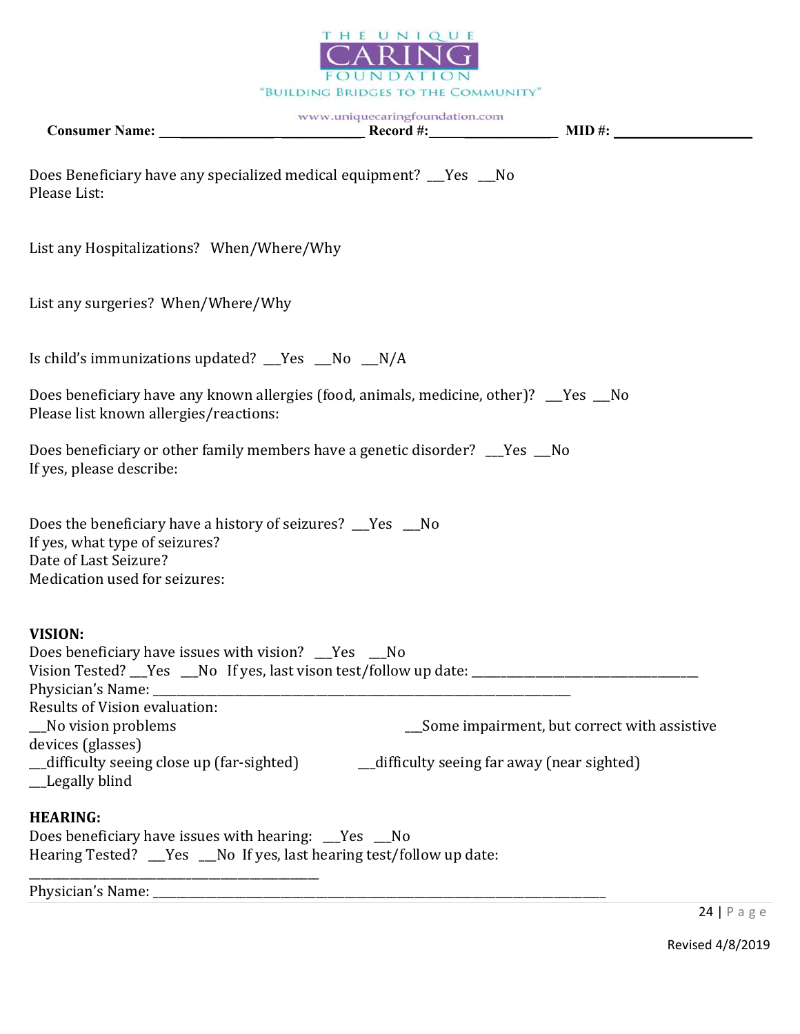THE UNIQUE CARING FOUNDATION
"BUILDING BRIDGES TO THE COMMUNITY"
www.uniquecaringfoundation.com

**Consumer Name:** ______________________________ **Record #:**____________________ **MID #:** ____________________

Does Beneficiary have any specialized medical equipment? ___Yes ___No
Please List:

List any Hospitalizations? When/Where/Why

List any surgeries? When/Where/Why

Is child's immunizations updated? ___Yes ___No ___N/A

Does beneficiary have any known allergies (food, animals, medicine, other)? ___Yes ___No
Please list known allergies/reactions:

Does beneficiary or other family members have a genetic disorder? ___Yes ___No
If yes, please describe:

Does the beneficiary have a history of seizures? ___Yes ___No
If yes, what type of seizures?
Date of Last Seizure?
Medication used for seizures:

**VISION:**
Does beneficiary have issues with vision? ___Yes ___No
Vision Tested? ___Yes ___No If yes, last vison test/follow up date: ______________________________
Physician's Name: ______________________________________________________________
Results of Vision evaluation:
___No vision problems ___Some impairment, but correct with assistive devices (glasses)
___difficulty seeing close up (far-sighted) ___difficulty seeing far away (near sighted)
___Legally blind

**HEARING:**
Does beneficiary have issues with hearing: ___Yes ___No
Hearing Tested? ___Yes ___No If yes, last hearing test/follow up date:
______________________________________
Physician's Name: ______________________________________________________________

Revised 4/8/2019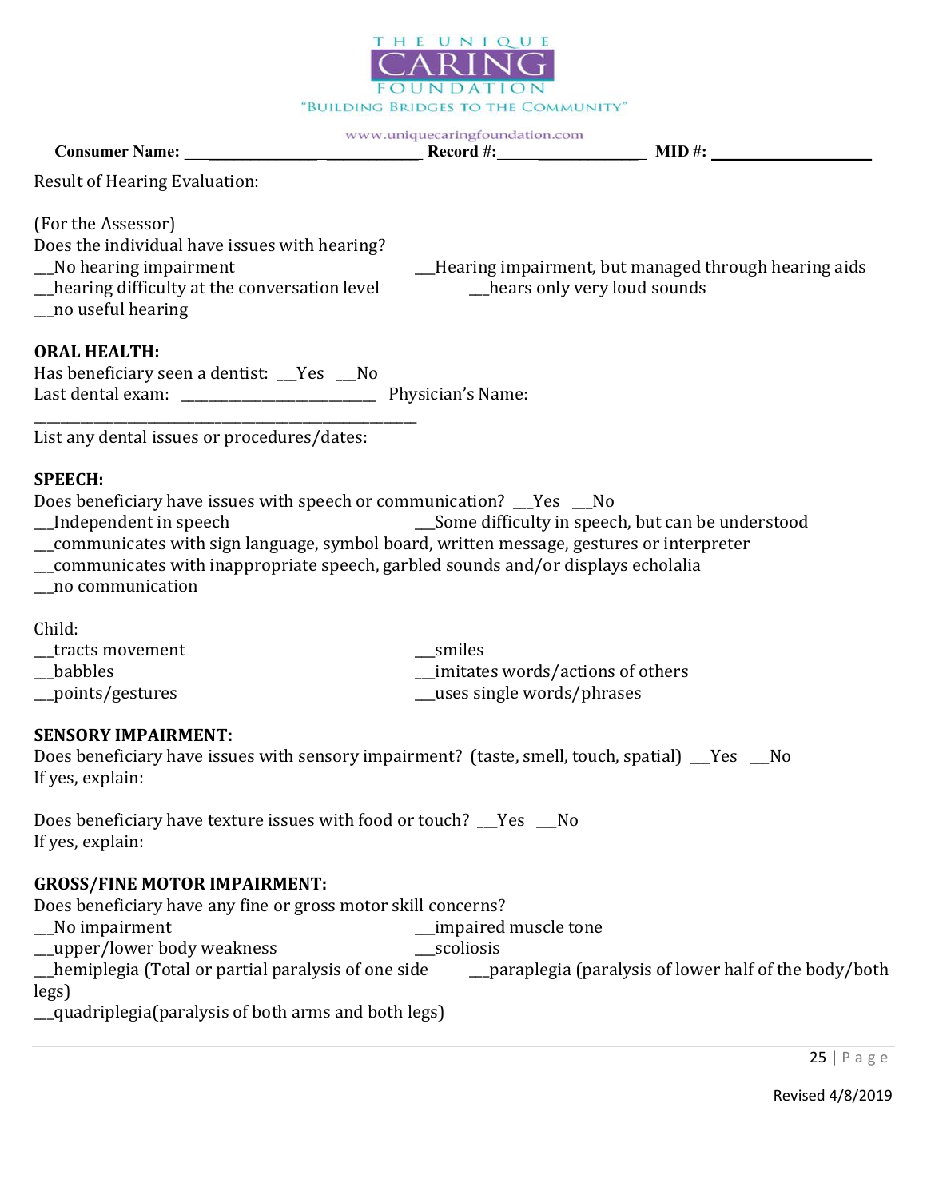THE UNIQUE CARING FOUNDATION
"BUILDING BRIDGES TO THE COMMUNITY"
www.uniquecaringfoundation.com

**Consumer Name:** ______________________________ **Record #:**______________________ **MID #:** ____________________

Result of Hearing Evaluation:

(For the Assessor)
Does the individual have issues with hearing?
__No hearing impairment
__Hearing impairment, but managed through hearing aids
__hearing difficulty at the conversation level
__hears only very loud sounds
__no useful hearing

**ORAL HEALTH:**
Has beneficiary seen a dentist: __Yes __No
Last dental exam: _________________________ Physician's Name: _________________________________________________

List any dental issues or procedures/dates:

**SPEECH:**
Does beneficiary have issues with speech or communication? __Yes __No
__Independent in speech
__Some difficulty in speech, but can be understood
__communicates with sign language, symbol board, written message, gestures or interpreter
__communicates with inappropriate speech, garbled sounds and/or displays echolalia
__no communication

Child:
__tracts movement
__smiles
__babbles
__imitates words/actions of others
__points/gestures
__uses single words/phrases

**SENSORY IMPAIRMENT:**
Does beneficiary have issues with sensory impairment? (taste, smell, touch, spatial) __Yes __No
If yes, explain:

Does beneficiary have texture issues with food or touch? __Yes __No
If yes, explain:

**GROSS/FINE MOTOR IMPAIRMENT:**
Does beneficiary have any fine or gross motor skill concerns?
__No impairment
__impaired muscle tone
__upper/lower body weakness
__scoliosis
__hemiplegia (Total or partial paralysis of one side
__paraplegia (paralysis of lower half of the body/both legs)
__quadriplegia(paralysis of both arms and both legs)

Revised 4/8/2019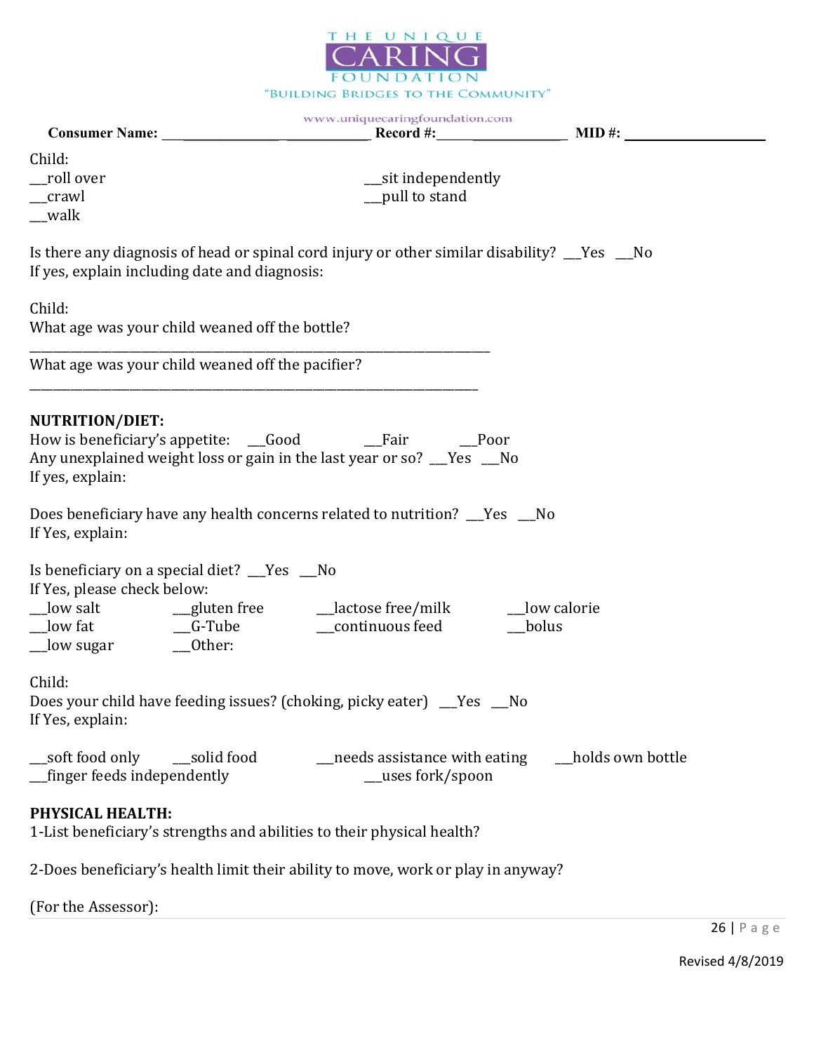**Consumer Name:** ______________________________ **Record #:**____________________ **MID #:** ____________________

Child:

__roll over __sit independently
__crawl __pull to stand
__walk

Is there any diagnosis of head or spinal cord injury or other similar disability? __Yes __No
If yes, explain including date and diagnosis:

Child:
What age was your child weaned off the bottle?

___________________________________________________________________

What age was your child weaned off the pacifier?

___________________________________________________________________

**NUTRITION/DIET:**

How is beneficiary's appetite: __Good __Fair __Poor
Any unexplained weight loss or gain in the last year or so? __Yes __No
If yes, explain:

Does beneficiary have any health concerns related to nutrition? __Yes __No
If Yes, explain:

Is beneficiary on a special diet? __Yes __No
If Yes, please check below:

__low salt __gluten free __lactose free/milk __low calorie
__low fat __G-Tube __continuous feed __bolus
__low sugar __Other:

Child:
Does your child have feeding issues? (choking, picky eater) __Yes __No
If Yes, explain:

__soft food only __solid food __needs assistance with eating __holds own bottle
__finger feeds independently __uses fork/spoon

**PHYSICAL HEALTH:**

1-List beneficiary's strengths and abilities to their physical health?

2-Does beneficiary's health limit their ability to move, work or play in anyway?

(For the Assessor):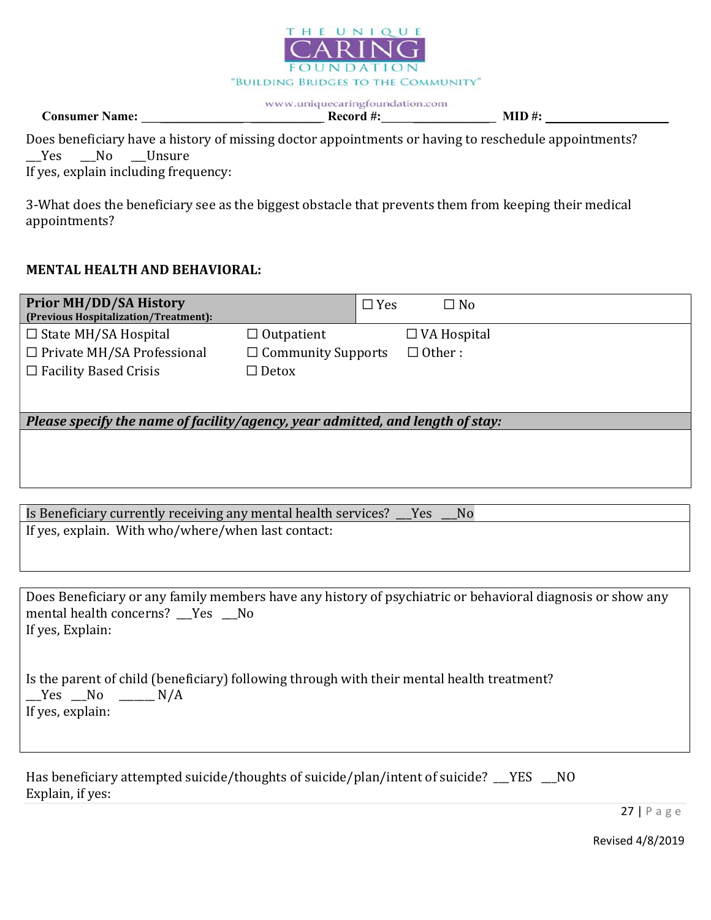THE UNIQUE CARING FOUNDATION
"BUILDING BRIDGES TO THE COMMUNITY"
www.uniquecaringfoundation.com

**Consumer Name:** ________________ ____________ **Record #:**______ ______________ **MID #:** ____________________

Does beneficiary have a history of missing doctor appointments or having to reschedule appointments?
__Yes __No __Unsure
If yes, explain including frequency:

3-What does the beneficiary see as the biggest obstacle that prevents them from keeping their medical appointments?

**MENTAL HEALTH AND BEHAVIORAL:**

| **Prior MH/DD/SA History** **(Previous Hospitalization/Treatment):** | ☐ Yes ☐ No | |
|---|---|---|
| ☐ State MH/SA Hospital | ☐ Outpatient | ☐ VA Hospital |
| ☐ Private MH/SA Professional | ☐ Community Supports | ☐ Other : |
| ☐ Facility Based Crisis | ☐ Detox | |
| ***Please specify the name of facility/agency, year admitted, and length of stay:*** | | |
| | | |

| Is Beneficiary currently receiving any mental health services? __Yes __No |
|---|
| If yes, explain. With who/where/when last contact: |

Does Beneficiary or any family members have any history of psychiatric or behavioral diagnosis or show any mental health concerns? __Yes __No
If yes, Explain:

Is the parent of child (beneficiary) following through with their mental health treatment?
__Yes __No _____ N/A
If yes, explain:

Has beneficiary attempted suicide/thoughts of suicide/plan/intent of suicide? __YES __NO
Explain, if yes:

Revised 4/8/2019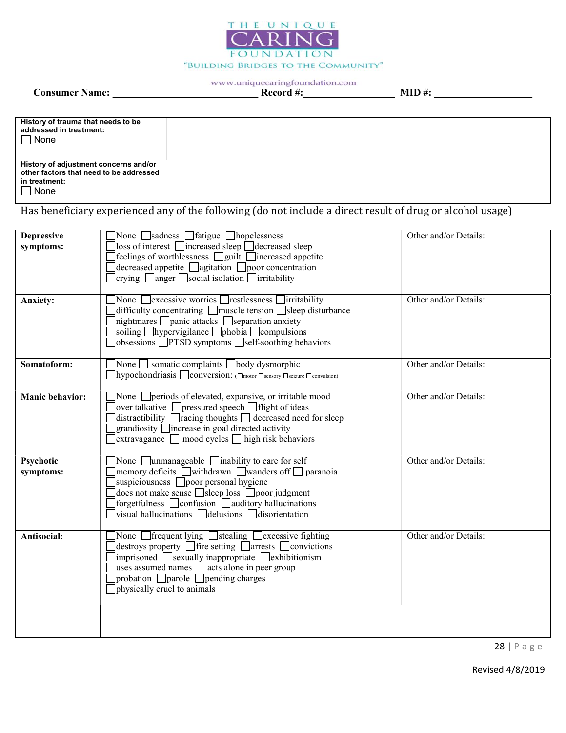THE UNIQUE CARING FOUNDATION
"BUILDING BRIDGES TO THE COMMUNITY"
www.uniquecaringfoundation.com

**Consumer Name:** ___________________________ **Record #:** __________________ **MID #:** ____________________

| | |
|---|---|
| **History of trauma that needs to be addressed in treatment:** ☐ None | |
| **History of adjustment concerns and/or other factors that need to be addressed in treatment:** ☐ None | |

Has beneficiary experienced any of the following (do not include a direct result of drug or alcohol usage)

| | | |
|---|---|---|
| **Depressive symptoms:** | ☐None ☐sadness ☐fatigue ☐hopelessness ☐loss of interest ☐increased sleep ☐decreased sleep ☐feelings of worthlessness ☐guilt ☐increased appetite ☐decreased appetite ☐agitation ☐poor concentration ☐crying ☐anger ☐social isolation ☐irritability | Other and/or Details: |
| **Anxiety:** | ☐None ☐excessive worries ☐restlessness ☐irritability ☐difficulty concentrating ☐muscle tension ☐sleep disturbance ☐nightmares ☐panic attacks ☐separation anxiety ☐soiling ☐hypervigilance ☐phobia ☐compulsions ☐obsessions ☐PTSD symptoms ☐self-soothing behaviors | Other and/or Details: |
| **Somatoform:** | ☐None ☐ somatic complaints ☐body dysmorphic ☐hypochondriasis ☐conversion: (☐motor ☐sensory ☐seizure ☐convulsion) | Other and/or Details: |
| **Manic behavior:** | ☐None ☐periods of elevated, expansive, or irritable mood ☐over talkative ☐pressured speech ☐flight of ideas ☐distractibility ☐racing thoughts ☐ decreased need for sleep ☐grandiosity ☐increase in goal directed activity ☐extravagance ☐ mood cycles ☐ high risk behaviors | Other and/or Details: |
| **Psychotic symptoms:** | ☐None ☐unmanageable ☐inability to care for self ☐memory deficits ☐withdrawn ☐wanders off ☐ paranoia ☐suspiciousness ☐poor personal hygiene ☐does not make sense ☐sleep loss ☐poor judgment ☐forgetfulness ☐confusion ☐auditory hallucinations ☐visual hallucinations ☐delusions ☐disorientation | Other and/or Details: |
| **Antisocial:** | ☐None ☐frequent lying ☐stealing ☐excessive fighting ☐destroys property ☐fire setting ☐arrests ☐convictions ☐imprisoned ☐sexually inappropriate ☐exhibitionism ☐uses assumed names ☐acts alone in peer group ☐probation ☐parole ☐pending charges ☐physically cruel to animals | Other and/or Details: |
| | | |

Revised 4/8/2019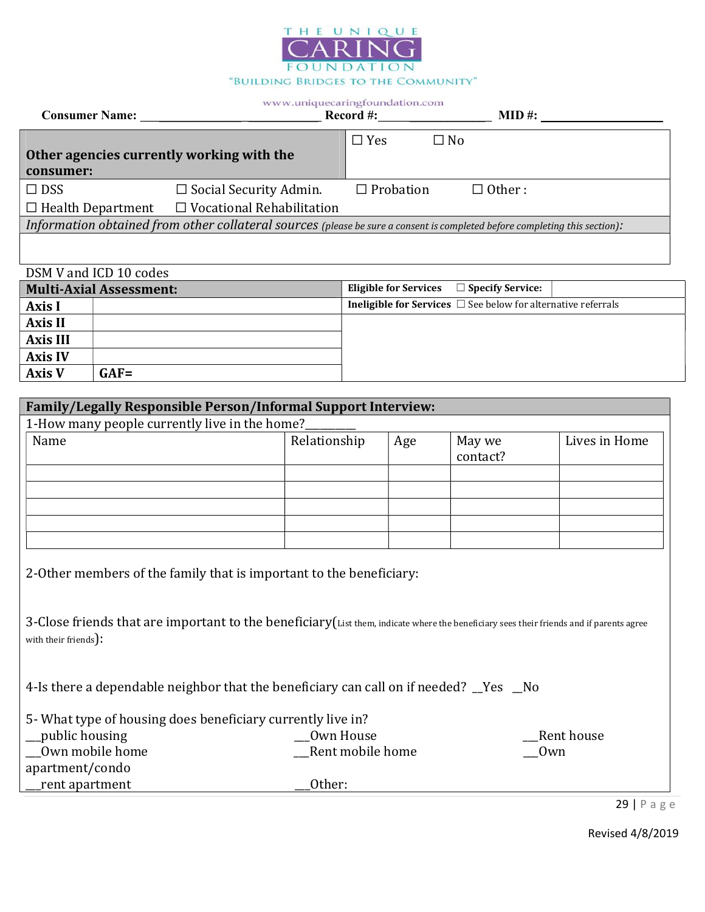THE UNIQUE CARING FOUNDATION

"BUILDING BRIDGES TO THE COMMUNITY"

www.uniquecaringfoundation.com

**Consumer Name:** ___________________________ **Record #:**__________________ **MID #:** __________________

| **Other agencies currently working with the consumer:** | ☐ Yes ☐ No | | |
|---|---|---|---|
| ☐ DSS | ☐ Social Security Admin. | ☐ Probation | ☐ Other : |
| ☐ Health Department | ☐ Vocational Rehabilitation | | |

*Information obtained from other collateral sources* *(please be sure a consent is completed before completing this section):*

DSM V and ICD 10 codes

| **Multi-Axial Assessment:** | | **Eligible for Services** ☐ **Specify Service:** | |
|---|---|---|---|
| **Axis I** | | **Ineligible for Services** ☐ See below for alternative referrals | |
| **Axis II** | | | |
| **Axis III** | | | |
| **Axis IV** | | | |
| **Axis V** | **GAF=** | | |

## Family/Legally Responsible Person/Informal Support Interview:

1-How many people currently live in the home?________

| Name | Relationship | Age | May we contact? | Lives in Home |
|---|---|---|---|---|
| | | | | |
| | | | | |
| | | | | |
| | | | | |
| | | | | |

2-Other members of the family that is important to the beneficiary:

3-Close friends that are important to the beneficiary(List them, indicate where the beneficiary sees their friends and if parents agree with their friends):

4-Is there a dependable neighbor that the beneficiary can call on if needed? __Yes __No

5- What type of housing does beneficiary currently live in?

___public housing ___Own House ___Rent house

___Own mobile home ___Rent mobile home ___Own apartment/condo

___rent apartment ___Other:

Revised 4/8/2019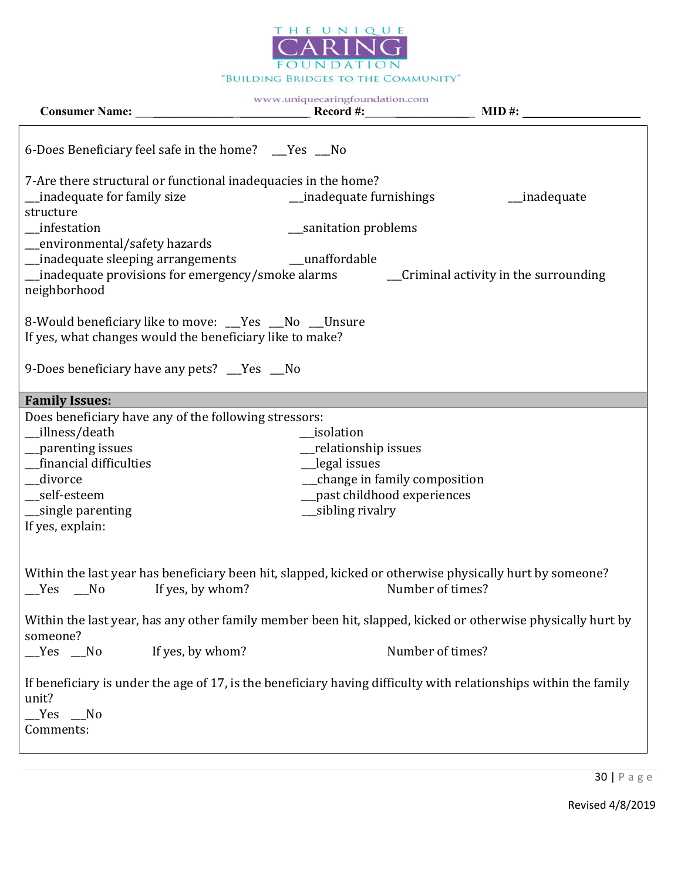THE UNIQUE CARING FOUNDATION

"BUILDING BRIDGES TO THE COMMUNITY"

www.uniquecaringfoundation.com

**Consumer Name:** ______________________________ **Record #:**____________________ **MID #:** ____________________

6-Does Beneficiary feel safe in the home? ___Yes ___No

7-Are there structural or functional inadequacies in the home?

__inadequate for family size
__inadequate furnishings
__inadequate structure
__infestation
__sanitation problems
__environmental/safety hazards
__inadequate sleeping arrangements
__unaffordable
__inadequate provisions for emergency/smoke alarms
__Criminal activity in the surrounding neighborhood

8-Would beneficiary like to move: ___Yes ___No ___Unsure

If yes, what changes would the beneficiary like to make?

9-Does beneficiary have any pets? ___Yes ___No

**Family Issues:**

Does beneficiary have any of the following stressors:

__illness/death
__isolation
__parenting issues
__relationship issues
__financial difficulties
__legal issues
__divorce
__change in family composition
__self-esteem
__past childhood experiences
__single parenting
__sibling rivalry

If yes, explain:

Within the last year has beneficiary been hit, slapped, kicked or otherwise physically hurt by someone?

__Yes __No If yes, by whom? Number of times?

Within the last year, has any other family member been hit, slapped, kicked or otherwise physically hurt by someone?

__Yes __No If yes, by whom? Number of times?

If beneficiary is under the age of 17, is the beneficiary having difficulty with relationships within the family unit?

__Yes __No

Comments:

Revised 4/8/2019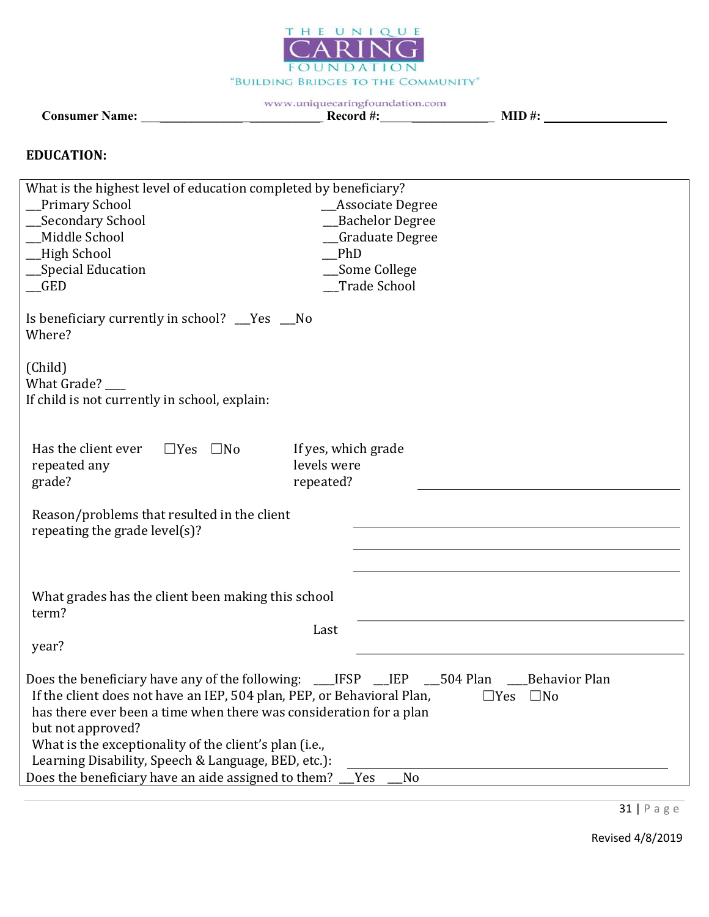THE UNIQUE CARING FOUNDATION

"BUILDING BRIDGES TO THE COMMUNITY"

www.uniquecaringfoundation.com

**Consumer Name:** ______________________________ **Record #:**____________________ **MID #:** ____________________

**EDUCATION:**

What is the highest level of education completed by beneficiary?

| | |
|---|---|
| __Primary School | __Associate Degree |
| __Secondary School | __Bachelor Degree |
| __Middle School | __Graduate Degree |
| __High School | __PhD |
| __Special Education | __Some College |
| __GED | __Trade School |

Is beneficiary currently in school? __Yes __No

Where?

(Child)

What Grade? ___

If child is not currently in school, explain:

Has the client ever repeated any grade? ☐Yes ☐No If yes, which grade levels were repeated? ____________________

Reason/problems that resulted in the client repeating the grade level(s)? ____________________

What grades has the client been making this school term? ____________________

Last year? ____________________

Does the beneficiary have any of the following: ___IFSP __IEP __504 Plan ___Behavior Plan

If the client does not have an IEP, 504 plan, PEP, or Behavioral Plan, has there ever been a time when there was consideration for a plan but not approved? ☐Yes ☐No

What is the exceptionality of the client's plan (i.e., Learning Disability, Speech & Language, BED, etc.): ____________________

Does the beneficiary have an aide assigned to them? __Yes __No

Revised 4/8/2019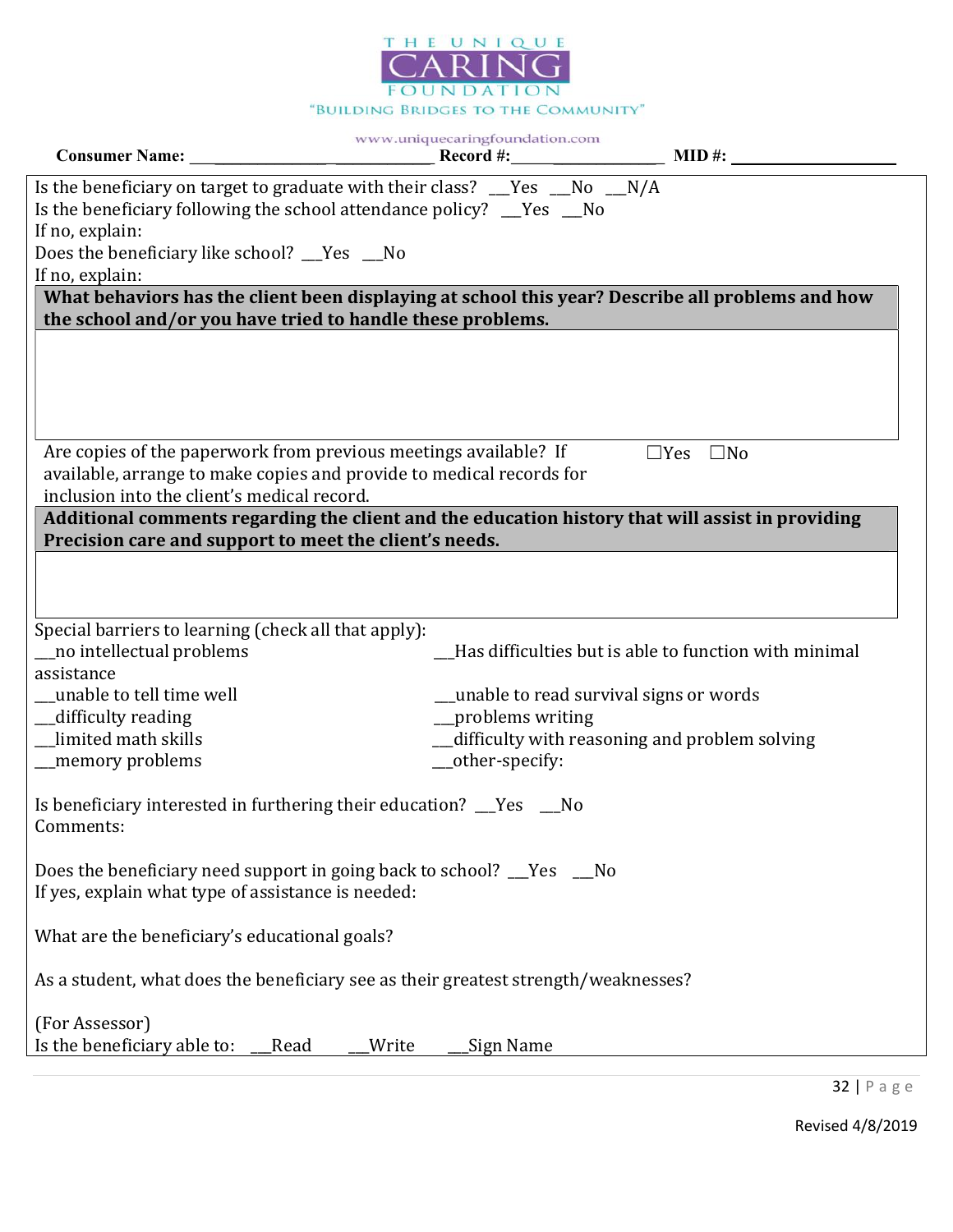Consumer Name: ______________________________ Record #:____________________ MID #: ____________________

Is the beneficiary on target to graduate with their class? __Yes __No __N/A
Is the beneficiary following the school attendance policy? __Yes __No
If no, explain:
Does the beneficiary like school? __Yes __No
If no, explain:

**What behaviors has the client been displaying at school this year? Describe all problems and how the school and/or you have tried to handle these problems.**

Are copies of the paperwork from previous meetings available? If available, arrange to make copies and provide to medical records for inclusion into the client's medical record. ☐Yes ☐No

**Additional comments regarding the client and the education history that will assist in providing Precision care and support to meet the client's needs.**

Special barriers to learning (check all that apply):

- __no intellectual problems
- __Has difficulties but is able to function with minimal assistance
- __unable to tell time well
- __unable to read survival signs or words
- __difficulty reading
- __problems writing
- __limited math skills
- __difficulty with reasoning and problem solving
- __memory problems
- __other-specify:

Is beneficiary interested in furthering their education? __Yes __No
Comments:

Does the beneficiary need support in going back to school? __Yes __No
If yes, explain what type of assistance is needed:

What are the beneficiary's educational goals?

As a student, what does the beneficiary see as their greatest strength/weaknesses?

(For Assessor)
Is the beneficiary able to: __Read __Write __Sign Name

Revised 4/8/2019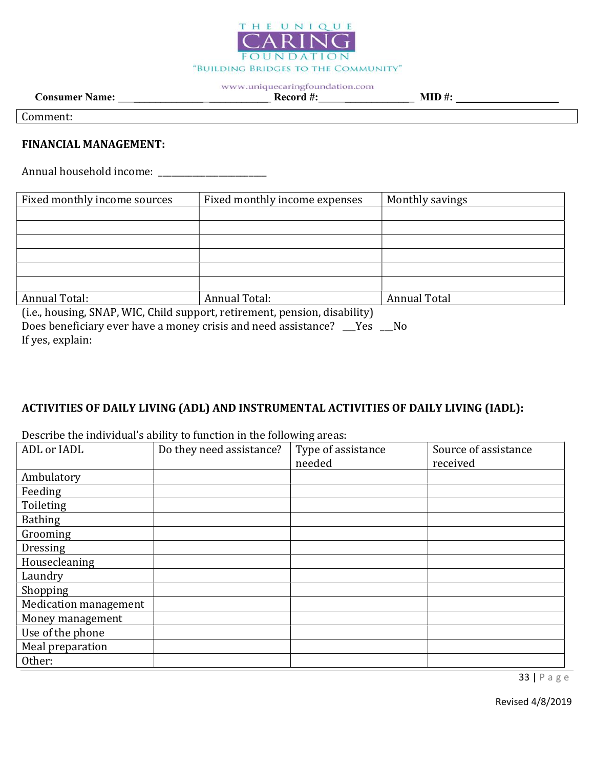**Consumer Name:** ______________________________ **Record #:**____________________ **MID #:** ____________________

Comment:

**FINANCIAL MANAGEMENT:**

Annual household income: ______________________

| Fixed monthly income sources | Fixed monthly income expenses | Monthly savings |
|---|---|---|
| | | |
| | | |
| | | |
| | | |
| | | |
| | | |
| Annual Total: | Annual Total: | Annual Total |

(i.e., housing, SNAP, WIC, Child support, retirement, pension, disability)

Does beneficiary ever have a money crisis and need assistance? __Yes __No

If yes, explain:

**ACTIVITIES OF DAILY LIVING (ADL) AND INSTRUMENTAL ACTIVITIES OF DAILY LIVING (IADL):**

Describe the individual's ability to function in the following areas:

| ADL or IADL | Do they need assistance? | Type of assistance needed | Source of assistance received |
|---|---|---|---|
| Ambulatory | | | |
| Feeding | | | |
| Toileting | | | |
| Bathing | | | |
| Grooming | | | |
| Dressing | | | |
| Housecleaning | | | |
| Laundry | | | |
| Shopping | | | |
| Medication management | | | |
| Money management | | | |
| Use of the phone | | | |
| Meal preparation | | | |
| Other: | | | |

Revised 4/8/2019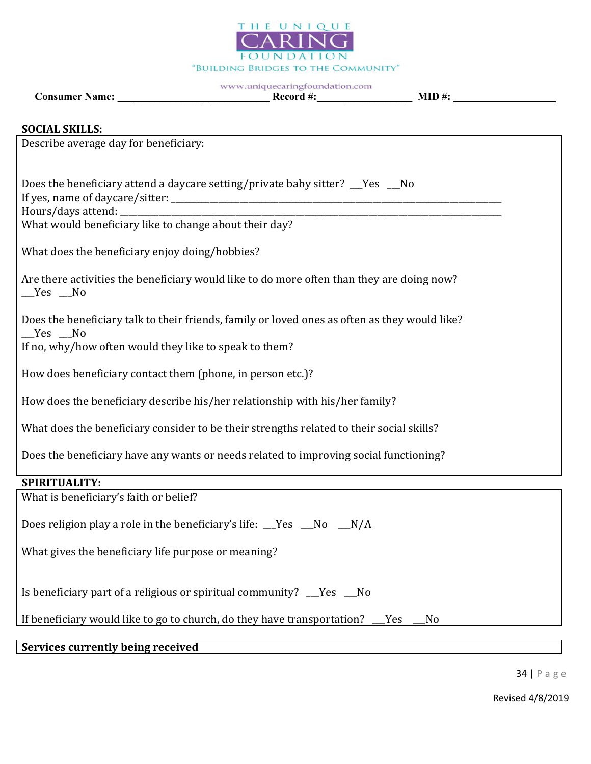THE UNIQUE CARING FOUNDATION

"BUILDING BRIDGES TO THE COMMUNITY"

www.uniquecaringfoundation.com

**Consumer Name:** ______________________________ **Record #:**____________________ **MID #:** ____________________

**SOCIAL SKILLS:**

Describe average day for beneficiary:

Does the beneficiary attend a daycare setting/private baby sitter? __Yes __No

If yes, name of daycare/sitter: ______________________________________________________________________

Hours/days attend: ______________________________________________________________________

What would beneficiary like to change about their day?

What does the beneficiary enjoy doing/hobbies?

Are there activities the beneficiary would like to do more often than they are doing now?
__Yes __No

Does the beneficiary talk to their friends, family or loved ones as often as they would like?
__Yes __No

If no, why/how often would they like to speak to them?

How does beneficiary contact them (phone, in person etc.)?

How does the beneficiary describe his/her relationship with his/her family?

What does the beneficiary consider to be their strengths related to their social skills?

Does the beneficiary have any wants or needs related to improving social functioning?

**SPIRITUALITY:**

What is beneficiary's faith or belief?

Does religion play a role in the beneficiary's life: __Yes __No __N/A

What gives the beneficiary life purpose or meaning?

Is beneficiary part of a religious or spiritual community? __Yes __No

If beneficiary would like to go to church, do they have transportation? __Yes __No

**Services currently being received**

Revised 4/8/2019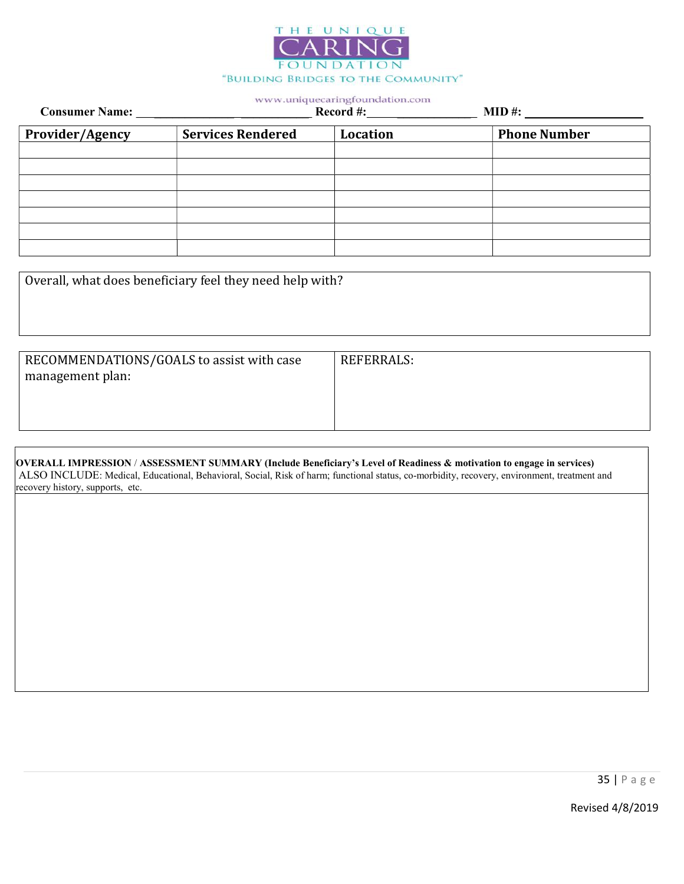THE UNIQUE CARING FOUNDATION

"BUILDING BRIDGES TO THE COMMUNITY"

www.uniquecaringfoundation.com

**Consumer Name:** ______________________________ **Record #:** ____________________ **MID #:** ____________________

| Provider/Agency | Services Rendered | Location | Phone Number |
|---|---|---|---|
| | | | |
| | | | |
| | | | |
| | | | |
| | | | |
| | | | |
| | | | |

Overall, what does beneficiary feel they need help with?

| RECOMMENDATIONS/GOALS to assist with case management plan: | REFERRALS: |
|---|---|
| | |

**OVERALL IMPRESSION / ASSESSMENT SUMMARY (Include Beneficiary's Level of Readiness & motivation to engage in services)**
ALSO INCLUDE: Medical, Educational, Behavioral, Social, Risk of harm; functional status, co-morbidity, recovery, environment, treatment and recovery history, supports, etc.

Revised 4/8/2019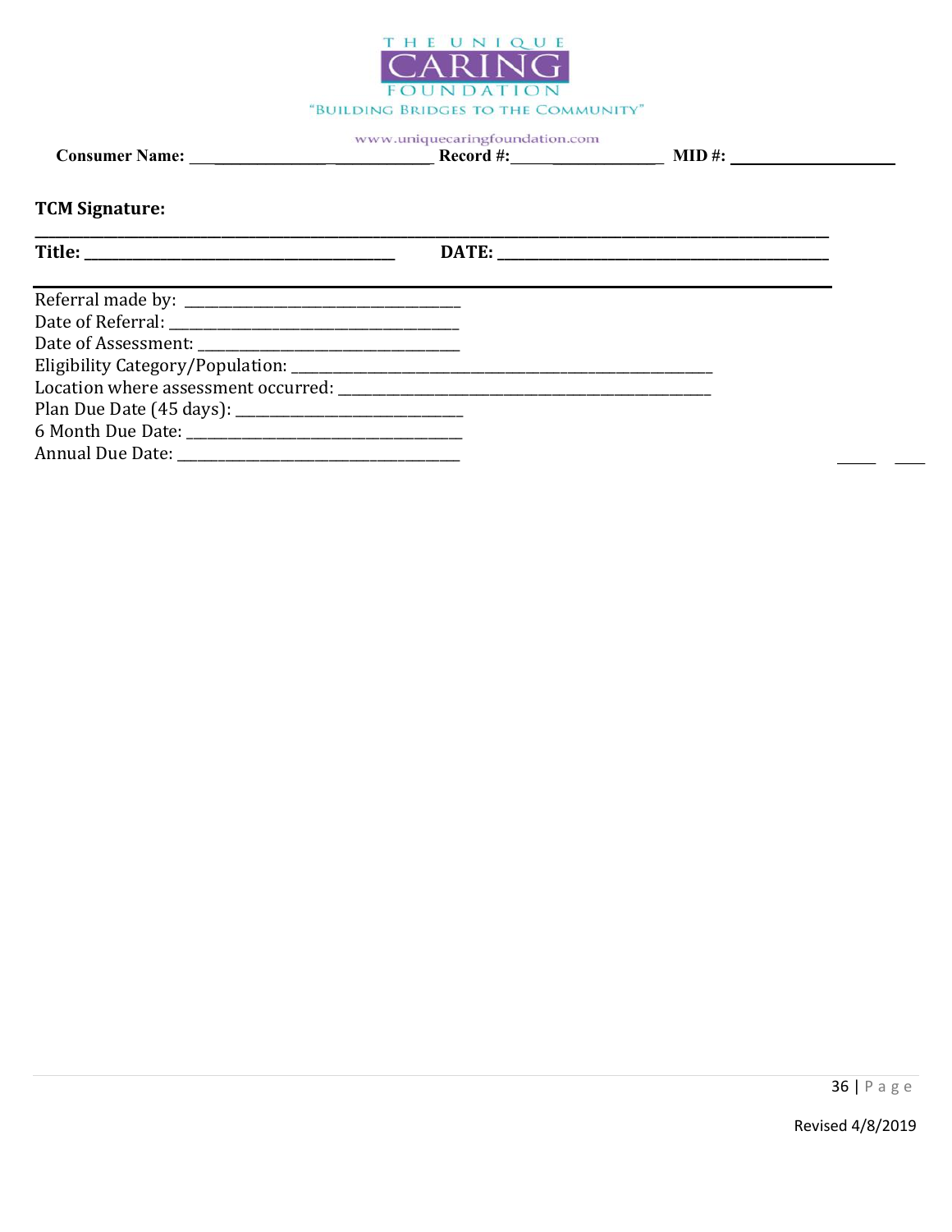THE UNIQUE CARING FOUNDATION

"BUILDING BRIDGES TO THE COMMUNITY"

www.uniquecaringfoundation.com

**Consumer Name:** ______________________________ **Record #:**____________________ **MID #:** ____________________

**TCM Signature:**

________________________________________________________________________________

**Title:** ____________________________________ **DATE:** ____________________________________

---

Referral made by: ______________________________

Date of Referral: ______________________________

Date of Assessment: ______________________________

Eligibility Category/Population: ____________________________________________________

Location where assessment occurred: ____________________________________________

Plan Due Date (45 days): __________________________

6 Month Due Date: ______________________________

Annual Due Date: ______________________________

Revised 4/8/2019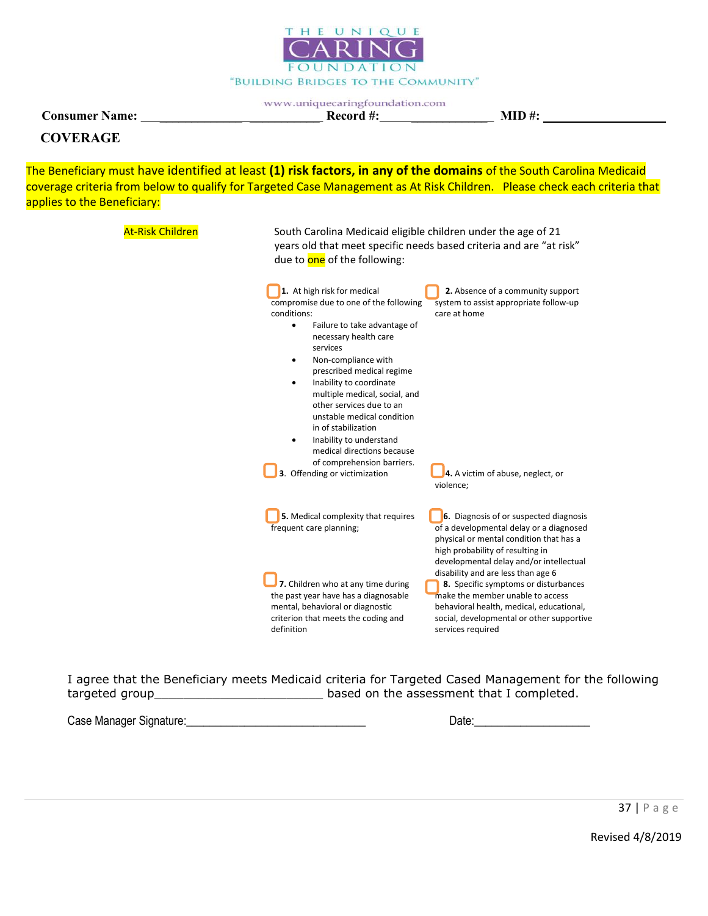THE UNIQUE CARING FOUNDATION

"BUILDING BRIDGES TO THE COMMUNITY"

www.uniquecaringfoundation.com

**Consumer Name:** ____________________________ **Record #:**___________________ **MID #:** ____________________

## COVERAGE

The Beneficiary must have identified at least **(1) risk factors, in any of the domains** of the South Carolina Medicaid coverage criteria from below to qualify for Targeted Case Management as At Risk Children. Please check each criteria that applies to the Beneficiary:

**At-Risk Children**

South Carolina Medicaid eligible children under the age of 21 years old that meet specific needs based criteria and are "at risk" due to one of the following:

- ☐ **1.** At high risk for medical compromise due to one of the following conditions:
  - Failure to take advantage of necessary health care services
  - Non-compliance with prescribed medical regime
  - Inability to coordinate multiple medical, social, and other services due to an unstable medical condition in of stabilization
  - Inability to understand medical directions because of comprehension barriers.
- ☐ **2.** Absence of a community support system to assist appropriate follow-up care at home
- ☐ **3.** Offending or victimization
- ☐ **4.** A victim of abuse, neglect, or violence;
- ☐ **5.** Medical complexity that requires frequent care planning;
- ☐ **6.** Diagnosis of or suspected diagnosis of a developmental delay or a diagnosed physical or mental condition that has a high probability of resulting in developmental delay and/or intellectual disability and are less than age 6
- ☐ **7.** Children who at any time during the past year have has a diagnosable mental, behavioral or diagnostic criterion that meets the coding and definition
- ☐ **8.** Specific symptoms or disturbances make the member unable to access behavioral health, medical, educational, social, developmental or other supportive services required

I agree that the Beneficiary meets Medicaid criteria for Targeted Cased Management for the following targeted group________________________ based on the assessment that I completed.

Case Manager Signature:_____________________________ Date:___________________

Revised 4/8/2019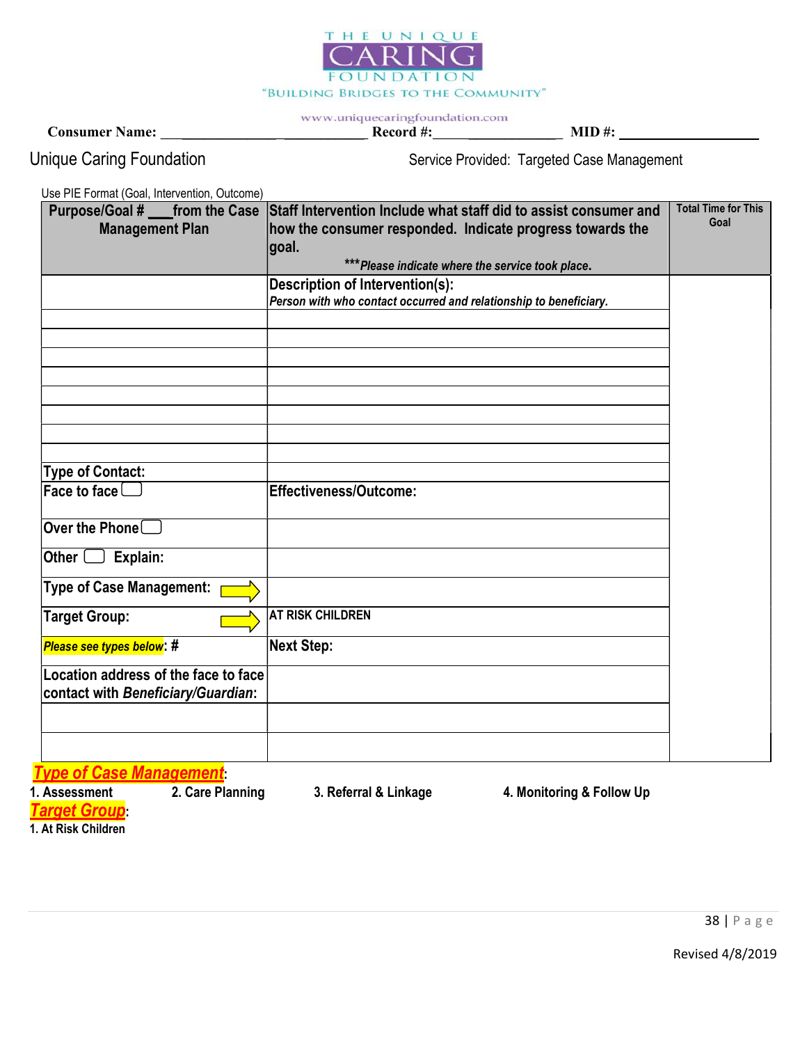THE UNIQUE CARING FOUNDATION
"BUILDING BRIDGES TO THE COMMUNITY"
www.uniquecaringfoundation.com

**Consumer Name:** __________________________ **Record #:**__________________ **MID #:** ___________________

Unique Caring Foundation

Service Provided: Targeted Case Management

Use PIE Format (Goal, Intervention, Outcome)

| Purpose/Goal # ___from the Case Management Plan | Staff Intervention Include what staff did to assist consumer and how the consumer responded. Indicate progress towards the goal. ****Please indicate where the service took place.* | Total Time for This Goal |
|---|---|---|
| | **Description of Intervention(s):** *Person with who contact occurred and relationship to beneficiary.* | |
| | | |
| | | |
| | | |
| | | |
| | | |
| | | |
| | | |
| **Type of Contact:** | | |
| **Face to face** ☐ | **Effectiveness/Outcome:** | |
| **Over the Phone** ☐ | | |
| **Other** ☐ **Explain:** | | |
| **Type of Case Management:** ➡ | | |
| **Target Group:** ➡ | **AT RISK CHILDREN** | |
| ***Please see types below*: #** | **Next Step:** | |
| **Location address of the face to face contact with *Beneficiary/Guardian*:** | | |
| | | |
| | | |

***Type of Case Management*:**

**1. Assessment** **2. Care Planning** **3. Referral & Linkage** **4. Monitoring & Follow Up**

***Target Group*:**

**1. At Risk Children**

Revised 4/8/2019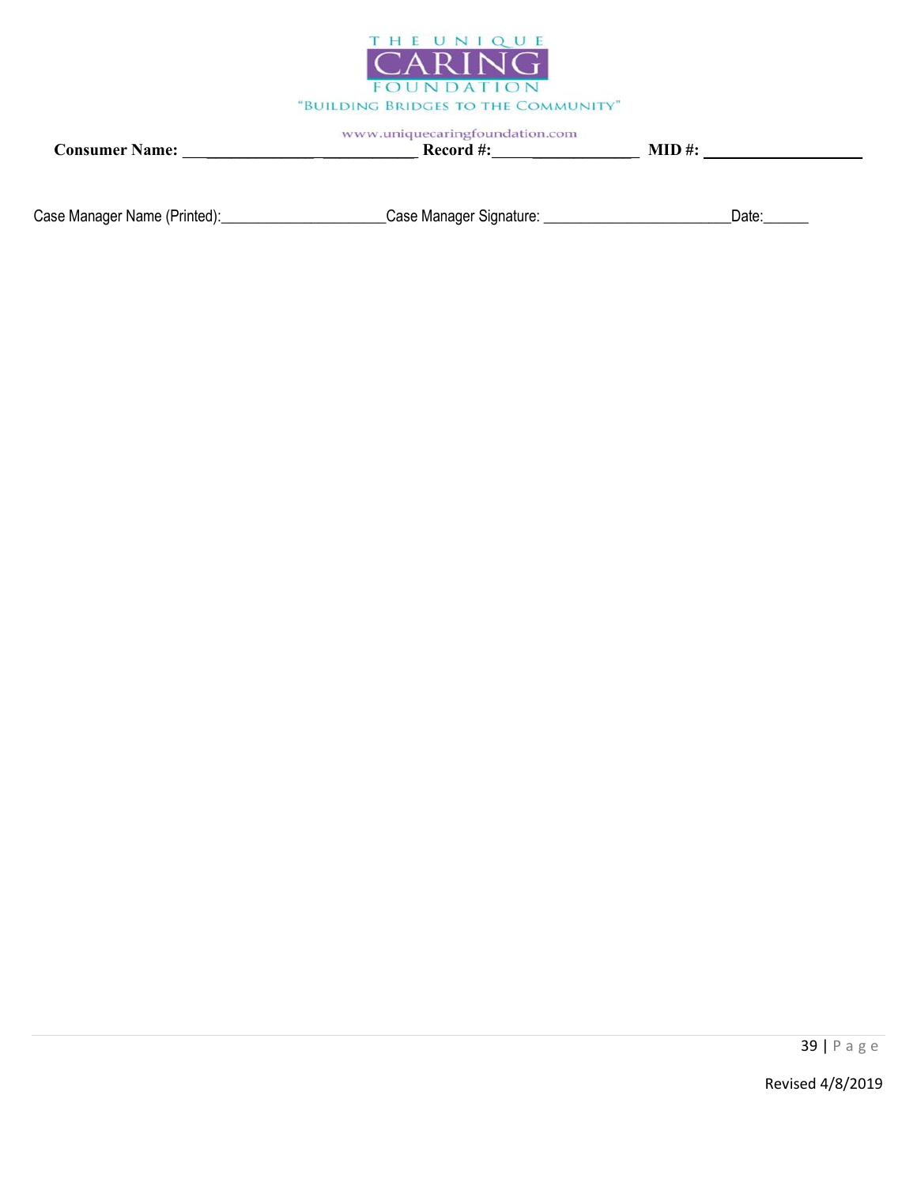THE UNIQUE CARING FOUNDATION

"BUILDING BRIDGES TO THE COMMUNITY"

www.uniquecaringfoundation.com

**Consumer Name:** ___________________________ **Record #:**_________________ **MID #:** ____________________

Case Manager Name (Printed):_____________________Case Manager Signature: ________________________Date:______

Revised 4/8/2019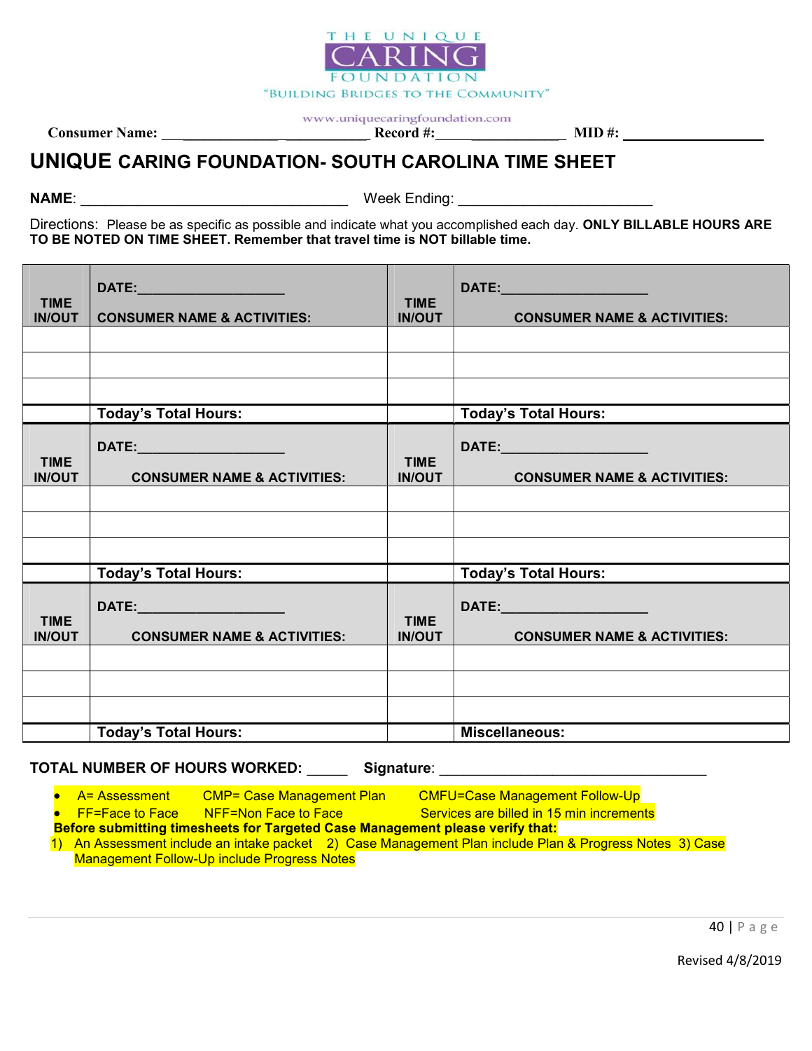THE UNIQUE CARING FOUNDATION

"BUILDING BRIDGES TO THE COMMUNITY"

www.uniquecaringfoundation.com

**Consumer Name:** ___________________________ **Record #:**__________________ **MID #:** ____________________

# UNIQUE CARING FOUNDATION- SOUTH CAROLINA TIME SHEET

**NAME**: ___________________________________ Week Ending: _________________________

Directions: Please be as specific as possible and indicate what you accomplished each day. **ONLY BILLABLE HOURS ARE TO BE NOTED ON TIME SHEET. Remember that travel time is NOT billable time.**

| TIME IN/OUT | DATE:___________________ CONSUMER NAME & ACTIVITIES: | TIME IN/OUT | DATE:___________________ CONSUMER NAME & ACTIVITIES: |
|---|---|---|---|
| | | | |
| | | | |
| | | | |
| | **Today's Total Hours:** | | **Today's Total Hours:** |
| **TIME IN/OUT** | **DATE:___________________ CONSUMER NAME & ACTIVITIES:** | **TIME IN/OUT** | **DATE:___________________ CONSUMER NAME & ACTIVITIES:** |
| | | | |
| | | | |
| | | | |
| | **Today's Total Hours:** | | **Today's Total Hours:** |
| **TIME IN/OUT** | **DATE:___________________ CONSUMER NAME & ACTIVITIES:** | **TIME IN/OUT** | **DATE:___________________ CONSUMER NAME & ACTIVITIES:** |
| | | | |
| | | | |
| | | | |
| | **Today's Total Hours:** | | **Miscellaneous:** |

**TOTAL NUMBER OF HOURS WORKED:** _____ **Signature**: __________________________________

- A= Assessment CMP= Case Management Plan CMFU=Case Management Follow-Up
- FF=Face to Face NFF=Non Face to Face Services are billed in 15 min increments

**Before submitting timesheets for Targeted Case Management please verify that:**

1) An Assessment include an intake packet 2) Case Management Plan include Plan & Progress Notes 3) Case Management Follow-Up include Progress Notes

Revised 4/8/2019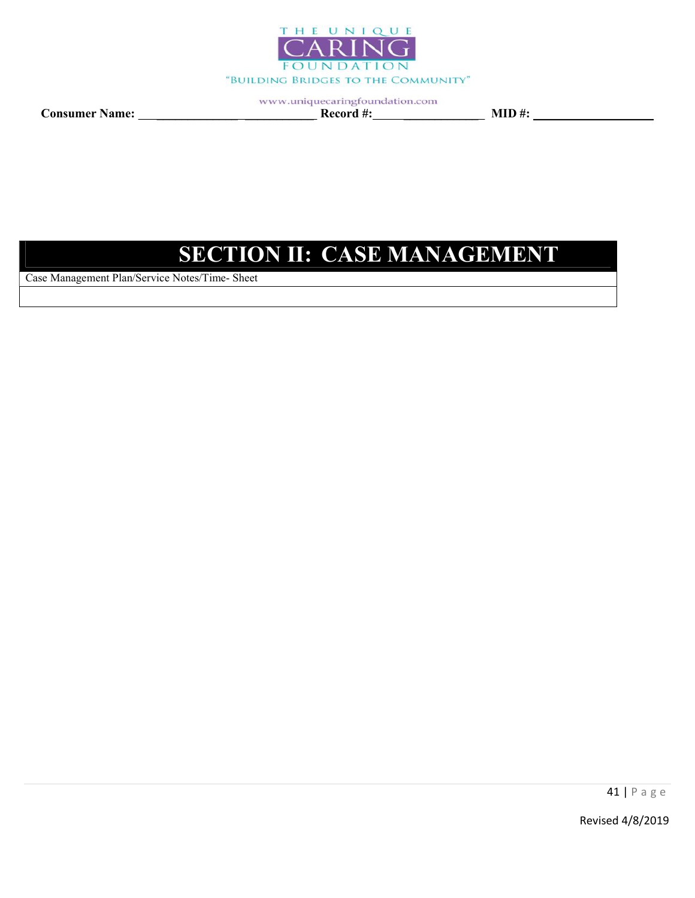**Consumer Name:** ______________ ___________ **Record #:**_____ ____________ **MID #:** ___________________

# SECTION II: CASE MANAGEMENT

| Case Management Plan/Service Notes/Time- Sheet |
| --- |
| |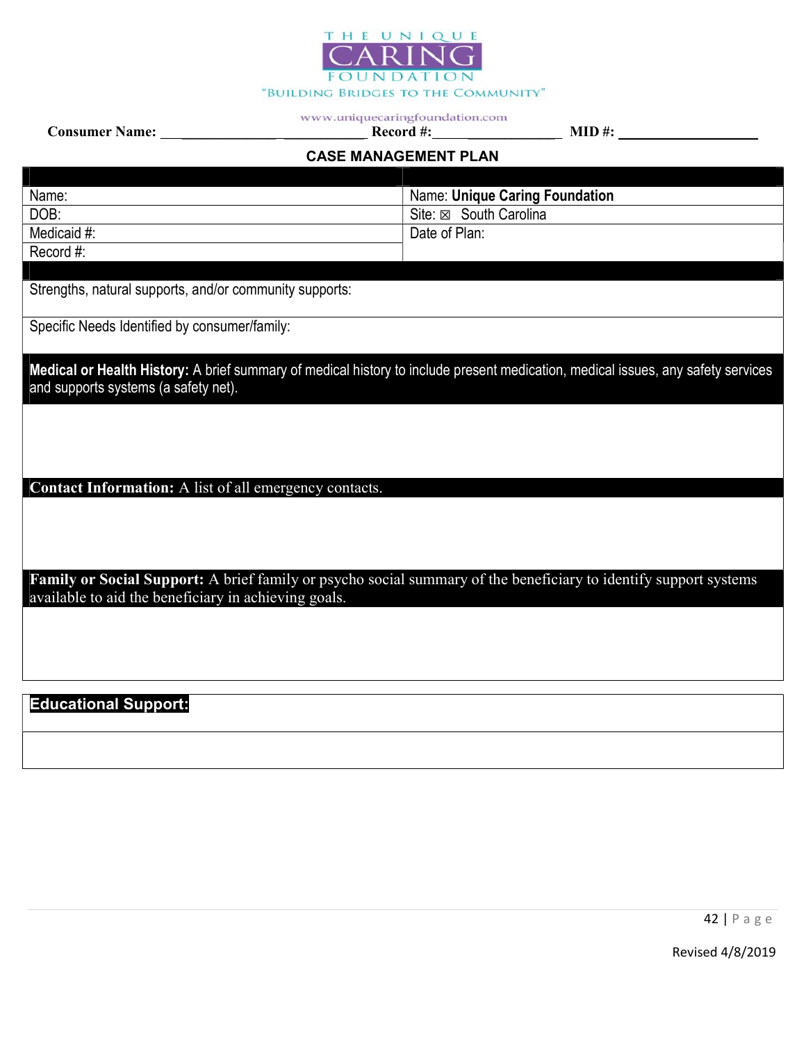THE UNIQUE CARING FOUNDATION
"BUILDING BRIDGES TO THE COMMUNITY"

www.uniquecaringfoundation.com

**Consumer Name:** ________________________ **Record #:**__________________ **MID #:** ____________________

## CASE MANAGEMENT PLAN

| | |
|---|---|
| Name: | Name: **Unique Caring Foundation** |
| DOB: | Site: ☒ South Carolina |
| Medicaid #: | Date of Plan: |
| Record #: | |

Strengths, natural supports, and/or community supports:

Specific Needs Identified by consumer/family:

**Medical or Health History:** A brief summary of medical history to include present medication, medical issues, any safety services and supports systems (a safety net).

**Contact Information:** A list of all emergency contacts.

**Family or Social Support:** A brief family or psycho social summary of the beneficiary to identify support systems available to aid the beneficiary in achieving goals.

**Educational Support:**

Revised 4/8/2019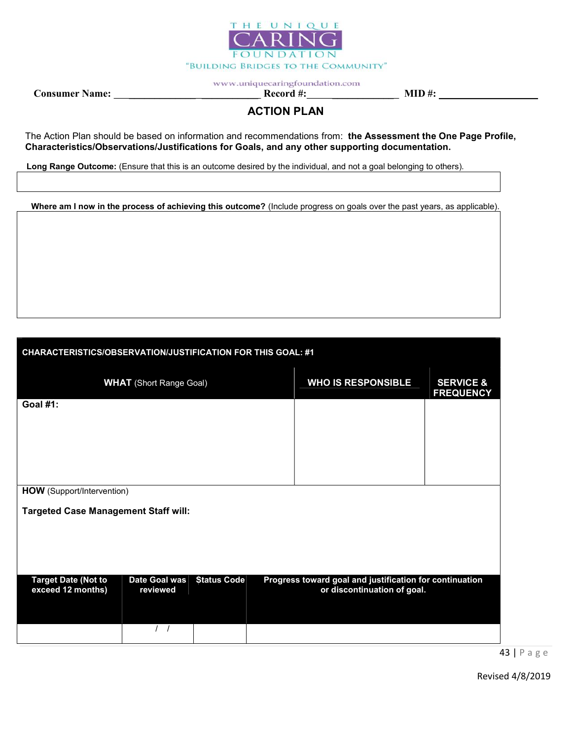THE UNIQUE CARING FOUNDATION
"BUILDING BRIDGES TO THE COMMUNITY"
www.uniquecaringfoundation.com

**Consumer Name:** ___________________________ **Record #:**__________________ **MID #:** ___________________

# ACTION PLAN

The Action Plan should be based on information and recommendations from: **the Assessment the One Page Profile, Characteristics/Observations/Justifications for Goals, and any other supporting documentation.**

**Long Range Outcome:** (Ensure that this is an outcome desired by the individual, and not a goal belonging to others).

| |
|---|
| |

**Where am I now in the process of achieving this outcome?** (Include progress on goals over the past years, as applicable).

| |
|---|
| |

| **CHARACTERISTICS/OBSERVATION/JUSTIFICATION FOR THIS GOAL: #1** | | |
|---|---|---|
| **WHAT** (Short Range Goal) | **WHO IS RESPONSIBLE** | **SERVICE & FREQUENCY** |
| **Goal #1:** | | |
| **HOW** (Support/Intervention)<br><br>**Targeted Case Management Staff will:** | | |

| Target Date (Not to exceed 12 months) | Date Goal was reviewed | Status Code | Progress toward goal and justification for continuation or discontinuation of goal. |
|---|---|---|---|
| | / / | | |

Revised 4/8/2019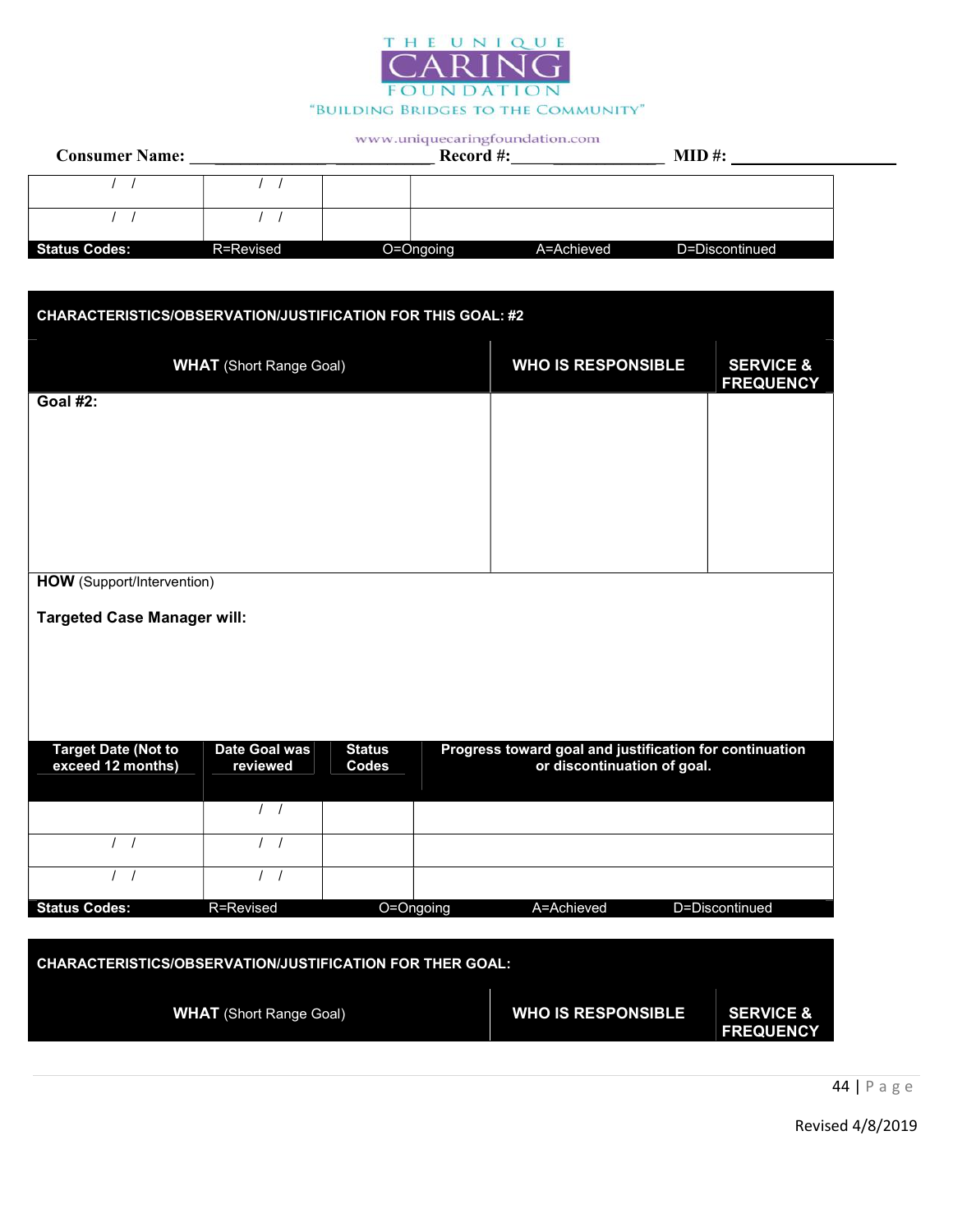THE UNIQUE CARING FOUNDATION

"BUILDING BRIDGES TO THE COMMUNITY"

www.uniquecaringfoundation.com

**Consumer Name:** ________________________ **Record #:**_______________ **MID #:** ___________________

| / / | / / | | |
|---|---|---|---|
| / / | / / | | |

**Status Codes:** R=Revised O=Ongoing A=Achieved D=Discontinued

**CHARACTERISTICS/OBSERVATION/JUSTIFICATION FOR THIS GOAL: #2**

| **WHAT** (Short Range Goal) | **WHO IS RESPONSIBLE** | **SERVICE & FREQUENCY** |
|---|---|---|
| **Goal #2:** | | |

**HOW** (Support/Intervention)

**Targeted Case Manager will:**

| Target Date (Not to exceed 12 months) | Date Goal was reviewed | Status Codes | Progress toward goal and justification for continuation or discontinuation of goal. |
|---|---|---|---|
| | / / | | |
| / / | / / | | |
| / / | / / | | |

**Status Codes:** R=Revised O=Ongoing A=Achieved D=Discontinued

**CHARACTERISTICS/OBSERVATION/JUSTIFICATION FOR THER GOAL:**

| **WHAT** (Short Range Goal) | **WHO IS RESPONSIBLE** | **SERVICE & FREQUENCY** |
|---|---|---|

Revised 4/8/2019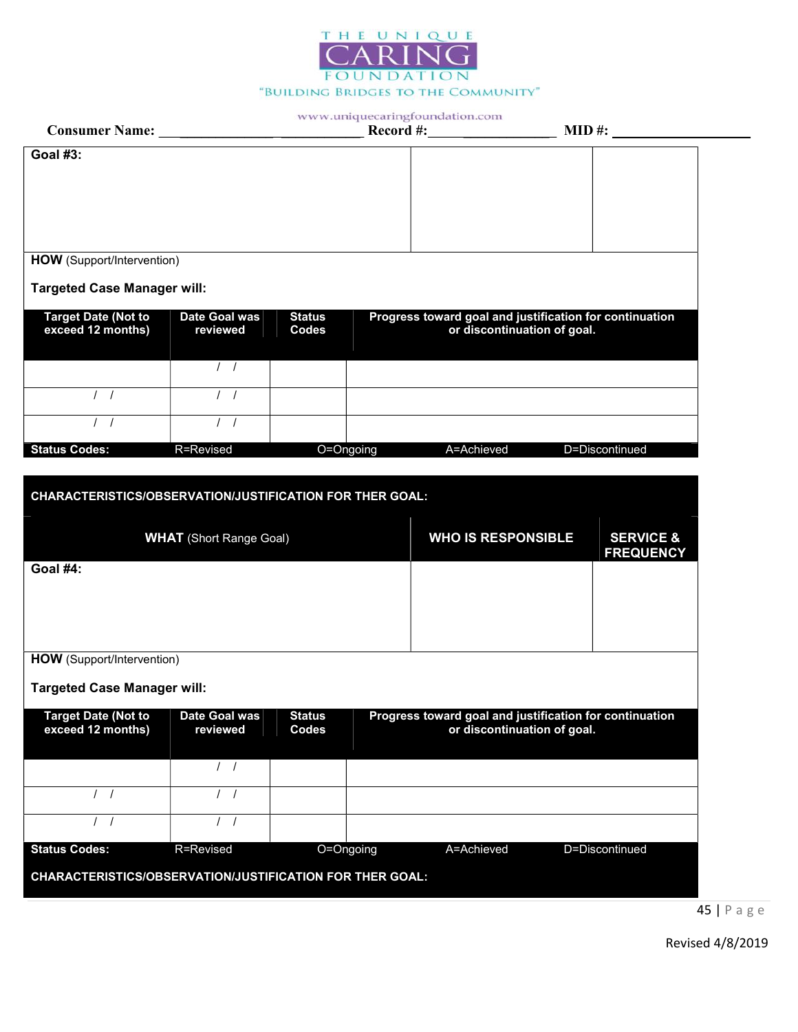THE UNIQUE CARING FOUNDATION

"BUILDING BRIDGES TO THE COMMUNITY"

www.uniquecaringfoundation.com

**Consumer Name:** _________________________ **Record #:**_________________ **MID #:** ___________________

| **Goal #3:** | | |
|---|---|---|
| | | |

**HOW** (Support/Intervention)

**Targeted Case Manager will:**

| Target Date (Not to exceed 12 months) | Date Goal was reviewed | Status Codes | Progress toward goal and justification for continuation or discontinuation of goal. |
|---|---|---|---|
| | / / | | |
| / / | / / | | |
| / / | / / | | |
| **Status Codes:** R=Revised | O=Ongoing | A=Achieved | D=Discontinued |

**CHARACTERISTICS/OBSERVATION/JUSTIFICATION FOR THER GOAL:**

| **WHAT** (Short Range Goal) | **WHO IS RESPONSIBLE** | **SERVICE & FREQUENCY** |
|---|---|---|
| **Goal #4:** | | |

**HOW** (Support/Intervention)

**Targeted Case Manager will:**

| Target Date (Not to exceed 12 months) | Date Goal was reviewed | Status Codes | Progress toward goal and justification for continuation or discontinuation of goal. |
|---|---|---|---|
| | / / | | |
| / / | / / | | |
| / / | / / | | |
| **Status Codes:** R=Revised | O=Ongoing | A=Achieved | D=Discontinued |

**CHARACTERISTICS/OBSERVATION/JUSTIFICATION FOR THER GOAL:**

Revised 4/8/2019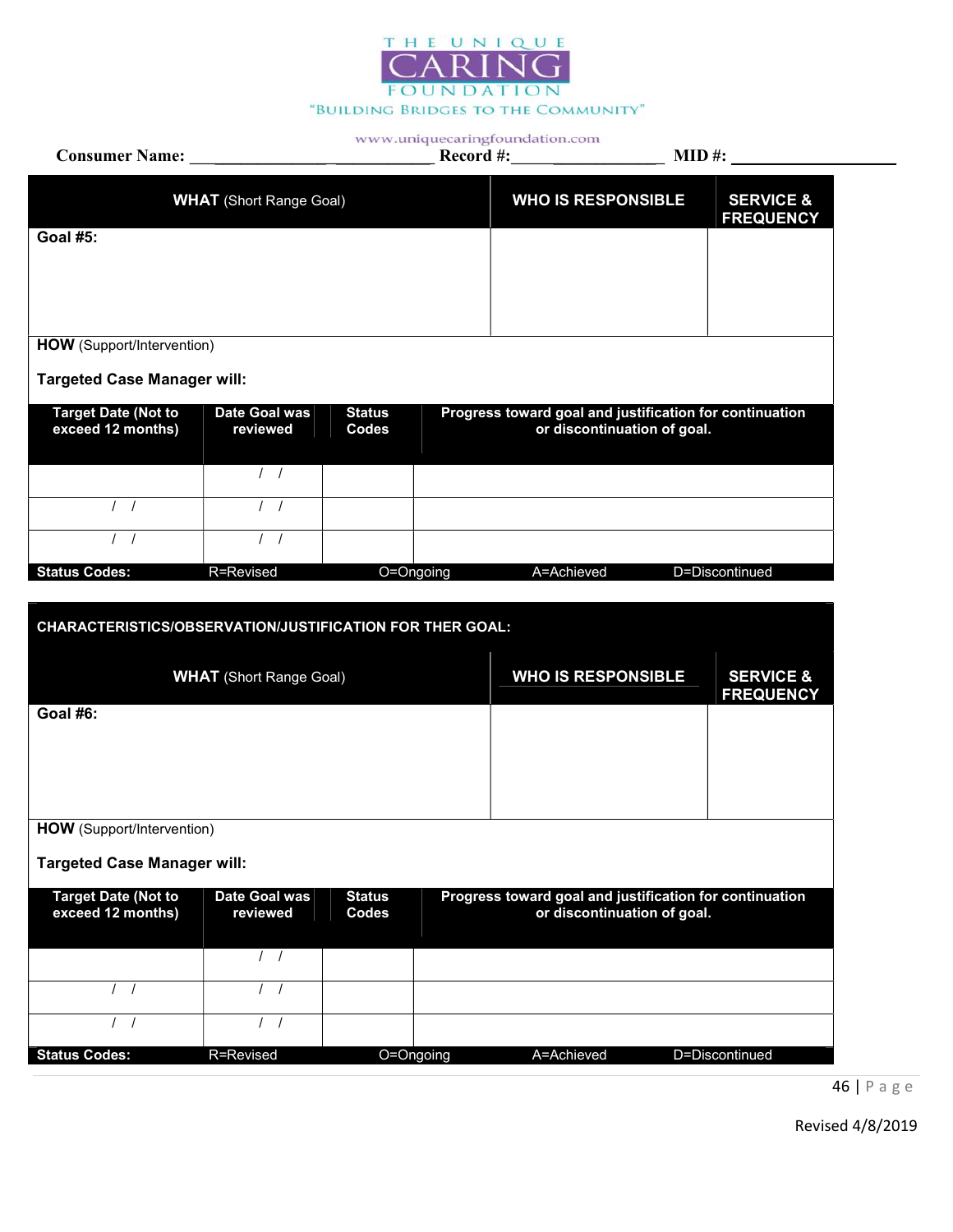THE UNIQUE CARING FOUNDATION

"BUILDING BRIDGES TO THE COMMUNITY"

www.uniquecaringfoundation.com

**Consumer Name:** ___________________________ **Record #:**___________________ **MID #:** ___________________

| **WHAT** (Short Range Goal) | **WHO IS RESPONSIBLE** | **SERVICE & FREQUENCY** |
|---|---|---|
| **Goal #5:** | | |

**HOW** (Support/Intervention)

**Targeted Case Manager will:**

| Target Date (Not to exceed 12 months) | Date Goal was reviewed | Status Codes | Progress toward goal and justification for continuation or discontinuation of goal. |
|---|---|---|---|
| | / / | | |
| / / | / / | | |
| / / | / / | | |
| **Status Codes:** R=Revised | O=Ongoing | A=Achieved | D=Discontinued |

**CHARACTERISTICS/OBSERVATION/JUSTIFICATION FOR THER GOAL:**

| **WHAT** (Short Range Goal) | **WHO IS RESPONSIBLE** | **SERVICE & FREQUENCY** |
|---|---|---|
| **Goal #6:** | | |

**HOW** (Support/Intervention)

**Targeted Case Manager will:**

| Target Date (Not to exceed 12 months) | Date Goal was reviewed | Status Codes | Progress toward goal and justification for continuation or discontinuation of goal. |
|---|---|---|---|
| | / / | | |
| / / | / / | | |
| / / | / / | | |
| **Status Codes:** R=Revised | O=Ongoing | A=Achieved | D=Discontinued |

Revised 4/8/2019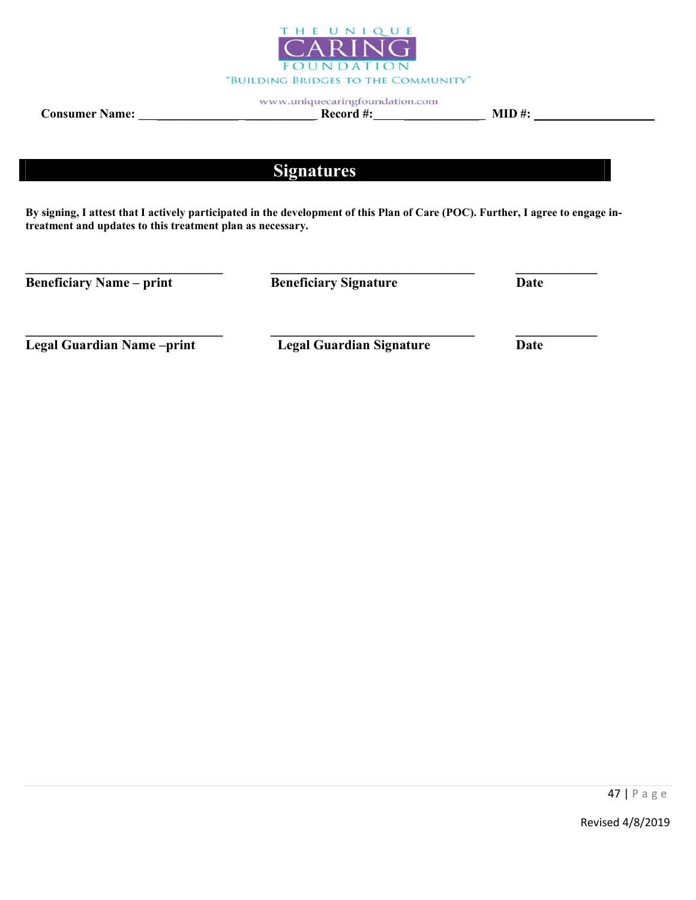THE UNIQUE CARING FOUNDATION

"BUILDING BRIDGES TO THE COMMUNITY"

www.uniquecaringfoundation.com

**Consumer Name:** ______________________________ **Record #:**___________________ **MID #:** ____________________

## Signatures

**By signing, I attest that I actively participated in the development of this Plan of Care (POC). Further, I agree to engage in-treatment and updates to this treatment plan as necessary.**

| ______________________________ | ______________________________ | ____________ |
|---|---|---|
| **Beneficiary Name – print** | **Beneficiary Signature** | **Date** |
| ______________________________ | ______________________________ | ____________ |
| **Legal Guardian Name –print** | **Legal Guardian Signature** | **Date** |

Revised 4/8/2019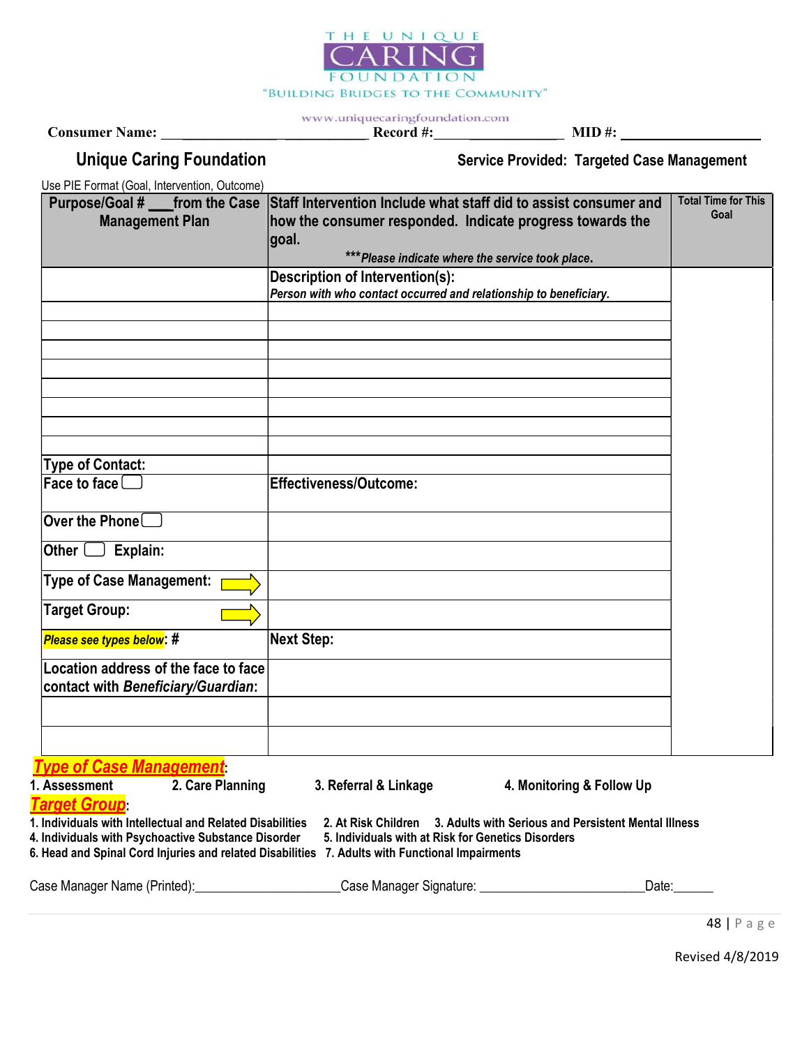THE UNIQUE CARING FOUNDATION

"BUILDING BRIDGES TO THE COMMUNITY"

www.uniquecaringfoundation.com

**Consumer Name:** ______________ ___________ **Record #:**______ ___________ **MID #:** ___________________

## Unique Caring Foundation

**Service Provided: Targeted Case Management**

Use PIE Format (Goal, Intervention, Outcome)

| Purpose/Goal # ___from the Case Management Plan | Staff Intervention Include what staff did to assist consumer and how the consumer responded. Indicate progress towards the goal. ****Please indicate where the service took place.* | Total Time for This Goal |
|---|---|---|
| | **Description of Intervention(s):** *Person with who contact occurred and relationship to beneficiary.* | |
| | | |
| | | |
| | | |
| | | |
| | | |
| | | |
| | | |
| | | |
| **Type of Contact:** | | |
| **Face to face** ☐ | **Effectiveness/Outcome:** | |
| **Over the Phone** ☐ | | |
| **Other** ☐ **Explain:** | | |
| **Type of Case Management:** ⇨ | | |
| **Target Group:** ⇨ | | |
| ***Please see types below*: #** | **Next Step:** | |
| **Location address of the face to face contact with *Beneficiary/Guardian*:** | | |
| | | |
| | | |

***Type of Case Management*:**

1. Assessment 2. Care Planning 3. Referral & Linkage 4. Monitoring & Follow Up

***Target Group*:**

1. Individuals with Intellectual and Related Disabilities 2. At Risk Children 3. Adults with Serious and Persistent Mental Illness
4. Individuals with Psychoactive Substance Disorder 5. Individuals with at Risk for Genetics Disorders
6. Head and Spinal Cord Injuries and related Disabilities 7. Adults with Functional Impairments

Case Manager Name (Printed):____________________Case Manager Signature: _______________________Date:______

Revised 4/8/2019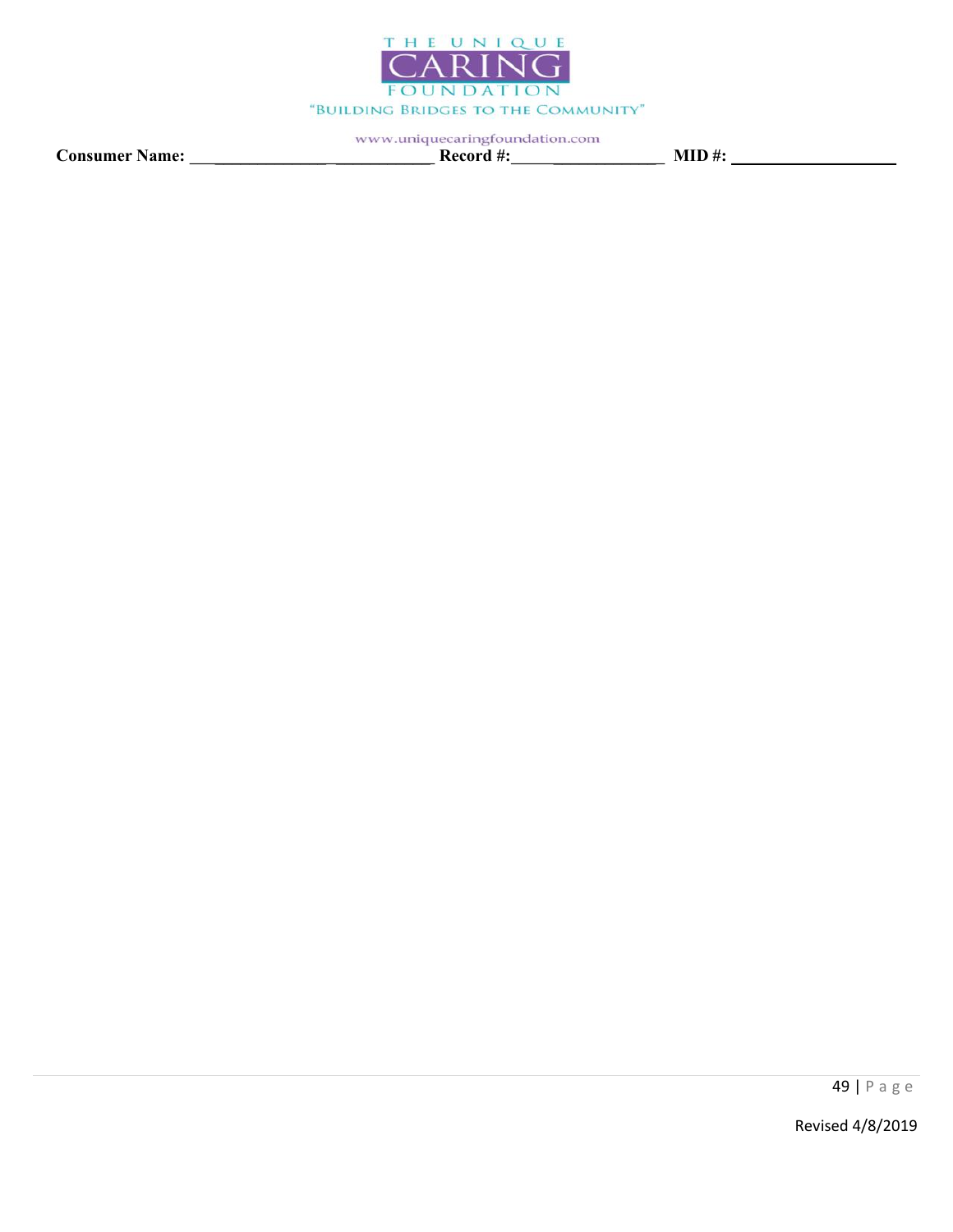Consumer Name: ___________________________ Record #: __________________ MID #: ___________________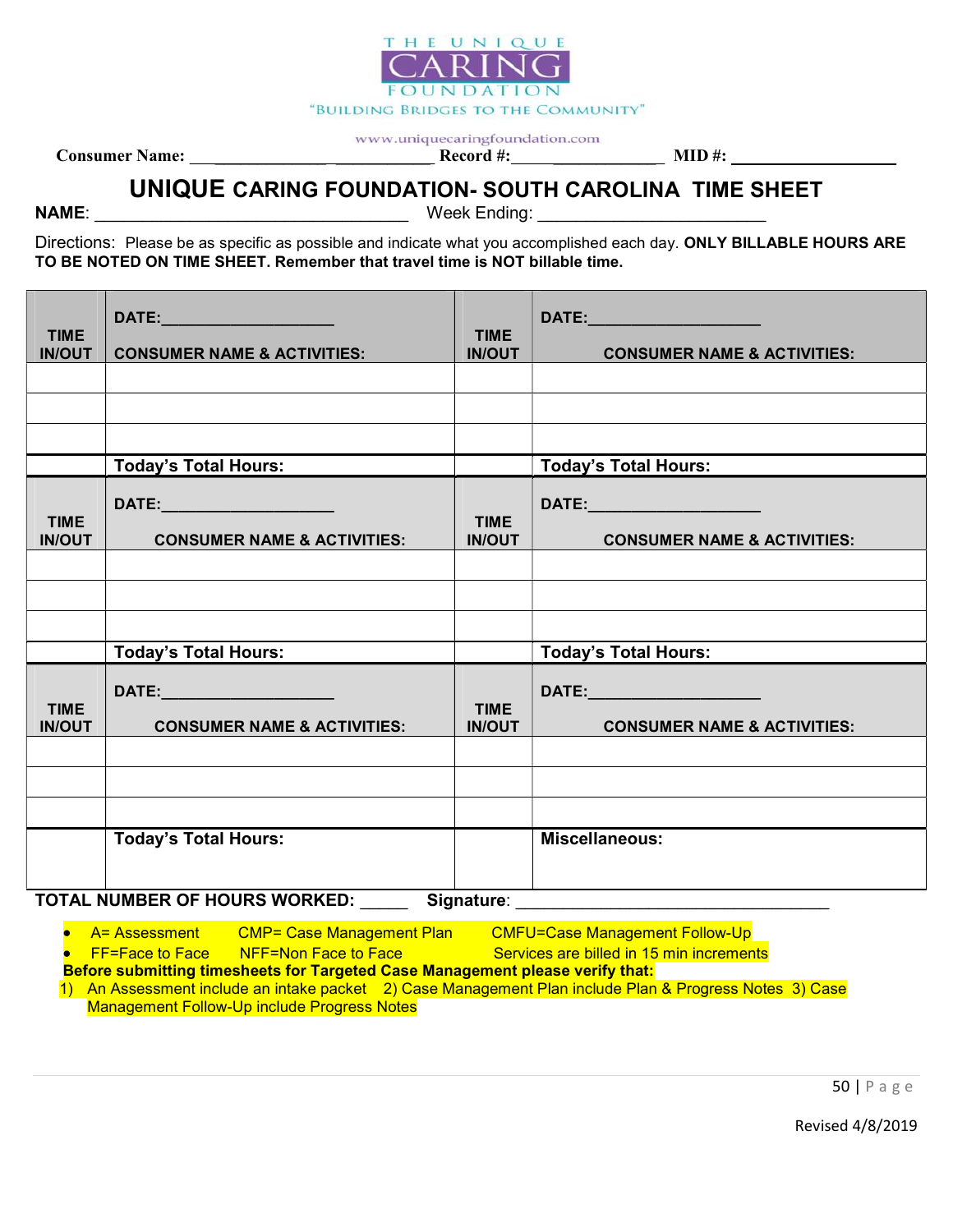THE UNIQUE CARING FOUNDATION

"BUILDING BRIDGES TO THE COMMUNITY"

www.uniquecaringfoundation.com

**Consumer Name:** ___________________________ **Record #:** __________________ **MID #:** __________________

# UNIQUE CARING FOUNDATION- SOUTH CAROLINA TIME SHEET

**NAME**: ________________________________ Week Ending: ______________________

Directions: Please be as specific as possible and indicate what you accomplished each day. **ONLY BILLABLE HOURS ARE TO BE NOTED ON TIME SHEET. Remember that travel time is NOT billable time.**

| TIME IN/OUT | DATE:__________________ CONSUMER NAME & ACTIVITIES: | TIME IN/OUT | DATE:__________________ CONSUMER NAME & ACTIVITIES: |
|---|---|---|---|
| | | | |
| | | | |
| | | | |
| | **Today's Total Hours:** | | **Today's Total Hours:** |
| **TIME IN/OUT** | **DATE:__________________ CONSUMER NAME & ACTIVITIES:** | **TIME IN/OUT** | **DATE:__________________ CONSUMER NAME & ACTIVITIES:** |
| | | | |
| | | | |
| | | | |
| | **Today's Total Hours:** | | **Today's Total Hours:** |
| **TIME IN/OUT** | **DATE:__________________ CONSUMER NAME & ACTIVITIES:** | **TIME IN/OUT** | **DATE:__________________ CONSUMER NAME & ACTIVITIES:** |
| | | | |
| | | | |
| | | | |
| | **Today's Total Hours:** | | **Miscellaneous:** |

**TOTAL NUMBER OF HOURS WORKED:** _____ **Signature**: ________________________________

- A= Assessment CMP= Case Management Plan CMFU=Case Management Follow-Up
- FF=Face to Face NFF=Non Face to Face Services are billed in 15 min increments

**Before submitting timesheets for Targeted Case Management please verify that:**

1) An Assessment include an intake packet 2) Case Management Plan include Plan & Progress Notes 3) Case Management Follow-Up include Progress Notes

Revised 4/8/2019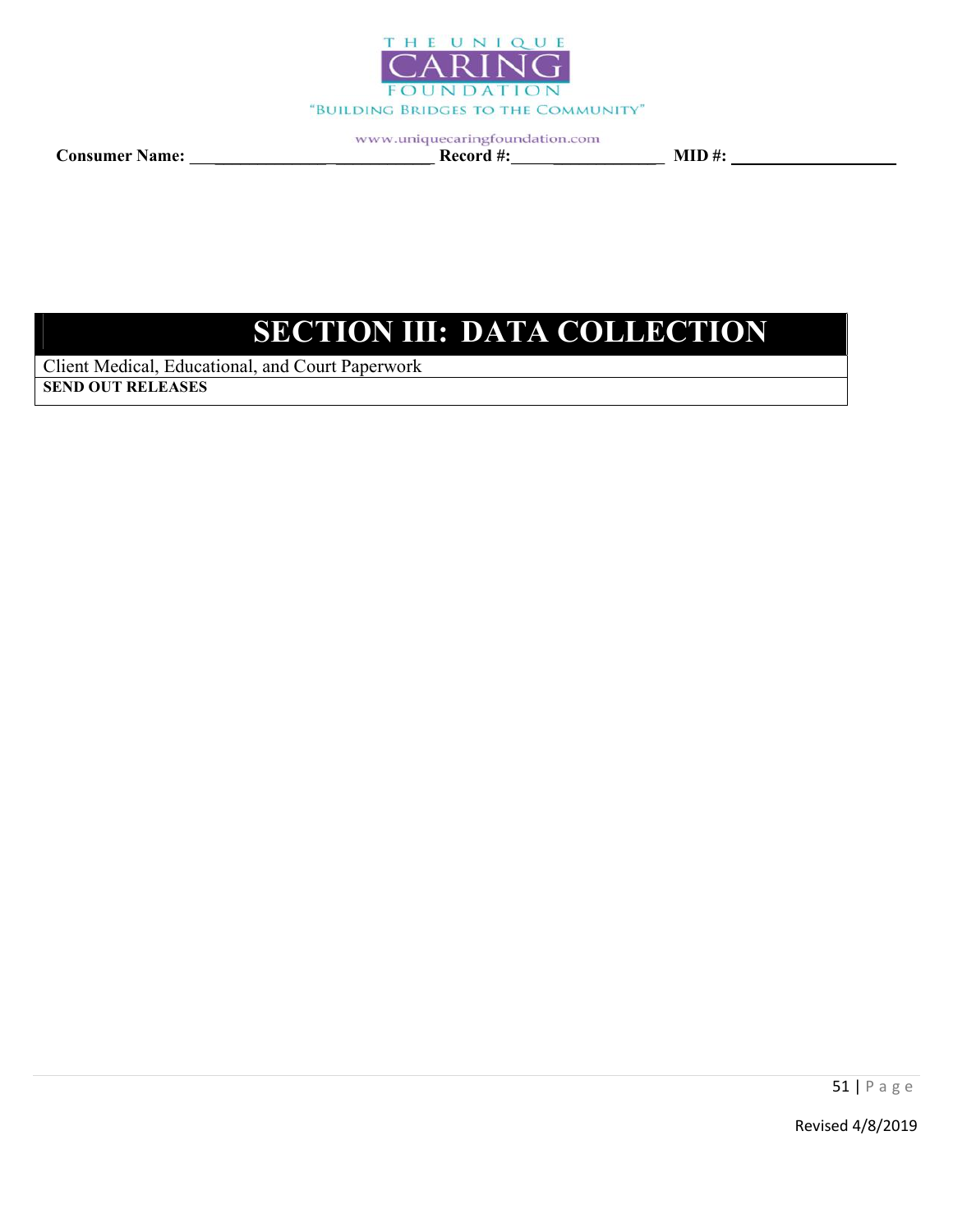THE UNIQUE CARING FOUNDATION

"BUILDING BRIDGES TO THE COMMUNITY"

www.uniquecaringfoundation.com

**Consumer Name:** ___________________________ **Record #:**_________________ **MID #:** ___________________

# SECTION III: DATA COLLECTION

Client Medical, Educational, and Court Paperwork

**SEND OUT RELEASES**

Revised 4/8/2019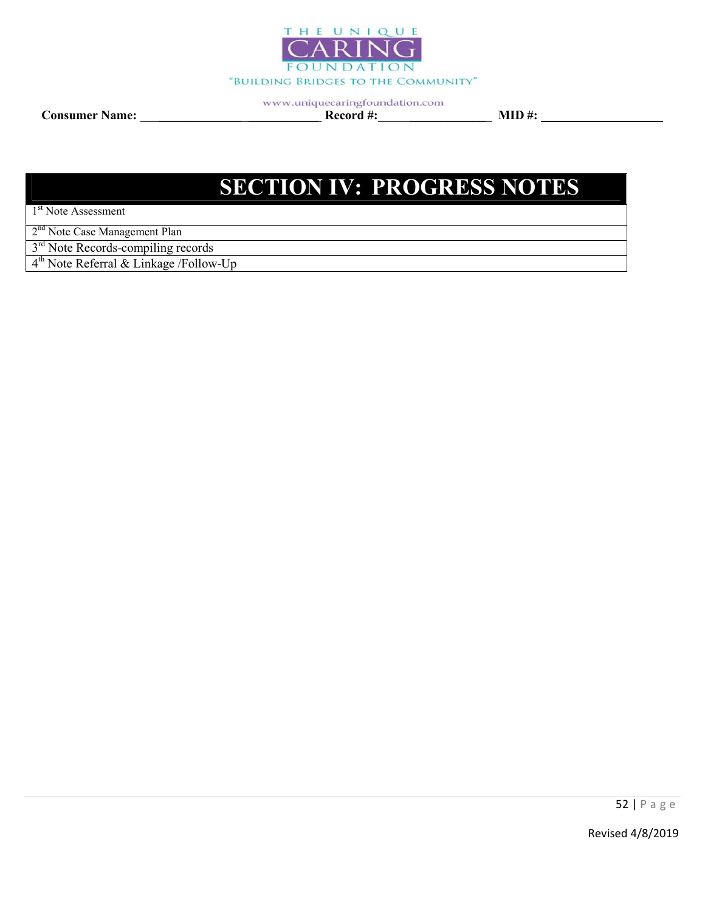Consumer Name: ______________ ___________ Record #:_____________ MID #: ___________________

| SECTION IV: PROGRESS NOTES |
|---|
| 1st Note Assessment |
| 2nd Note Case Management Plan |
| 3rd Note Records-compiling records |
| 4th Note Referral & Linkage /Follow-Up |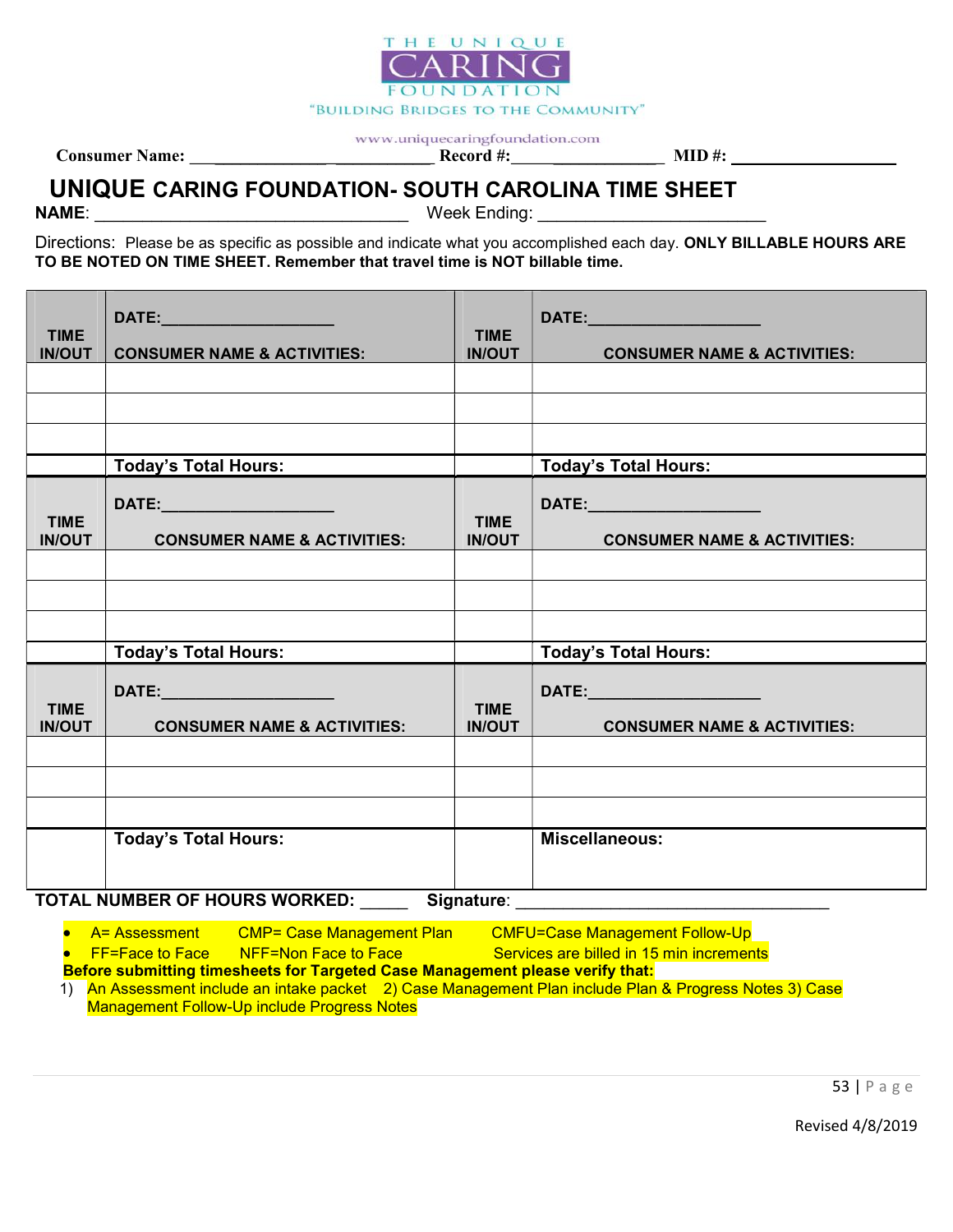THE UNIQUE CARING FOUNDATION

"BUILDING BRIDGES TO THE COMMUNITY"

www.uniquecaringfoundation.com

**Consumer Name:** ___________________________ **Record #:**_____________________ **MID #:** __________________

# UNIQUE CARING FOUNDATION- SOUTH CAROLINA TIME SHEET

**NAME**: _________________________________ Week Ending: _______________________

Directions: Please be as specific as possible and indicate what you accomplished each day. **ONLY BILLABLE HOURS ARE TO BE NOTED ON TIME SHEET. Remember that travel time is NOT billable time.**

| TIME IN/OUT | DATE:___________________ CONSUMER NAME & ACTIVITIES: | TIME IN/OUT | DATE:___________________ CONSUMER NAME & ACTIVITIES: |
|---|---|---|---|
| | | | |
| | | | |
| | | | |
| | **Today's Total Hours:** | | **Today's Total Hours:** |
| **TIME IN/OUT** | **DATE:___________________ CONSUMER NAME & ACTIVITIES:** | **TIME IN/OUT** | **DATE:___________________ CONSUMER NAME & ACTIVITIES:** |
| | | | |
| | | | |
| | | | |
| | **Today's Total Hours:** | | **Today's Total Hours:** |
| **TIME IN/OUT** | **DATE:___________________ CONSUMER NAME & ACTIVITIES:** | **TIME IN/OUT** | **DATE:___________________ CONSUMER NAME & ACTIVITIES:** |
| | | | |
| | | | |
| | | | |
| | **Today's Total Hours:** | | **Miscellaneous:** |

**TOTAL NUMBER OF HOURS WORKED:** _____ **Signature**: _________________________________

- A= Assessment CMP= Case Management Plan CMFU=Case Management Follow-Up
- FF=Face to Face NFF=Non Face to Face Services are billed in 15 min increments

**Before submitting timesheets for Targeted Case Management please verify that:**

1) An Assessment include an intake packet 2) Case Management Plan include Plan & Progress Notes 3) Case Management Follow-Up include Progress Notes

Revised 4/8/2019